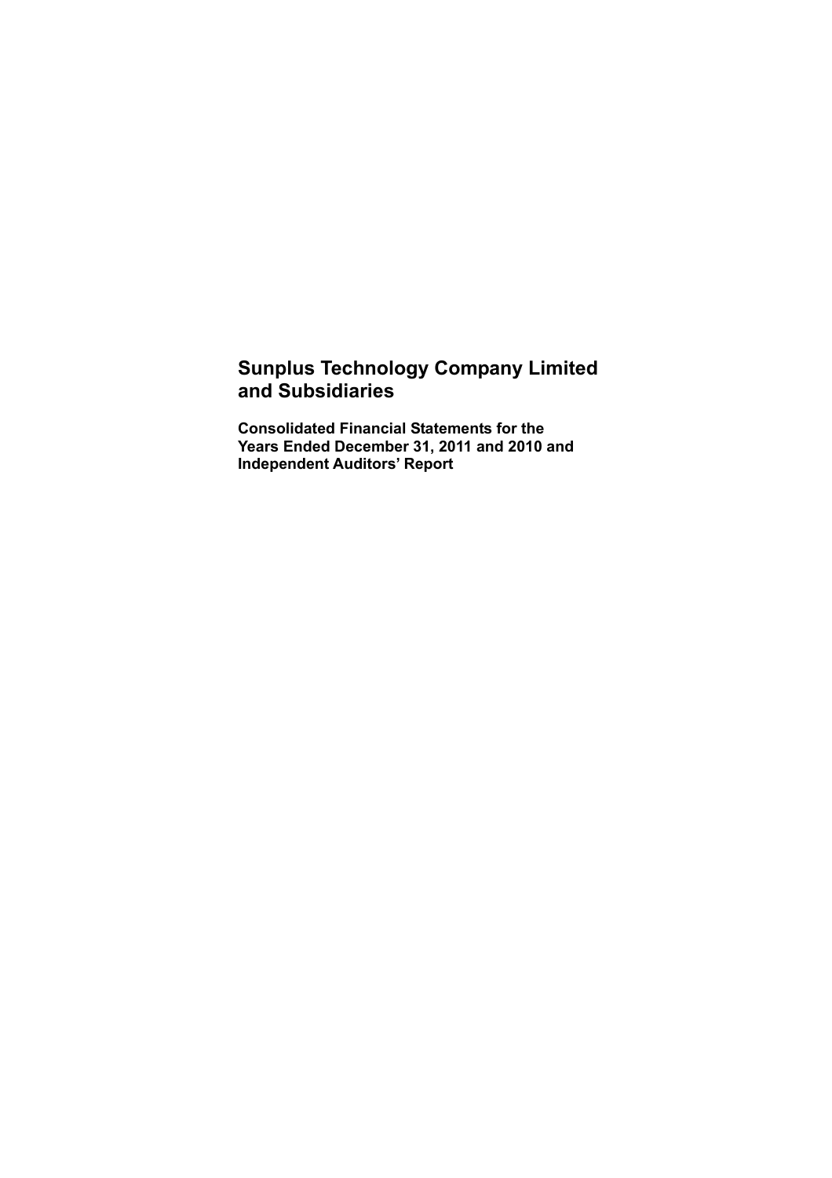# Sunplus Technology Company Limited and Subsidiaries

**Consolidated Financial Statements for the Years Ended December 31, 2011 and 2010 and Independent Auditors' Report**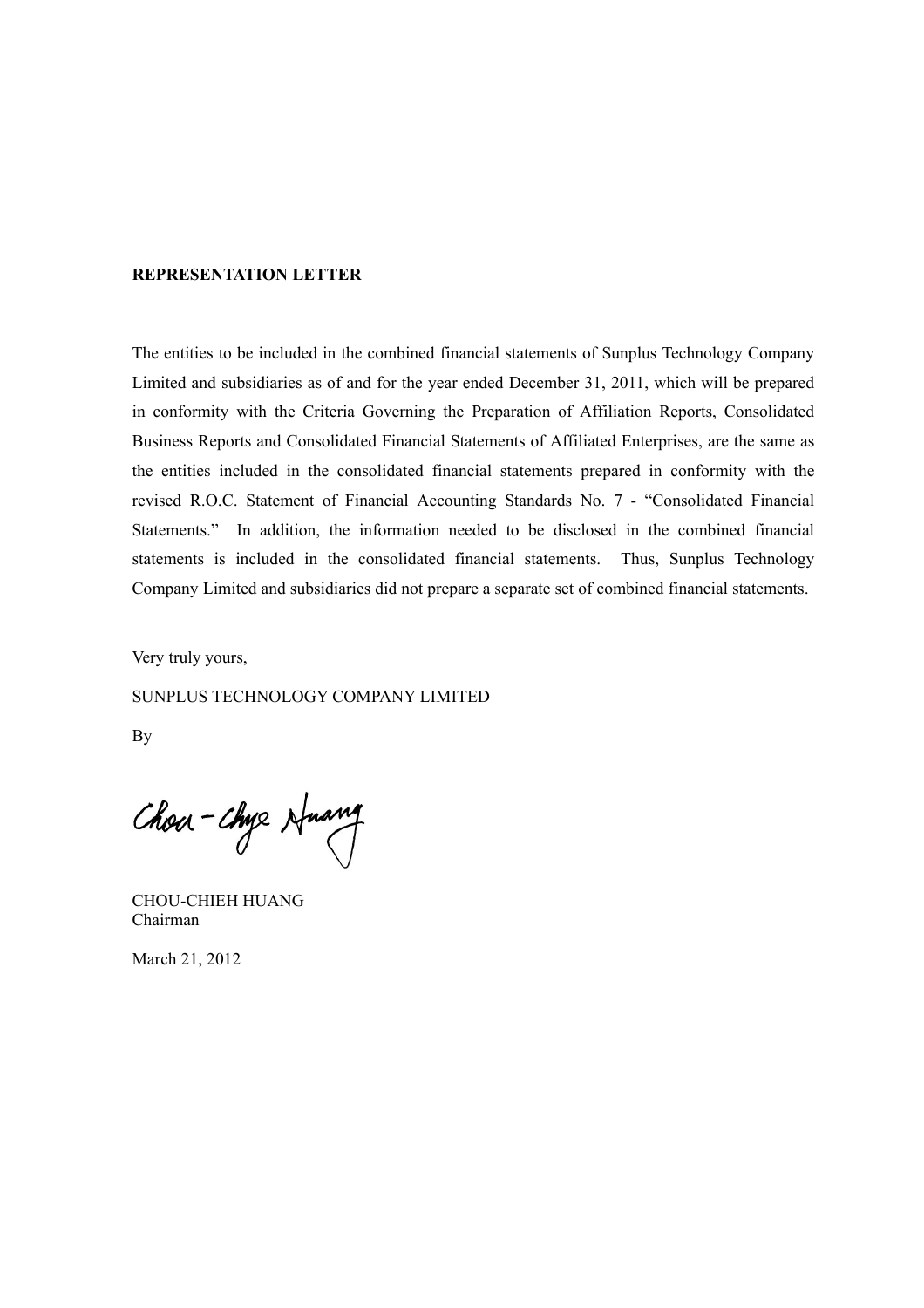**REPRESENTATION LETTER**

The entities to be included in the combined financial statements of Sunplus Technology Company Limited and subsidiaries as of and for the year ended December 31, 2011, which will be prepared in conformity with the Criteria Governing the Preparation of Affiliation Reports, Consolidated Business Reports and Consolidated Financial Statements of Affiliated Enterprises, are the same as the entities included in the consolidated financial statements prepared in conformity with the revised R.O.C. Statement of Financial Accounting Standards No. 7 - "Consolidated Financial Statements." In addition, the information needed to be disclosed in the combined financial statements is included in the consolidated financial statements. Thus, Sunplus Technology Company Limited and subsidiaries did not prepare a separate set of combined financial statements.

Very truly yours,

SUNPLUS TECHNOLOGY COMPANY LIMITED

By

CHOU-CHIEH HUANG
Chairman

March 21, 2012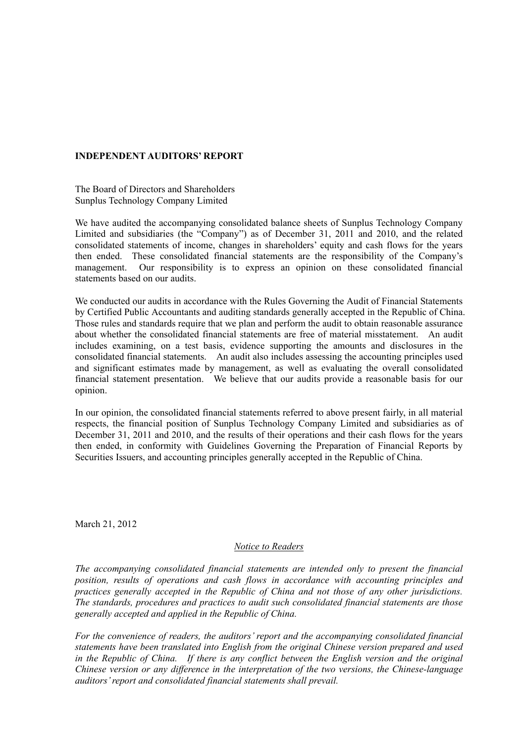## INDEPENDENT AUDITORS' REPORT

The Board of Directors and Shareholders
Sunplus Technology Company Limited

We have audited the accompanying consolidated balance sheets of Sunplus Technology Company Limited and subsidiaries (the "Company") as of December 31, 2011 and 2010, and the related consolidated statements of income, changes in shareholders' equity and cash flows for the years then ended. These consolidated financial statements are the responsibility of the Company's management. Our responsibility is to express an opinion on these consolidated financial statements based on our audits.

We conducted our audits in accordance with the Rules Governing the Audit of Financial Statements by Certified Public Accountants and auditing standards generally accepted in the Republic of China. Those rules and standards require that we plan and perform the audit to obtain reasonable assurance about whether the consolidated financial statements are free of material misstatement. An audit includes examining, on a test basis, evidence supporting the amounts and disclosures in the consolidated financial statements. An audit also includes assessing the accounting principles used and significant estimates made by management, as well as evaluating the overall consolidated financial statement presentation. We believe that our audits provide a reasonable basis for our opinion.

In our opinion, the consolidated financial statements referred to above present fairly, in all material respects, the financial position of Sunplus Technology Company Limited and subsidiaries as of December 31, 2011 and 2010, and the results of their operations and their cash flows for the years then ended, in conformity with Guidelines Governing the Preparation of Financial Reports by Securities Issuers, and accounting principles generally accepted in the Republic of China.

March 21, 2012

<u>*Notice to Readers*</u>

*The accompanying consolidated financial statements are intended only to present the financial position, results of operations and cash flows in accordance with accounting principles and practices generally accepted in the Republic of China and not those of any other jurisdictions. The standards, procedures and practices to audit such consolidated financial statements are those generally accepted and applied in the Republic of China.*

*For the convenience of readers, the auditors' report and the accompanying consolidated financial statements have been translated into English from the original Chinese version prepared and used in the Republic of China. If there is any conflict between the English version and the original Chinese version or any difference in the interpretation of the two versions, the Chinese-language auditors' report and consolidated financial statements shall prevail.*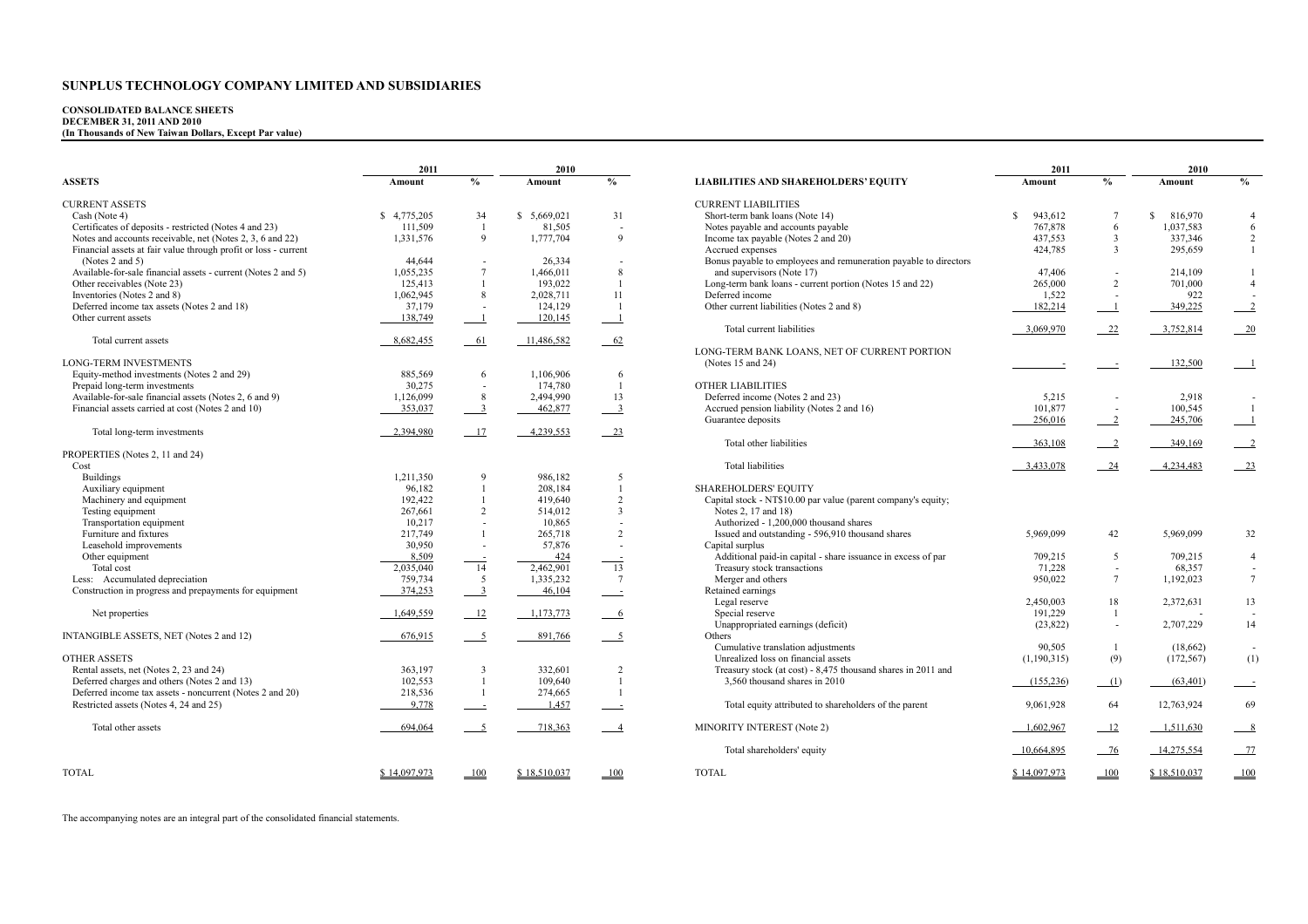# SUNPLUS TECHNOLOGY COMPANY LIMITED AND SUBSIDIARIES

**CONSOLIDATED BALANCE SHEETS**
**DECEMBER 31, 2011 AND 2010**
**(In Thousands of New Taiwan Dollars, Except Par value)**

| ASSETS | 2011 Amount | % | 2010 Amount | % |
|---|---|---|---|---|
| CURRENT ASSETS | | | | |
| Cash (Note 4) | $ 4,775,205 | 34 | $ 5,669,021 | 31 |
| Certificates of deposits - restricted (Notes 4 and 23) | 111,509 | 1 | 81,505 | - |
| Notes and accounts receivable, net (Notes 2, 3, 6 and 22) | 1,331,576 | 9 | 1,777,704 | 9 |
| Financial assets at fair value through profit or loss - current (Notes 2 and 5) | 44,644 | - | 26,334 | - |
| Available-for-sale financial assets - current (Notes 2 and 5) | 1,055,235 | 7 | 1,466,011 | 8 |
| Other receivables (Note 23) | 125,413 | 1 | 193,022 | 1 |
| Inventories (Notes 2 and 8) | 1,062,945 | 8 | 2,028,711 | 11 |
| Deferred income tax assets (Notes 2 and 18) | 37,179 | - | 124,129 | 1 |
| Other current assets | 138,749 | 1 | 120,145 | 1 |
| Total current assets | 8,682,455 | 61 | 11,486,582 | 62 |
| LONG-TERM INVESTMENTS | | | | |
| Equity-method investments (Notes 2 and 29) | 885,569 | 6 | 1,106,906 | 6 |
| Prepaid long-term investments | 30,275 | - | 174,780 | 1 |
| Available-for-sale financial assets (Notes 2, 6 and 9) | 1,126,099 | 8 | 2,494,990 | 13 |
| Financial assets carried at cost (Notes 2 and 10) | 353,037 | 3 | 462,877 | 3 |
| Total long-term investments | 2,394,980 | 17 | 4,239,553 | 23 |
| PROPERTIES (Notes 2, 11 and 24) | | | | |
| Cost | | | | |
| Buildings | 1,211,350 | 9 | 986,182 | 5 |
| Auxiliary equipment | 96,182 | 1 | 208,184 | 1 |
| Machinery and equipment | 192,422 | 1 | 419,640 | 2 |
| Testing equipment | 267,661 | 2 | 514,012 | 3 |
| Transportation equipment | 10,217 | - | 10,865 | - |
| Furniture and fixtures | 217,749 | 1 | 265,718 | 2 |
| Leasehold improvements | 30,950 | - | 57,876 | - |
| Other equipment | 8,509 | - | 424 | - |
| Total cost | 2,035,040 | 14 | 2,462,901 | 13 |
| Less: Accumulated depreciation | 759,734 | 5 | 1,335,232 | 7 |
| Construction in progress and prepayments for equipment | 374,253 | 3 | 46,104 | - |
| Net properties | 1,649,559 | 12 | 1,173,773 | 6 |
| INTANGIBLE ASSETS, NET (Notes 2 and 12) | 676,915 | 5 | 891,766 | 5 |
| OTHER ASSETS | | | | |
| Rental assets, net (Notes 2, 23 and 24) | 363,197 | 3 | 332,601 | 2 |
| Deferred charges and others (Notes 2 and 13) | 102,553 | 1 | 109,640 | 1 |
| Deferred income tax assets - noncurrent (Notes 2 and 20) | 218,536 | 1 | 274,665 | 1 |
| Restricted assets (Notes 4, 24 and 25) | 9,778 | - | 1,457 | - |
| Total other assets | 694,064 | 5 | 718,363 | 4 |
| TOTAL | $ 14,097,973 | 100 | $ 18,510,037 | 100 |

| LIABILITIES AND SHAREHOLDERS' EQUITY | 2011 Amount | % | 2010 Amount | % |
|---|---|---|---|---|
| CURRENT LIABILITIES | | | | |
| Short-term bank loans (Note 14) | $ 943,612 | 7 | $ 816,970 | 4 |
| Notes payable and accounts payable | 767,878 | 6 | 1,037,583 | 6 |
| Income tax payable (Notes 2 and 20) | 437,553 | 3 | 337,346 | 2 |
| Accrued expenses | 424,785 | 3 | 295,659 | 1 |
| Bonus payable to employees and remuneration payable to directors and supervisors (Note 17) | 47,406 | - | 214,109 | 1 |
| Long-term bank loans - current portion (Notes 15 and 22) | 265,000 | 2 | 701,000 | 4 |
| Deferred income | 1,522 | - | 922 | - |
| Other current liabilities (Notes 2 and 8) | 182,214 | 1 | 349,225 | 2 |
| Total current liabilities | 3,069,970 | 22 | 3,752,814 | 20 |
| LONG-TERM BANK LOANS, NET OF CURRENT PORTION (Notes 15 and 24) | - | - | 132,500 | 1 |
| OTHER LIABILITIES | | | | |
| Deferred income (Notes 2 and 23) | 5,215 | - | 2,918 | - |
| Accrued pension liability (Notes 2 and 16) | 101,877 | - | 100,545 | 1 |
| Guarantee deposits | 256,016 | 2 | 245,706 | 1 |
| Total other liabilities | 363,108 | 2 | 349,169 | 2 |
| Total liabilities | 3,433,078 | 24 | 4,234,483 | 23 |
| SHAREHOLDERS' EQUITY | | | | |
| Capital stock - NT$10.00 par value (parent company's equity; Notes 2, 17 and 18) | | | | |
| Authorized - 1,200,000 thousand shares | | | | |
| Issued and outstanding - 596,910 thousand shares | 5,969,099 | 42 | 5,969,099 | 32 |
| Capital surplus | | | | |
| Additional paid-in capital - share issuance in excess of par | 709,215 | 5 | 709,215 | 4 |
| Treasury stock transactions | 71,228 | - | 68,357 | - |
| Merger and others | 950,022 | 7 | 1,192,023 | 7 |
| Retained earnings | | | | |
| Legal reserve | 2,450,003 | 18 | 2,372,631 | 13 |
| Special reserve | 191,229 | 1 | - | - |
| Unappropriated earnings (deficit) | (23,822) | - | 2,707,229 | 14 |
| Others | | | | |
| Cumulative translation adjustments | 90,505 | 1 | (18,662) | - |
| Unrealized loss on financial assets | (1,190,315) | (9) | (172,567) | (1) |
| Treasury stock (at cost) - 8,475 thousand shares in 2011 and 3,560 thousand shares in 2010 | (155,236) | (1) | (63,401) | - |
| Total equity attributed to shareholders of the parent | 9,061,928 | 64 | 12,763,924 | 69 |
| MINORITY INTEREST (Note 2) | 1,602,967 | 12 | 1,511,630 | 8 |
| Total shareholders' equity | 10,664,895 | 76 | 14,275,554 | 77 |
| TOTAL | $ 14,097,973 | 100 | $ 18,510,037 | 100 |

The accompanying notes are an integral part of the consolidated financial statements.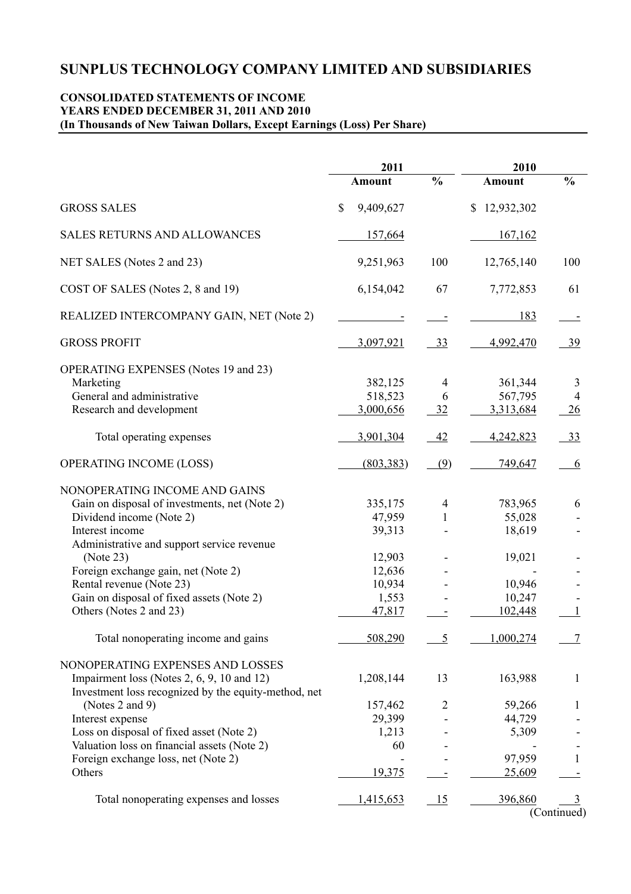# SUNPLUS TECHNOLOGY COMPANY LIMITED AND SUBSIDIARIES

**CONSOLIDATED STATEMENTS OF INCOME**
**YEARS ENDED DECEMBER 31, 2011 AND 2010**
**(In Thousands of New Taiwan Dollars, Except Earnings (Loss) Per Share)**

| | 2011 | | 2010 | |
|---|---|---|---|---|
| | **Amount** | **%** | **Amount** | **%** |
| GROSS SALES | $ 9,409,627 | | $ 12,932,302 | |
| SALES RETURNS AND ALLOWANCES | 157,664 | | 167,162 | |
| NET SALES (Notes 2 and 23) | 9,251,963 | 100 | 12,765,140 | 100 |
| COST OF SALES (Notes 2, 8 and 19) | 6,154,042 | 67 | 7,772,853 | 61 |
| REALIZED INTERCOMPANY GAIN, NET (Note 2) | - | - | 183 | - |
| GROSS PROFIT | 3,097,921 | 33 | 4,992,470 | 39 |
| OPERATING EXPENSES (Notes 19 and 23) | | | | |
| Marketing | 382,125 | 4 | 361,344 | 3 |
| General and administrative | 518,523 | 6 | 567,795 | 4 |
| Research and development | 3,000,656 | 32 | 3,313,684 | 26 |
| Total operating expenses | 3,901,304 | 42 | 4,242,823 | 33 |
| OPERATING INCOME (LOSS) | (803,383) | (9) | 749,647 | 6 |
| NONOPERATING INCOME AND GAINS | | | | |
| Gain on disposal of investments, net (Note 2) | 335,175 | 4 | 783,965 | 6 |
| Dividend income (Note 2) | 47,959 | 1 | 55,028 | - |
| Interest income | 39,313 | - | 18,619 | - |
| Administrative and support service revenue (Note 23) | 12,903 | - | 19,021 | - |
| Foreign exchange gain, net (Note 2) | 12,636 | - | - | - |
| Rental revenue (Note 23) | 10,934 | - | 10,946 | - |
| Gain on disposal of fixed assets (Note 2) | 1,553 | - | 10,247 | - |
| Others (Notes 2 and 23) | 47,817 | - | 102,448 | 1 |
| Total nonoperating income and gains | 508,290 | 5 | 1,000,274 | 7 |
| NONOPERATING EXPENSES AND LOSSES | | | | |
| Impairment loss (Notes 2, 6, 9, 10 and 12) | 1,208,144 | 13 | 163,988 | 1 |
| Investment loss recognized by the equity-method, net (Notes 2 and 9) | 157,462 | 2 | 59,266 | 1 |
| Interest expense | 29,399 | - | 44,729 | - |
| Loss on disposal of fixed asset (Note 2) | 1,213 | - | 5,309 | - |
| Valuation loss on financial assets (Note 2) | 60 | - | - | - |
| Foreign exchange loss, net (Note 2) | - | - | 97,959 | 1 |
| Others | 19,375 | - | 25,609 | - |
| Total nonoperating expenses and losses | 1,415,653 | 15 | 396,860 | 3 |

(Continued)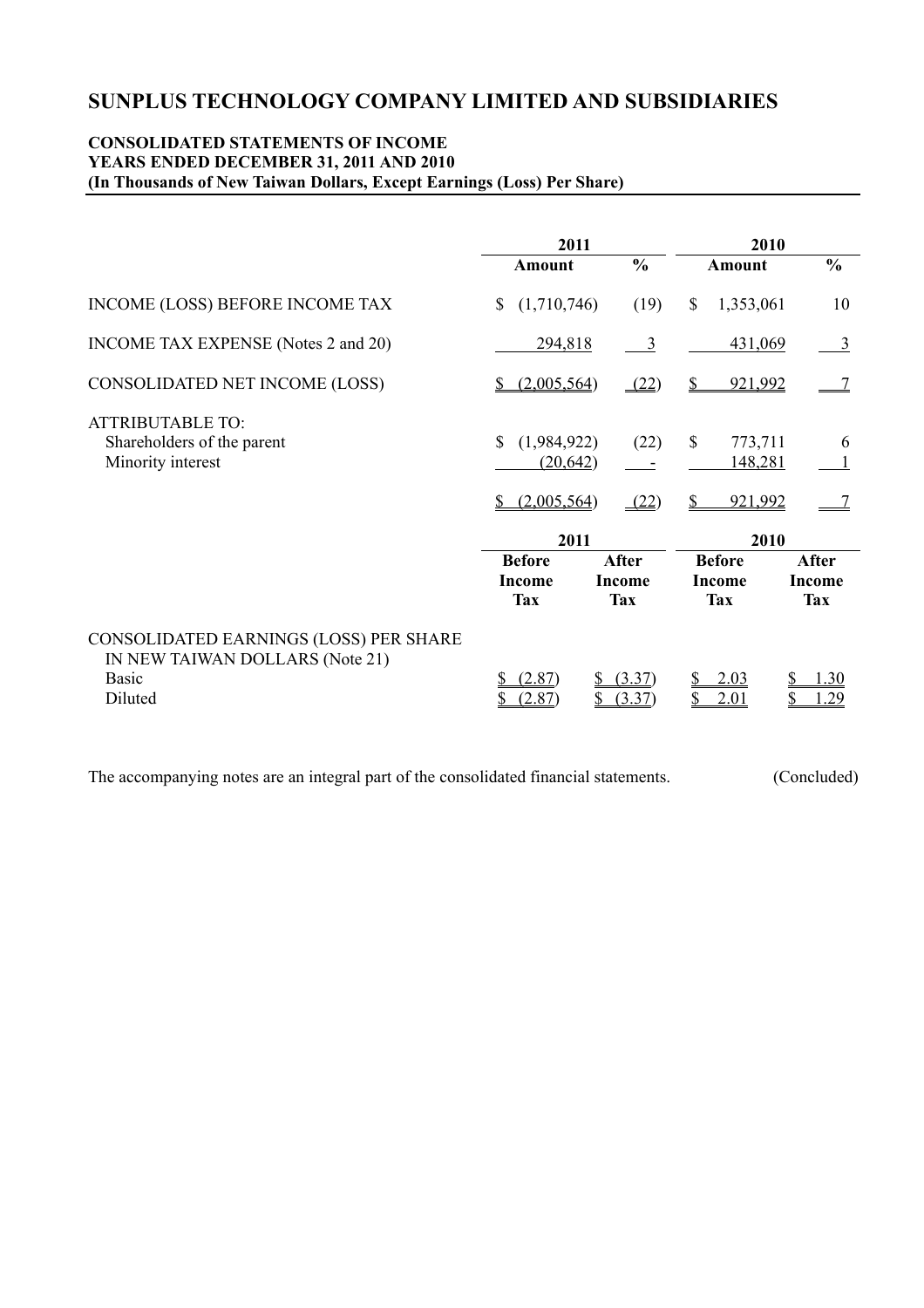# SUNPLUS TECHNOLOGY COMPANY LIMITED AND SUBSIDIARIES

**CONSOLIDATED STATEMENTS OF INCOME**
**YEARS ENDED DECEMBER 31, 2011 AND 2010**
**(In Thousands of New Taiwan Dollars, Except Earnings (Loss) Per Share)**

| | 2011 | | 2010 | |
|---|---|---|---|---|
| | **Amount** | **%** | **Amount** | **%** |
| INCOME (LOSS) BEFORE INCOME TAX | $ (1,710,746) | (19) | $ 1,353,061 | 10 |
| INCOME TAX EXPENSE (Notes 2 and 20) | 294,818 | 3 | 431,069 | 3 |
| CONSOLIDATED NET INCOME (LOSS) | $ (2,005,564) | (22) | $ 921,992 | 7 |
| ATTRIBUTABLE TO: | | | | |
| Shareholders of the parent | $ (1,984,922) | (22) | $ 773,711 | 6 |
| Minority interest | (20,642) | - | 148,281 | 1 |
| | $ (2,005,564) | (22) | $ 921,992 | 7 |

| | 2011 | | 2010 | |
|---|---|---|---|---|
| | **Before Income Tax** | **After Income Tax** | **Before Income Tax** | **After Income Tax** |
| CONSOLIDATED EARNINGS (LOSS) PER SHARE IN NEW TAIWAN DOLLARS (Note 21) | | | | |
| Basic | $ (2.87) | $ (3.37) | $ 2.03 | $ 1.30 |
| Diluted | $ (2.87) | $ (3.37) | $ 2.01 | $ 1.29 |

The accompanying notes are an integral part of the consolidated financial statements. (Concluded)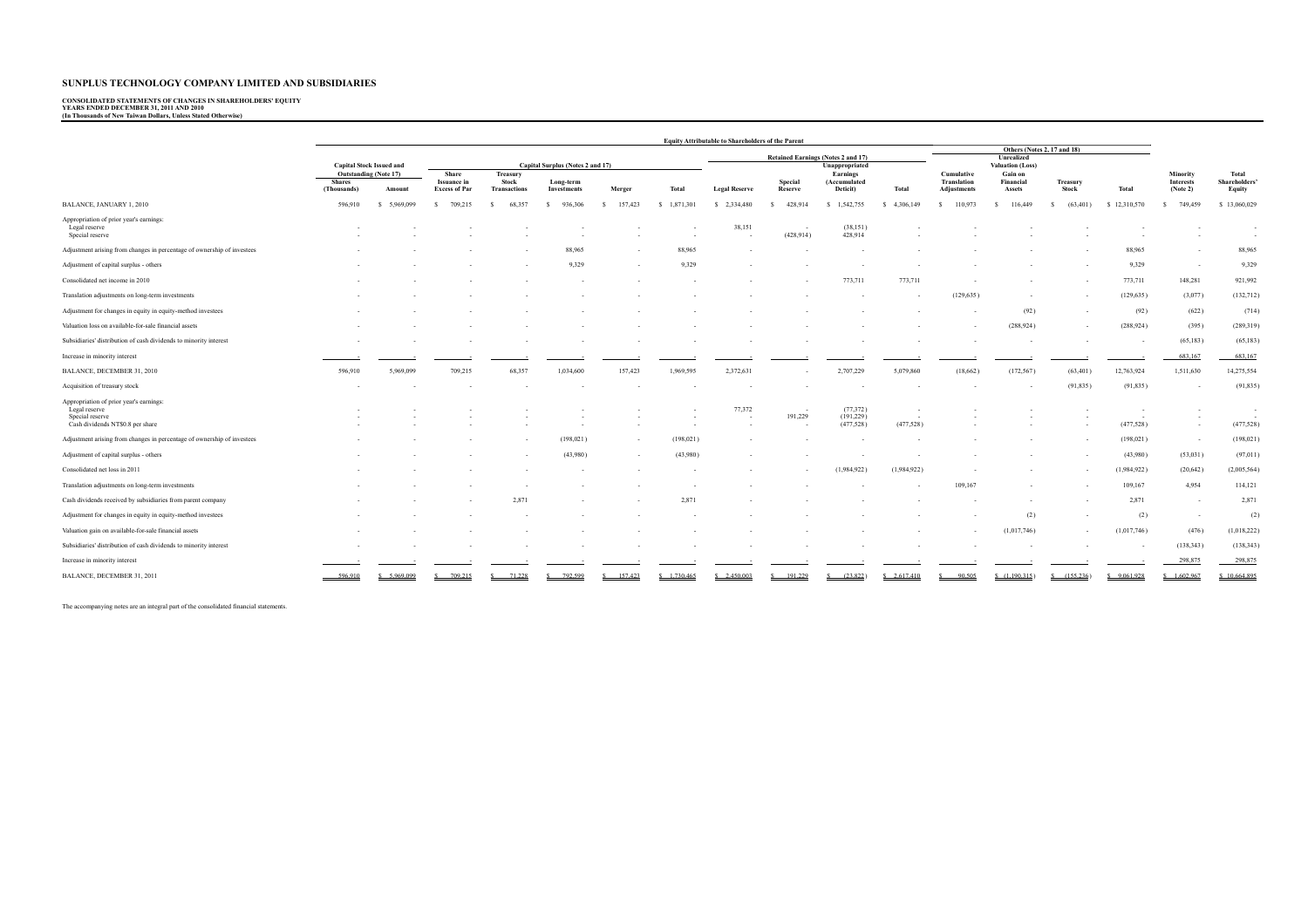# SUNPLUS TECHNOLOGY COMPANY LIMITED AND SUBSIDIARIES

**CONSOLIDATED STATEMENTS OF CHANGES IN SHAREHOLDERS' EQUITY**
**YEARS ENDED DECEMBER 31, 2011 AND 2010**
**(In Thousands of New Taiwan Dollars, Unless Stated Otherwise)**

| | Equity Attributable to Shareholders of the Parent | | | | | | | | | | | | | | | | | | |
|---|---|---|---|---|---|---|---|---|---|---|---|---|---|---|---|---|---|---|---|
| | Capital Stock Issued and Outstanding (Note 17) | | Capital Surplus (Notes 2 and 17) | | | | | Retained Earnings (Notes 2 and 17) | | | | Others (Notes 2, 17 and 18) | | | | | | |
| | Shares (Thousands) | Amount | Share Issuance in Excess of Par | Treasury Stock Transactions | Long-term Investments | Merger | Total | Legal Reserve | Special Reserve | Unappropriated Earnings (Accumulated Deficit) | Total | Cumulative Translation Adjustments | Unrealized Valuation (Loss) Gain on Financial Assets | Treasury Stock | Total | Minority Interests (Note 2) | Total Shareholders' Equity |
| BALANCE, JANUARY 1, 2010 | 596,910 | $ 5,969,099 | $ 709,215 | $ 68,357 | $ 936,306 | $ 157,423 | $ 1,871,301 | $ 2,334,480 | $ 428,914 | $ 1,542,755 | $ 4,306,149 | $ 110,973 | $ 116,449 | $ (63,401) | $ 12,310,570 | $ 749,459 | $ 13,060,029 |
| Appropriation of prior year's earnings: | | | | | | | | | | | | | | | | | |
| Legal reserve | - | - | - | - | - | - | - | 38,151 | - | (38,151) | - | - | - | - | - | - | - |
| Special reserve | - | - | - | - | - | - | - | - | (428,914) | 428,914 | - | - | - | - | - | - | - |
| Adjustment arising from changes in percentage of ownership of investees | - | - | - | - | 88,965 | - | 88,965 | - | - | - | - | - | - | - | 88,965 | - | 88,965 |
| Adjustment of capital surplus - others | - | - | - | - | 9,329 | - | 9,329 | - | - | - | - | - | - | - | 9,329 | - | 9,329 |
| Consolidated net income in 2010 | - | - | - | - | - | - | - | - | - | 773,711 | 773,711 | - | - | - | 773,711 | 148,281 | 921,992 |
| Translation adjustments on long-term investments | - | - | - | - | - | - | - | - | - | - | - | (129,635) | - | - | (129,635) | (3,077) | (132,712) |
| Adjustment for changes in equity in equity-method investees | - | - | - | - | - | - | - | - | - | - | - | - | (92) | - | (92) | (622) | (714) |
| Valuation loss on available-for-sale financial assets | - | - | - | - | - | - | - | - | - | - | - | - | (288,924) | - | (288,924) | (395) | (289,319) |
| Subsidiaries' distribution of cash dividends to minority interest | - | - | - | - | - | - | - | - | - | - | - | - | - | - | - | (65,183) | (65,183) |
| Increase in minority interest | - | - | - | - | - | - | - | - | - | - | - | - | - | - | - | 683,167 | 683,167 |
| BALANCE, DECEMBER 31, 2010 | 596,910 | 5,969,099 | 709,215 | 68,357 | 1,034,600 | 157,423 | 1,969,595 | 2,372,631 | - | 2,707,229 | 5,079,860 | (18,662) | (172,567) | (63,401) | 12,763,924 | 1,511,630 | 14,275,554 |
| Acquisition of treasury stock | - | - | - | - | - | - | - | - | - | - | - | - | - | (91,835) | (91,835) | - | (91,835) |
| Appropriation of prior year's earnings: | | | | | | | | | | | | | | | | | |
| Legal reserve | - | - | - | - | - | - | - | 77,372 | - | (77,372) | - | - | - | - | - | - | - |
| Special reserve | - | - | - | - | - | - | - | - | 191,229 | (191,229) | - | - | - | - | - | - | - |
| Cash dividends NT$0.8 per share | - | - | - | - | - | - | - | - | - | (477,528) | (477,528) | - | - | - | (477,528) | - | (477,528) |
| Adjustment arising from changes in percentage of ownership of investees | - | - | - | - | (198,021) | - | (198,021) | - | - | - | - | - | - | - | (198,021) | - | (198,021) |
| Adjustment of capital surplus - others | - | - | - | - | (43,980) | - | (43,980) | - | - | - | - | - | - | - | (43,980) | (53,031) | (97,011) |
| Consolidated net loss in 2011 | - | - | - | - | - | - | - | - | - | (1,984,922) | (1,984,922) | - | - | - | (1,984,922) | (20,642) | (2,005,564) |
| Translation adjustments on long-term investments | - | - | - | - | - | - | - | - | - | - | - | 109,167 | - | - | 109,167 | 4,954 | 114,121 |
| Cash dividends received by subsidiaries from parent company | - | - | - | 2,871 | - | - | 2,871 | - | - | - | - | - | - | - | 2,871 | - | 2,871 |
| Adjustment for changes in equity in equity-method investees | - | - | - | - | - | - | - | - | - | - | - | - | (2) | - | (2) | - | (2) |
| Valuation gain on available-for-sale financial assets | - | - | - | - | - | - | - | - | - | - | - | - | (1,017,746) | - | (1,017,746) | (476) | (1,018,222) |
| Subsidiaries' distribution of cash dividends to minority interest | - | - | - | - | - | - | - | - | - | - | - | - | - | - | - | (138,343) | (138,343) |
| Increase in minority interest | - | - | - | - | - | - | - | - | - | - | - | - | - | - | - | 298,875 | 298,875 |
| BALANCE, DECEMBER 31, 2011 | 596,910 | $ 5,969,099 | $ 709,215 | $ 71,228 | $ 792,599 | $ 157,423 | $ 1,730,465 | $ 2,450,003 | $ 191,229 | $ (23,822) | $ 2,617,410 | $ 90,505 | $ (1,190,315) | $ (155,236) | $ 9,061,928 | $ 1,602,967 | $ 10,664,895 |

The accompanying notes are an integral part of the consolidated financial statements.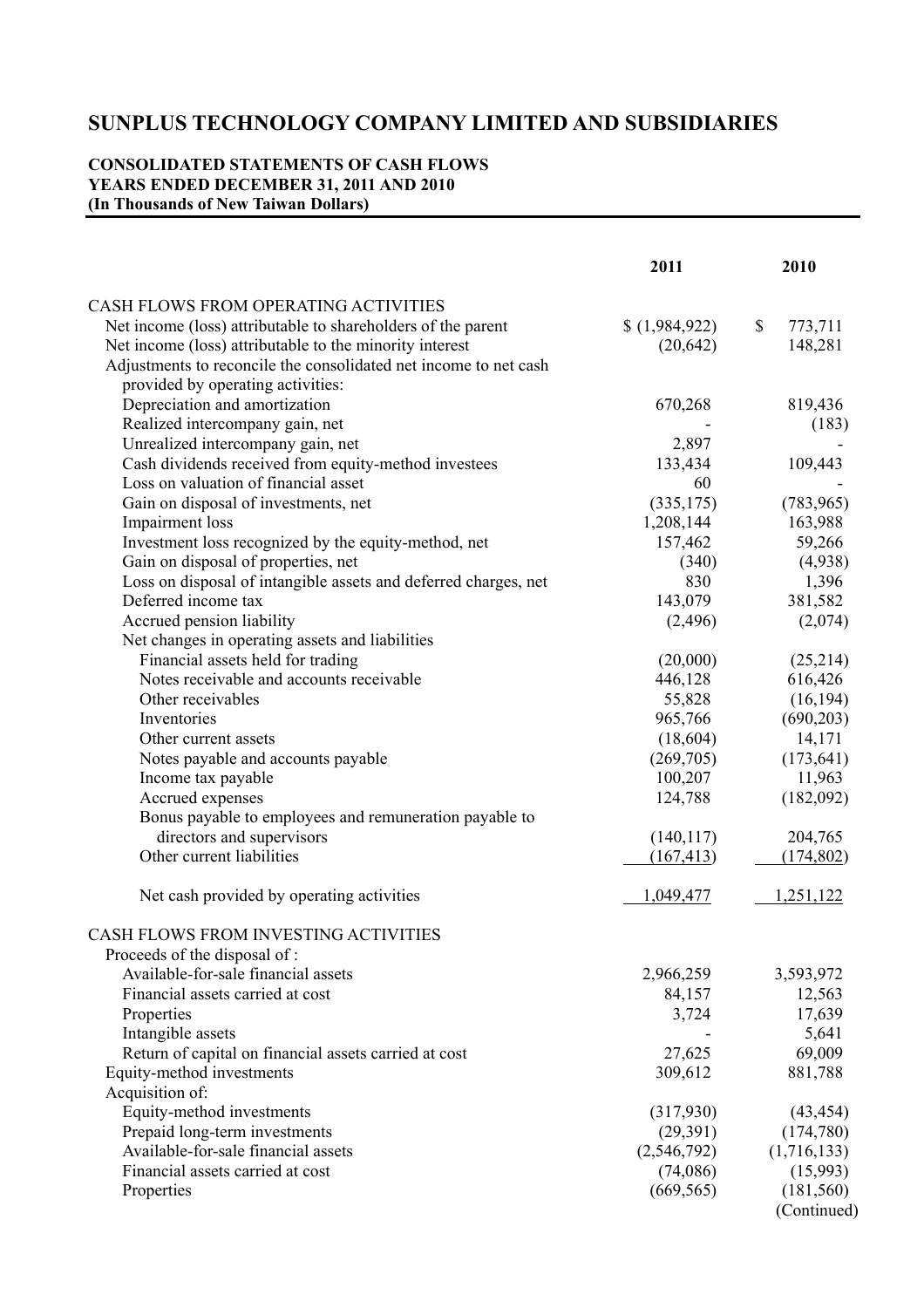# SUNPLUS TECHNOLOGY COMPANY LIMITED AND SUBSIDIARIES

**CONSOLIDATED STATEMENTS OF CASH FLOWS**
**YEARS ENDED DECEMBER 31, 2011 AND 2010**
**(In Thousands of New Taiwan Dollars)**

| | 2011 | 2010 |
|---|---|---|
| CASH FLOWS FROM OPERATING ACTIVITIES | | |
| Net income (loss) attributable to shareholders of the parent | $ (1,984,922) | $ 773,711 |
| Net income (loss) attributable to the minority interest | (20,642) | 148,281 |
| Adjustments to reconcile the consolidated net income to net cash provided by operating activities: | | |
| Depreciation and amortization | 670,268 | 819,436 |
| Realized intercompany gain, net | - | (183) |
| Unrealized intercompany gain, net | 2,897 | - |
| Cash dividends received from equity-method investees | 133,434 | 109,443 |
| Loss on valuation of financial asset | 60 | - |
| Gain on disposal of investments, net | (335,175) | (783,965) |
| Impairment loss | 1,208,144 | 163,988 |
| Investment loss recognized by the equity-method, net | 157,462 | 59,266 |
| Gain on disposal of properties, net | (340) | (4,938) |
| Loss on disposal of intangible assets and deferred charges, net | 830 | 1,396 |
| Deferred income tax | 143,079 | 381,582 |
| Accrued pension liability | (2,496) | (2,074) |
| Net changes in operating assets and liabilities | | |
| Financial assets held for trading | (20,000) | (25,214) |
| Notes receivable and accounts receivable | 446,128 | 616,426 |
| Other receivables | 55,828 | (16,194) |
| Inventories | 965,766 | (690,203) |
| Other current assets | (18,604) | 14,171 |
| Notes payable and accounts payable | (269,705) | (173,641) |
| Income tax payable | 100,207 | 11,963 |
| Accrued expenses | 124,788 | (182,092) |
| Bonus payable to employees and remuneration payable to directors and supervisors | (140,117) | 204,765 |
| Other current liabilities | (167,413) | (174,802) |
| Net cash provided by operating activities | 1,049,477 | 1,251,122 |
| CASH FLOWS FROM INVESTING ACTIVITIES | | |
| Proceeds of the disposal of : | | |
| Available-for-sale financial assets | 2,966,259 | 3,593,972 |
| Financial assets carried at cost | 84,157 | 12,563 |
| Properties | 3,724 | 17,639 |
| Intangible assets | - | 5,641 |
| Return of capital on financial assets carried at cost | 27,625 | 69,009 |
| Equity-method investments | 309,612 | 881,788 |
| Acquisition of: | | |
| Equity-method investments | (317,930) | (43,454) |
| Prepaid long-term investments | (29,391) | (174,780) |
| Available-for-sale financial assets | (2,546,792) | (1,716,133) |
| Financial assets carried at cost | (74,086) | (15,993) |
| Properties | (669,565) | (181,560) |

(Continued)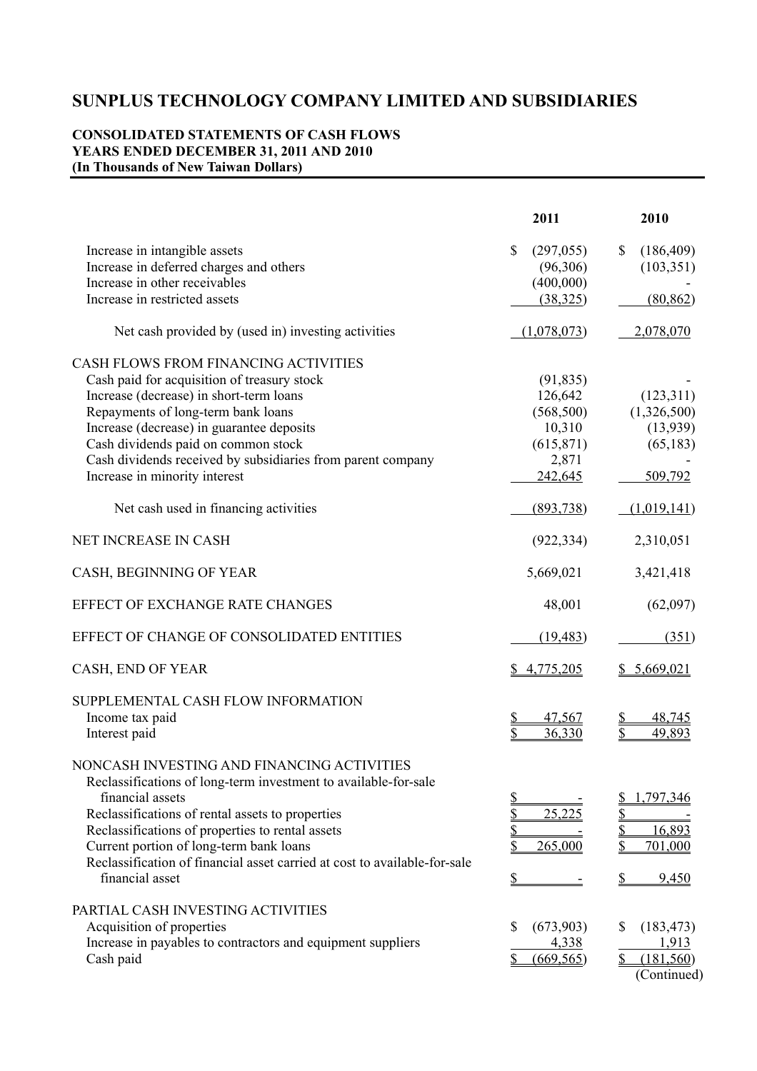# SUNPLUS TECHNOLOGY COMPANY LIMITED AND SUBSIDIARIES

**CONSOLIDATED STATEMENTS OF CASH FLOWS**
**YEARS ENDED DECEMBER 31, 2011 AND 2010**
**(In Thousands of New Taiwan Dollars)**

| | 2011 | 2010 |
|---|---|---|
| Increase in intangible assets | $ (297,055) | $ (186,409) |
| Increase in deferred charges and others | (96,306) | (103,351) |
| Increase in other receivables | (400,000) | - |
| Increase in restricted assets | (38,325) | (80,862) |
| Net cash provided by (used in) investing activities | (1,078,073) | 2,078,070 |
| CASH FLOWS FROM FINANCING ACTIVITIES | | |
| Cash paid for acquisition of treasury stock | (91,835) | - |
| Increase (decrease) in short-term loans | 126,642 | (123,311) |
| Repayments of long-term bank loans | (568,500) | (1,326,500) |
| Increase (decrease) in guarantee deposits | 10,310 | (13,939) |
| Cash dividends paid on common stock | (615,871) | (65,183) |
| Cash dividends received by subsidiaries from parent company | 2,871 | - |
| Increase in minority interest | 242,645 | 509,792 |
| Net cash used in financing activities | (893,738) | (1,019,141) |
| NET INCREASE IN CASH | (922,334) | 2,310,051 |
| CASH, BEGINNING OF YEAR | 5,669,021 | 3,421,418 |
| EFFECT OF EXCHANGE RATE CHANGES | 48,001 | (62,097) |
| EFFECT OF CHANGE OF CONSOLIDATED ENTITIES | (19,483) | (351) |
| CASH, END OF YEAR | $ 4,775,205 | $ 5,669,021 |
| SUPPLEMENTAL CASH FLOW INFORMATION | | |
| Income tax paid | $ 47,567 | $ 48,745 |
| Interest paid | $ 36,330 | $ 49,893 |
| NONCASH INVESTING AND FINANCING ACTIVITIES | | |
| Reclassifications of long-term investment to available-for-sale financial assets | $ - | $ 1,797,346 |
| Reclassifications of rental assets to properties | $ 25,225 | $ - |
| Reclassifications of properties to rental assets | $ - | $ 16,893 |
| Current portion of long-term bank loans | $ 265,000 | $ 701,000 |
| Reclassification of financial asset carried at cost to available-for-sale financial asset | $ - | $ 9,450 |
| PARTIAL CASH INVESTING ACTIVITIES | | |
| Acquisition of properties | $ (673,903) | $ (183,473) |
| Increase in payables to contractors and equipment suppliers | 4,338 | 1,913 |
| Cash paid | $ (669,565) | $ (181,560) |

(Continued)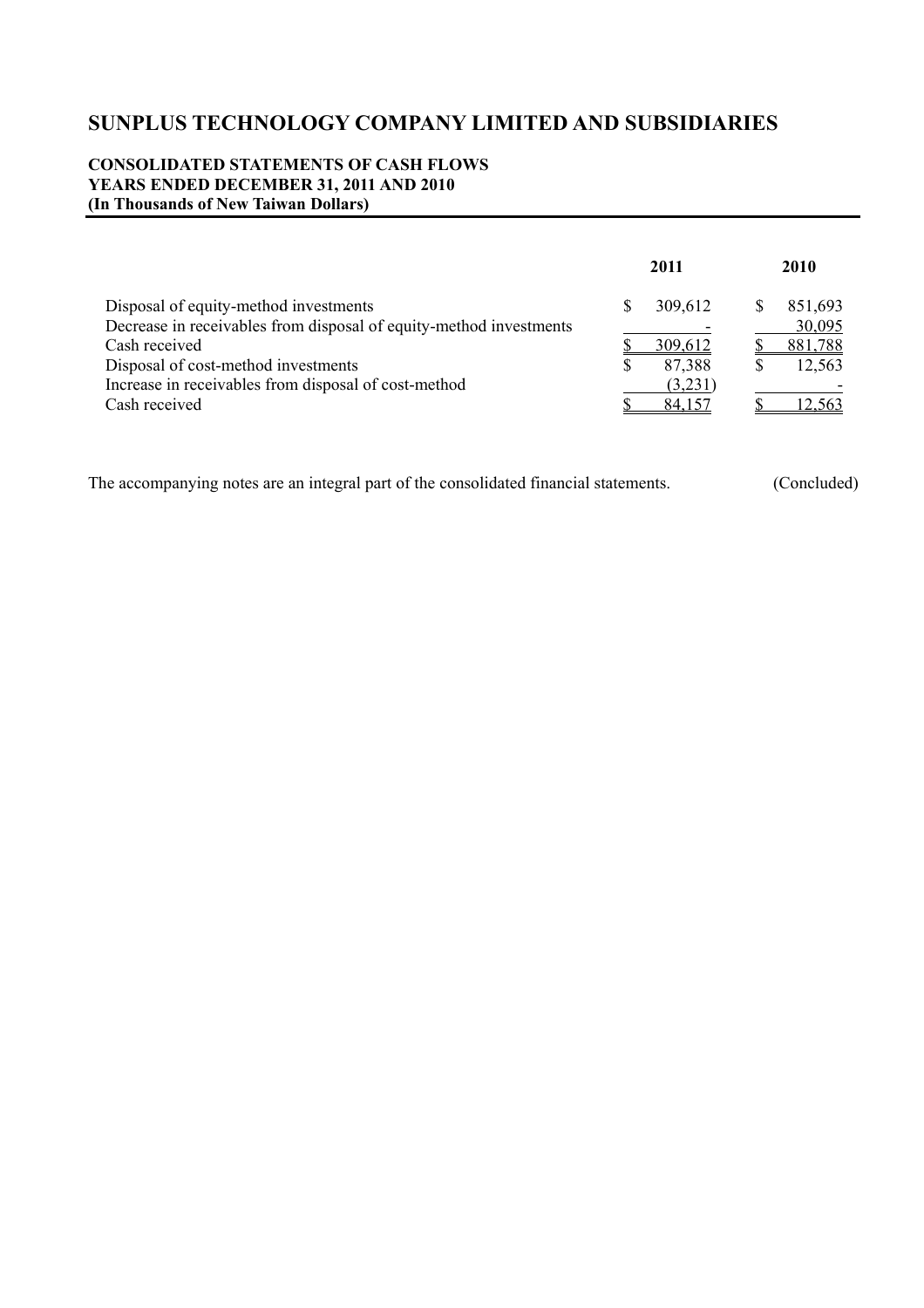# SUNPLUS TECHNOLOGY COMPANY LIMITED AND SUBSIDIARIES

**CONSOLIDATED STATEMENTS OF CASH FLOWS**
**YEARS ENDED DECEMBER 31, 2011 AND 2010**
**(In Thousands of New Taiwan Dollars)**

| | 2011 | 2010 |
|---|---|---|
| Disposal of equity-method investments | $ 309,612 | $ 851,693 |
| Decrease in receivables from disposal of equity-method investments | - | 30,095 |
| Cash received | $ 309,612 | $ 881,788 |
| Disposal of cost-method investments | $ 87,388 | $ 12,563 |
| Increase in receivables from disposal of cost-method | (3,231) | - |
| Cash received | $ 84,157 | $ 12,563 |

The accompanying notes are an integral part of the consolidated financial statements. (Concluded)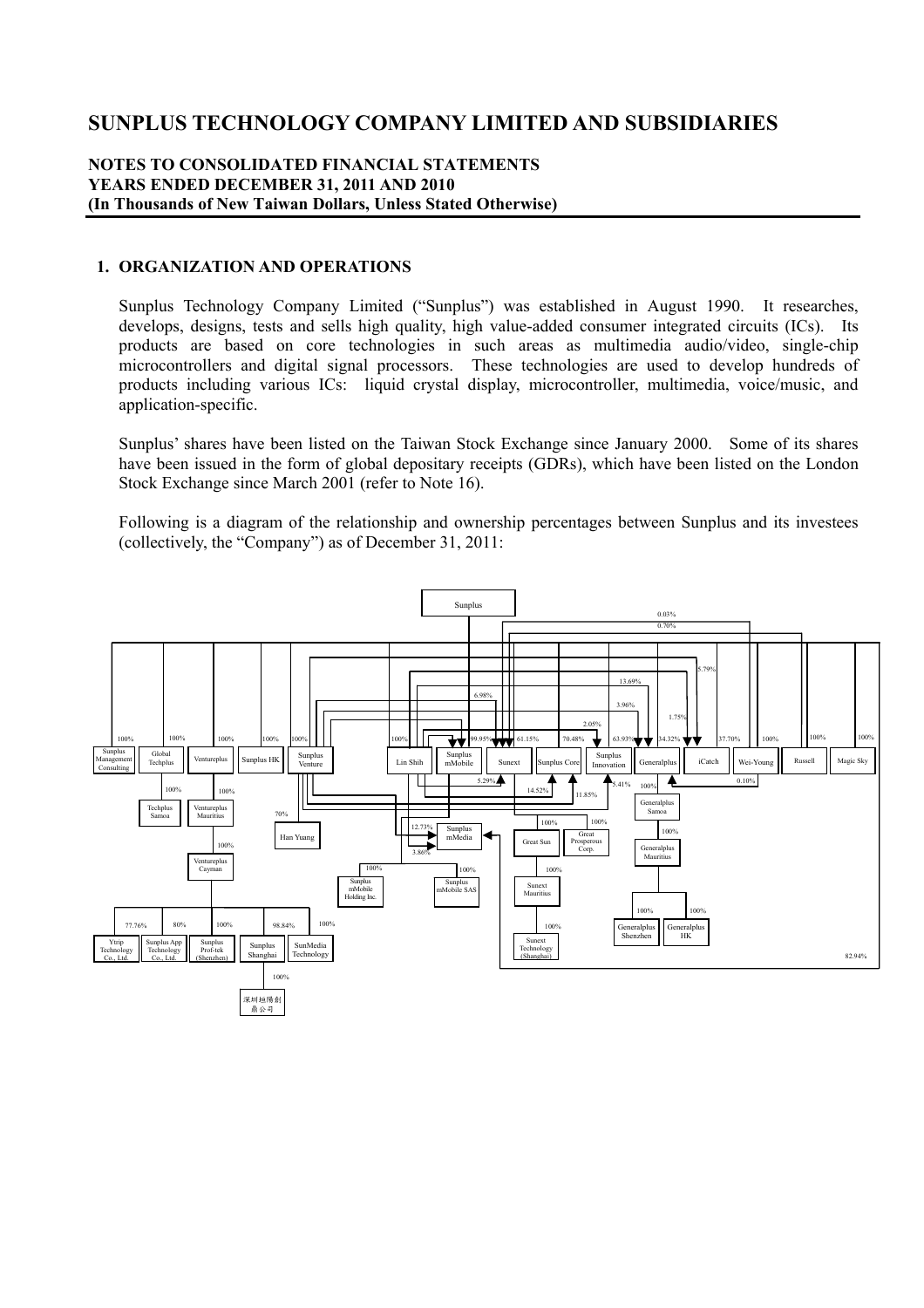# SUNPLUS TECHNOLOGY COMPANY LIMITED AND SUBSIDIARIES

**NOTES TO CONSOLIDATED FINANCIAL STATEMENTS**
**YEARS ENDED DECEMBER 31, 2011 AND 2010**
**(In Thousands of New Taiwan Dollars, Unless Stated Otherwise)**

## 1. ORGANIZATION AND OPERATIONS

Sunplus Technology Company Limited ("Sunplus") was established in August 1990. It researches, develops, designs, tests and sells high quality, high value-added consumer integrated circuits (ICs). Its products are based on core technologies in such areas as multimedia audio/video, single-chip microcontrollers and digital signal processors. These technologies are used to develop hundreds of products including various ICs: liquid crystal display, microcontroller, multimedia, voice/music, and application-specific.

Sunplus' shares have been listed on the Taiwan Stock Exchange since January 2000. Some of its shares have been issued in the form of global depositary receipts (GDRs), which have been listed on the London Stock Exchange since March 2001 (refer to Note 16).

Following is a diagram of the relationship and ownership percentages between Sunplus and its investees (collectively, the "Company") as of December 31, 2011:

Sunplus — 100% Sunplus Management Consulting; 100% Global Techplus; 100% Ventureplus; 100% Sunplus HK; 100% Sunplus Venture; 100% Lin Shih; 99.95% Sunplus mMobile; 61.15% Sunext; 70.48% Sunplus Core; 63.93% Sunplus Innovation; 34.32% Generalplus; 37.70% iCatch; 100% Wei-Young; 100% Russell; 100% Magic Sky

Global Techplus — 100% Techplus Samoa

Ventureplus — 100% Ventureplus Mauritius — 100% Ventureplus Cayman — 77.76% Ytrip Technology Co., Ltd.; 80% Sunplus App Technology Co., Ltd.; 100% Sunplus Prof-tek (Shenzhen); 98.84% Sunplus Shanghai (100% 深圳旭陽創鼎公司); 100% SunMedia Technology

Sunplus Venture — 70% Han Yuang

Other ownership percentages shown: 0.03%; 0.70%; 5.79%; 13.69%; 6.98%; 3.96%; 1.75%; 2.05%; 5.29%; 14.52%; 11.85%; 5.41%; 0.10%; 12.73% and 3.86% (Sunplus mMedia); 82.94% (Sunplus mMedia)

Sunplus mMobile — 100% Sunplus mMobile Holding Inc.; 100% Sunplus mMobile SAS

Sunext — 100% Great Sun — 100% Sunext Mauritius — 100% Sunext Technology (Shanghai); 100% Great Prosperous Corp.

Generalplus — 100% Generalplus Samoa — 100% Generalplus Mauritius — 100% Generalplus Shenzhen; 100% Generalplus HK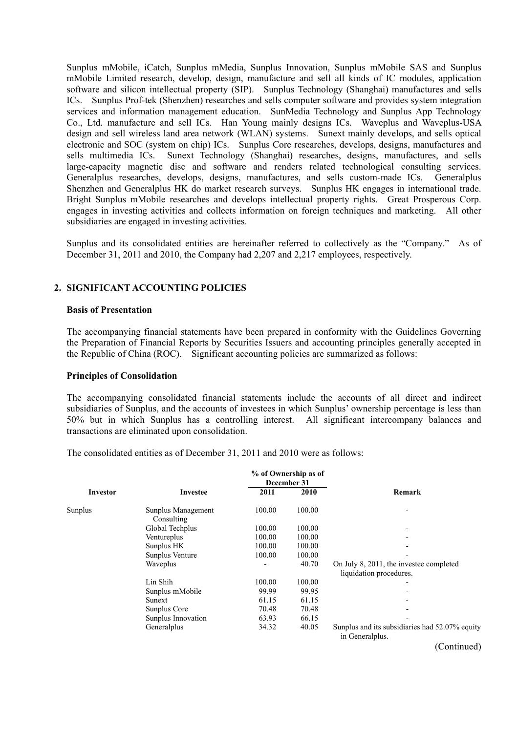Sunplus mMobile, iCatch, Sunplus mMedia, Sunplus Innovation, Sunplus mMobile SAS and Sunplus mMobile Limited research, develop, design, manufacture and sell all kinds of IC modules, application software and silicon intellectual property (SIP). Sunplus Technology (Shanghai) manufactures and sells ICs. Sunplus Prof-tek (Shenzhen) researches and sells computer software and provides system integration services and information management education. SunMedia Technology and Sunplus App Technology Co., Ltd. manufacture and sell ICs. Han Young mainly designs ICs. Waveplus and Waveplus-USA design and sell wireless land area network (WLAN) systems. Sunext mainly develops, and sells optical electronic and SOC (system on chip) ICs. Sunplus Core researches, develops, designs, manufactures and sells multimedia ICs. Sunext Technology (Shanghai) researches, designs, manufactures, and sells large-capacity magnetic disc and software and renders related technological consulting services. Generalplus researches, develops, designs, manufactures, and sells custom-made ICs. Generalplus Shenzhen and Generalplus HK do market research surveys. Sunplus HK engages in international trade. Bright Sunplus mMobile researches and develops intellectual property rights. Great Prosperous Corp. engages in investing activities and collects information on foreign techniques and marketing. All other subsidiaries are engaged in investing activities.

Sunplus and its consolidated entities are hereinafter referred to collectively as the "Company." As of December 31, 2011 and 2010, the Company had 2,207 and 2,217 employees, respectively.

## 2. SIGNIFICANT ACCOUNTING POLICIES

**Basis of Presentation**

The accompanying financial statements have been prepared in conformity with the Guidelines Governing the Preparation of Financial Reports by Securities Issuers and accounting principles generally accepted in the Republic of China (ROC). Significant accounting policies are summarized as follows:

**Principles of Consolidation**

The accompanying consolidated financial statements include the accounts of all direct and indirect subsidiaries of Sunplus, and the accounts of investees in which Sunplus' ownership percentage is less than 50% but in which Sunplus has a controlling interest. All significant intercompany balances and transactions are eliminated upon consolidation.

The consolidated entities as of December 31, 2011 and 2010 were as follows:

| Investor | Investee | % of Ownership as of December 31 | | Remark |
|---|---|---|---|---|
| | | 2011 | 2010 | |
| Sunplus | Sunplus Management Consulting | 100.00 | 100.00 | - |
| | Global Techplus | 100.00 | 100.00 | - |
| | Ventureplus | 100.00 | 100.00 | - |
| | Sunplus HK | 100.00 | 100.00 | - |
| | Sunplus Venture | 100.00 | 100.00 | - |
| | Waveplus | - | 40.70 | On July 8, 2011, the investee completed liquidation procedures. |
| | Lin Shih | 100.00 | 100.00 | - |
| | Sunplus mMobile | 99.99 | 99.95 | - |
| | Sunext | 61.15 | 61.15 | - |
| | Sunplus Core | 70.48 | 70.48 | - |
| | Sunplus Innovation | 63.93 | 66.15 | - |
| | Generalplus | 34.32 | 40.05 | Sunplus and its subsidiaries had 52.07% equity in Generalplus. |

(Continued)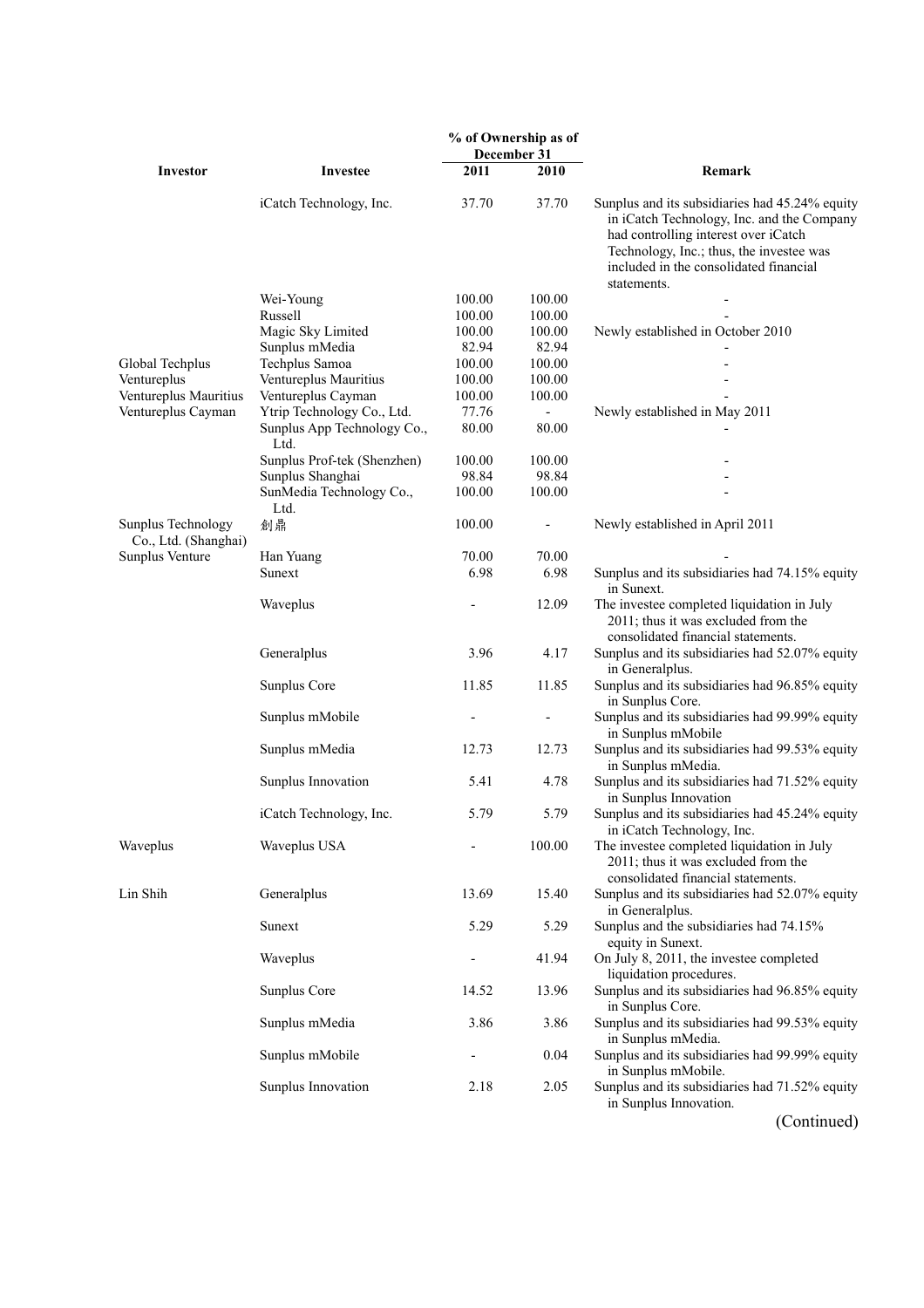| Investor | Investee | % of Ownership as of December 31 | | Remark |
|---|---|---|---|---|
| | | 2011 | 2010 | |
| | iCatch Technology, Inc. | 37.70 | 37.70 | Sunplus and its subsidiaries had 45.24% equity in iCatch Technology, Inc. and the Company had controlling interest over iCatch Technology, Inc.; thus, the investee was included in the consolidated financial statements. |
| | Wei-Young | 100.00 | 100.00 | - |
| | Russell | 100.00 | 100.00 | - |
| | Magic Sky Limited | 100.00 | 100.00 | Newly established in October 2010 |
| | Sunplus mMedia | 82.94 | 82.94 | - |
| Global Techplus | Techplus Samoa | 100.00 | 100.00 | - |
| Ventureplus | Ventureplus Mauritius | 100.00 | 100.00 | - |
| Ventureplus Mauritius | Ventureplus Cayman | 100.00 | 100.00 | - |
| Ventureplus Cayman | Ytrip Technology Co., Ltd. | 77.76 | - | Newly established in May 2011 |
| | Sunplus App Technology Co., Ltd. | 80.00 | 80.00 | - |
| | Sunplus Prof-tek (Shenzhen) | 100.00 | 100.00 | - |
| | Sunplus Shanghai | 98.84 | 98.84 | - |
| | SunMedia Technology Co., Ltd. | 100.00 | 100.00 | - |
| Sunplus Technology Co., Ltd. (Shanghai) | 創鼎 | 100.00 | - | Newly established in April 2011 |
| Sunplus Venture | Han Yuang | 70.00 | 70.00 | - |
| | Sunext | 6.98 | 6.98 | Sunplus and its subsidiaries had 74.15% equity in Sunext. |
| | Waveplus | - | 12.09 | The investee completed liquidation in July 2011; thus it was excluded from the consolidated financial statements. |
| | Generalplus | 3.96 | 4.17 | Sunplus and its subsidiaries had 52.07% equity in Generalplus. |
| | Sunplus Core | 11.85 | 11.85 | Sunplus and its subsidiaries had 96.85% equity in Sunplus Core. |
| | Sunplus mMobile | - | - | Sunplus and its subsidiaries had 99.99% equity in Sunplus mMobile |
| | Sunplus mMedia | 12.73 | 12.73 | Sunplus and its subsidiaries had 99.53% equity in Sunplus mMedia. |
| | Sunplus Innovation | 5.41 | 4.78 | Sunplus and its subsidiaries had 71.52% equity in Sunplus Innovation |
| | iCatch Technology, Inc. | 5.79 | 5.79 | Sunplus and its subsidiaries had 45.24% equity in iCatch Technology, Inc. |
| Waveplus | Waveplus USA | - | 100.00 | The investee completed liquidation in July 2011; thus it was excluded from the consolidated financial statements. |
| Lin Shih | Generalplus | 13.69 | 15.40 | Sunplus and its subsidiaries had 52.07% equity in Generalplus. |
| | Sunext | 5.29 | 5.29 | Sunplus and the subsidiaries had 74.15% equity in Sunext. |
| | Waveplus | - | 41.94 | On July 8, 2011, the investee completed liquidation procedures. |
| | Sunplus Core | 14.52 | 13.96 | Sunplus and its subsidiaries had 96.85% equity in Sunplus Core. |
| | Sunplus mMedia | 3.86 | 3.86 | Sunplus and its subsidiaries had 99.53% equity in Sunplus mMedia. |
| | Sunplus mMobile | - | 0.04 | Sunplus and its subsidiaries had 99.99% equity in Sunplus mMobile. |
| | Sunplus Innovation | 2.18 | 2.05 | Sunplus and its subsidiaries had 71.52% equity in Sunplus Innovation. |

(Continued)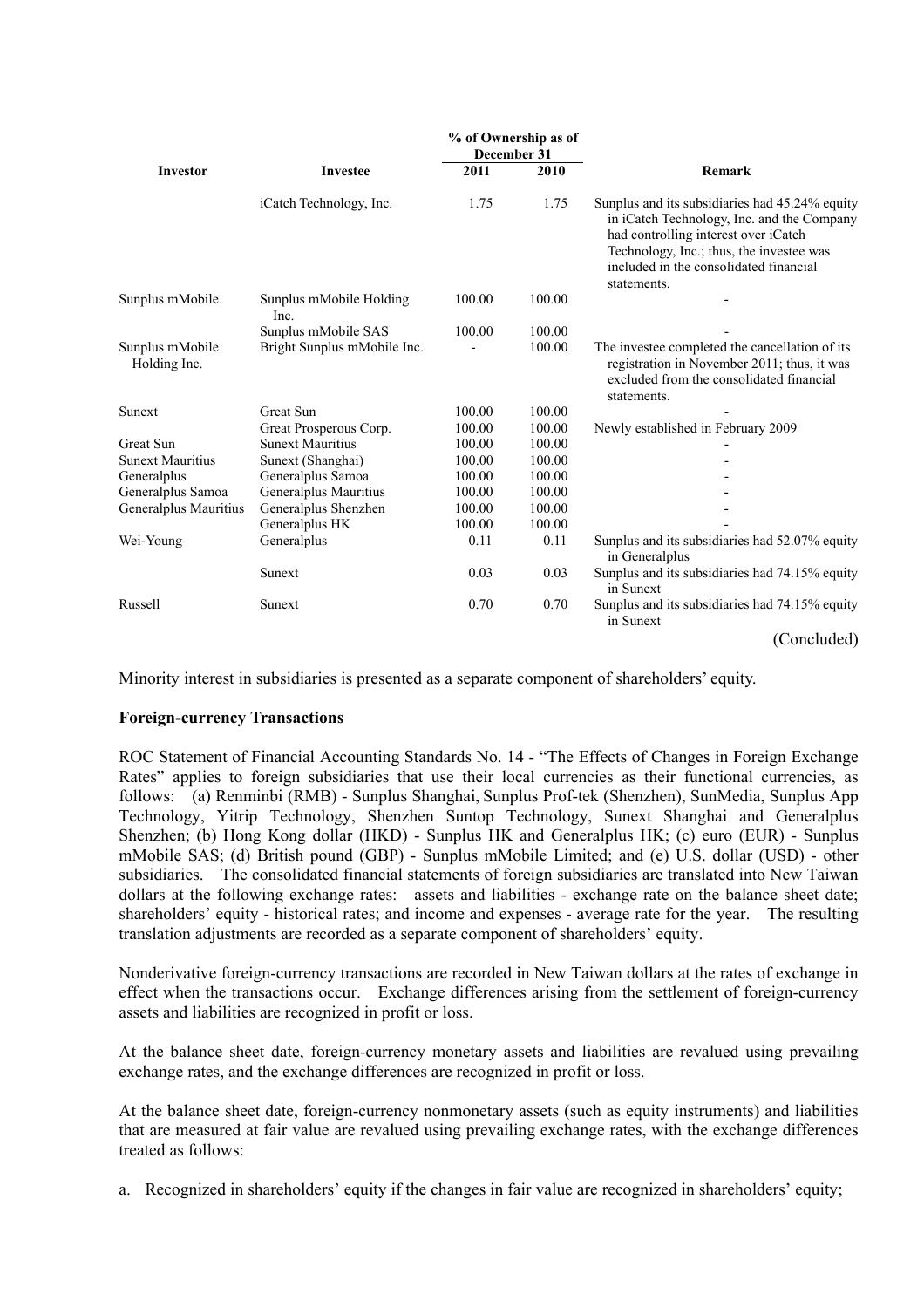| Investor | Investee | % of Ownership as of December 31 | | Remark |
|---|---|---|---|---|
| | | 2011 | 2010 | |
| | iCatch Technology, Inc. | 1.75 | 1.75 | Sunplus and its subsidiaries had 45.24% equity in iCatch Technology, Inc. and the Company had controlling interest over iCatch Technology, Inc.; thus, the investee was included in the consolidated financial statements. |
| Sunplus mMobile | Sunplus mMobile Holding Inc. | 100.00 | 100.00 | - |
| | Sunplus mMobile SAS | 100.00 | 100.00 | - |
| Sunplus mMobile Holding Inc. | Bright Sunplus mMobile Inc. | - | 100.00 | The investee completed the cancellation of its registration in November 2011; thus, it was excluded from the consolidated financial statements. |
| Sunext | Great Sun | 100.00 | 100.00 | - |
| | Great Prosperous Corp. | 100.00 | 100.00 | Newly established in February 2009 |
| Great Sun | Sunext Mauritius | 100.00 | 100.00 | - |
| Sunext Mauritius | Sunext (Shanghai) | 100.00 | 100.00 | - |
| Generalplus | Generalplus Samoa | 100.00 | 100.00 | - |
| Generalplus Samoa | Generalplus Mauritius | 100.00 | 100.00 | - |
| Generalplus Mauritius | Generalplus Shenzhen | 100.00 | 100.00 | - |
| | Generalplus HK | 100.00 | 100.00 | - |
| Wei-Young | Generalplus | 0.11 | 0.11 | Sunplus and its subsidiaries had 52.07% equity in Generalplus |
| | Sunext | 0.03 | 0.03 | Sunplus and its subsidiaries had 74.15% equity in Sunext |
| Russell | Sunext | 0.70 | 0.70 | Sunplus and its subsidiaries had 74.15% equity in Sunext |

(Concluded)

Minority interest in subsidiaries is presented as a separate component of shareholders' equity.

**Foreign-currency Transactions**

ROC Statement of Financial Accounting Standards No. 14 - "The Effects of Changes in Foreign Exchange Rates" applies to foreign subsidiaries that use their local currencies as their functional currencies, as follows: (a) Renminbi (RMB) - Sunplus Shanghai, Sunplus Prof-tek (Shenzhen), SunMedia, Sunplus App Technology, Yitrip Technology, Shenzhen Suntop Technology, Sunext Shanghai and Generalplus Shenzhen; (b) Hong Kong dollar (HKD) - Sunplus HK and Generalplus HK; (c) euro (EUR) - Sunplus mMobile SAS; (d) British pound (GBP) - Sunplus mMobile Limited; and (e) U.S. dollar (USD) - other subsidiaries. The consolidated financial statements of foreign subsidiaries are translated into New Taiwan dollars at the following exchange rates: assets and liabilities - exchange rate on the balance sheet date; shareholders' equity - historical rates; and income and expenses - average rate for the year. The resulting translation adjustments are recorded as a separate component of shareholders' equity.

Nonderivative foreign-currency transactions are recorded in New Taiwan dollars at the rates of exchange in effect when the transactions occur. Exchange differences arising from the settlement of foreign-currency assets and liabilities are recognized in profit or loss.

At the balance sheet date, foreign-currency monetary assets and liabilities are revalued using prevailing exchange rates, and the exchange differences are recognized in profit or loss.

At the balance sheet date, foreign-currency nonmonetary assets (such as equity instruments) and liabilities that are measured at fair value are revalued using prevailing exchange rates, with the exchange differences treated as follows:

a. Recognized in shareholders' equity if the changes in fair value are recognized in shareholders' equity;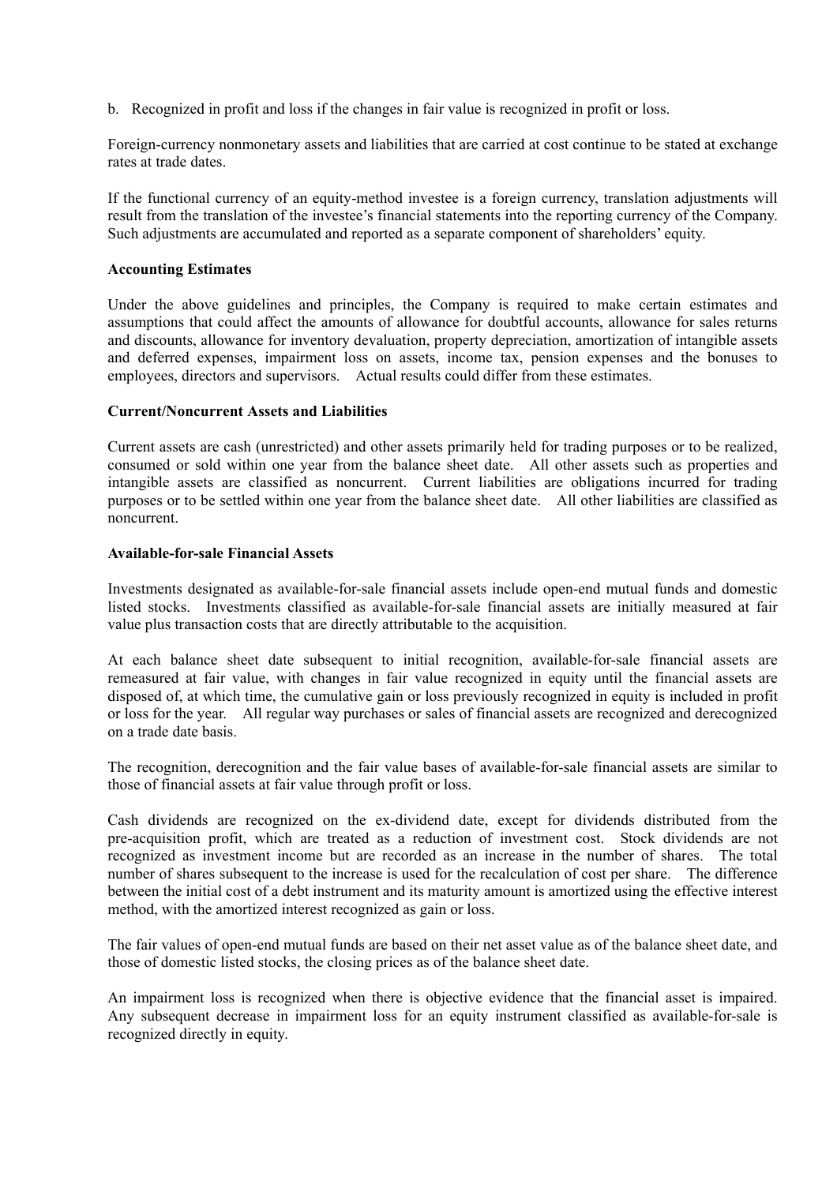b. Recognized in profit and loss if the changes in fair value is recognized in profit or loss.

Foreign-currency nonmonetary assets and liabilities that are carried at cost continue to be stated at exchange rates at trade dates.

If the functional currency of an equity-method investee is a foreign currency, translation adjustments will result from the translation of the investee's financial statements into the reporting currency of the Company. Such adjustments are accumulated and reported as a separate component of shareholders' equity.

**Accounting Estimates**

Under the above guidelines and principles, the Company is required to make certain estimates and assumptions that could affect the amounts of allowance for doubtful accounts, allowance for sales returns and discounts, allowance for inventory devaluation, property depreciation, amortization of intangible assets and deferred expenses, impairment loss on assets, income tax, pension expenses and the bonuses to employees, directors and supervisors. Actual results could differ from these estimates.

**Current/Noncurrent Assets and Liabilities**

Current assets are cash (unrestricted) and other assets primarily held for trading purposes or to be realized, consumed or sold within one year from the balance sheet date. All other assets such as properties and intangible assets are classified as noncurrent. Current liabilities are obligations incurred for trading purposes or to be settled within one year from the balance sheet date. All other liabilities are classified as noncurrent.

**Available-for-sale Financial Assets**

Investments designated as available-for-sale financial assets include open-end mutual funds and domestic listed stocks. Investments classified as available-for-sale financial assets are initially measured at fair value plus transaction costs that are directly attributable to the acquisition.

At each balance sheet date subsequent to initial recognition, available-for-sale financial assets are remeasured at fair value, with changes in fair value recognized in equity until the financial assets are disposed of, at which time, the cumulative gain or loss previously recognized in equity is included in profit or loss for the year. All regular way purchases or sales of financial assets are recognized and derecognized on a trade date basis.

The recognition, derecognition and the fair value bases of available-for-sale financial assets are similar to those of financial assets at fair value through profit or loss.

Cash dividends are recognized on the ex-dividend date, except for dividends distributed from the pre-acquisition profit, which are treated as a reduction of investment cost. Stock dividends are not recognized as investment income but are recorded as an increase in the number of shares. The total number of shares subsequent to the increase is used for the recalculation of cost per share. The difference between the initial cost of a debt instrument and its maturity amount is amortized using the effective interest method, with the amortized interest recognized as gain or loss.

The fair values of open-end mutual funds are based on their net asset value as of the balance sheet date, and those of domestic listed stocks, the closing prices as of the balance sheet date.

An impairment loss is recognized when there is objective evidence that the financial asset is impaired. Any subsequent decrease in impairment loss for an equity instrument classified as available-for-sale is recognized directly in equity.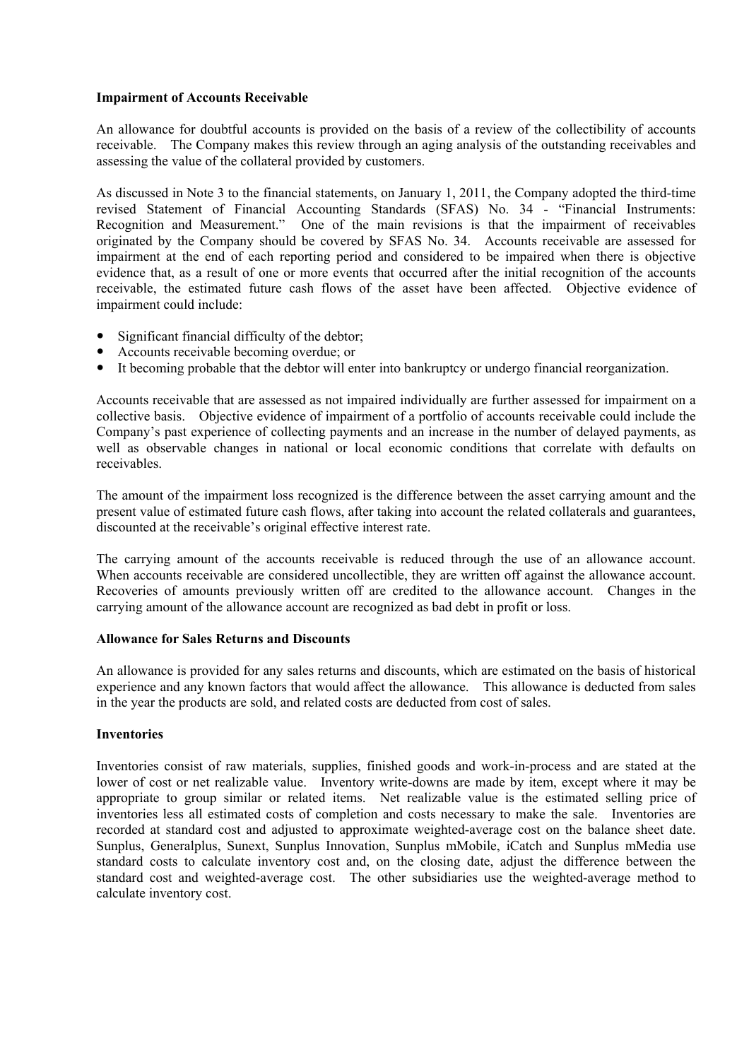**Impairment of Accounts Receivable**

An allowance for doubtful accounts is provided on the basis of a review of the collectibility of accounts receivable. The Company makes this review through an aging analysis of the outstanding receivables and assessing the value of the collateral provided by customers.

As discussed in Note 3 to the financial statements, on January 1, 2011, the Company adopted the third-time revised Statement of Financial Accounting Standards (SFAS) No. 34 - "Financial Instruments: Recognition and Measurement." One of the main revisions is that the impairment of receivables originated by the Company should be covered by SFAS No. 34. Accounts receivable are assessed for impairment at the end of each reporting period and considered to be impaired when there is objective evidence that, as a result of one or more events that occurred after the initial recognition of the accounts receivable, the estimated future cash flows of the asset have been affected. Objective evidence of impairment could include:

- Significant financial difficulty of the debtor;
- Accounts receivable becoming overdue; or
- It becoming probable that the debtor will enter into bankruptcy or undergo financial reorganization.

Accounts receivable that are assessed as not impaired individually are further assessed for impairment on a collective basis. Objective evidence of impairment of a portfolio of accounts receivable could include the Company's past experience of collecting payments and an increase in the number of delayed payments, as well as observable changes in national or local economic conditions that correlate with defaults on receivables.

The amount of the impairment loss recognized is the difference between the asset carrying amount and the present value of estimated future cash flows, after taking into account the related collaterals and guarantees, discounted at the receivable's original effective interest rate.

The carrying amount of the accounts receivable is reduced through the use of an allowance account. When accounts receivable are considered uncollectible, they are written off against the allowance account. Recoveries of amounts previously written off are credited to the allowance account. Changes in the carrying amount of the allowance account are recognized as bad debt in profit or loss.

**Allowance for Sales Returns and Discounts**

An allowance is provided for any sales returns and discounts, which are estimated on the basis of historical experience and any known factors that would affect the allowance. This allowance is deducted from sales in the year the products are sold, and related costs are deducted from cost of sales.

**Inventories**

Inventories consist of raw materials, supplies, finished goods and work-in-process and are stated at the lower of cost or net realizable value. Inventory write-downs are made by item, except where it may be appropriate to group similar or related items. Net realizable value is the estimated selling price of inventories less all estimated costs of completion and costs necessary to make the sale. Inventories are recorded at standard cost and adjusted to approximate weighted-average cost on the balance sheet date. Sunplus, Generalplus, Sunext, Sunplus Innovation, Sunplus mMobile, iCatch and Sunplus mMedia use standard costs to calculate inventory cost and, on the closing date, adjust the difference between the standard cost and weighted-average cost. The other subsidiaries use the weighted-average method to calculate inventory cost.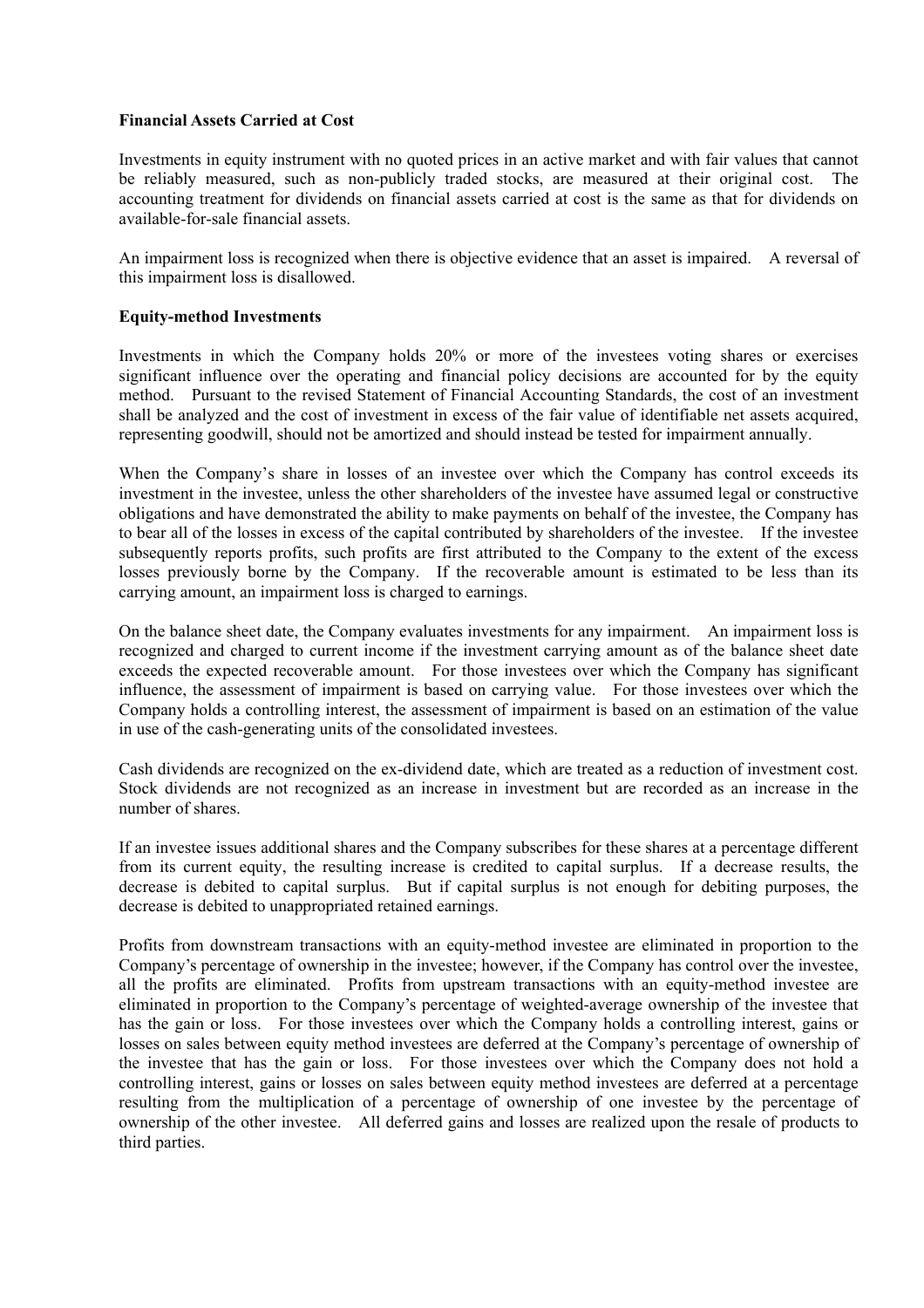**Financial Assets Carried at Cost**

Investments in equity instrument with no quoted prices in an active market and with fair values that cannot be reliably measured, such as non-publicly traded stocks, are measured at their original cost. The accounting treatment for dividends on financial assets carried at cost is the same as that for dividends on available-for-sale financial assets.

An impairment loss is recognized when there is objective evidence that an asset is impaired. A reversal of this impairment loss is disallowed.

**Equity-method Investments**

Investments in which the Company holds 20% or more of the investees voting shares or exercises significant influence over the operating and financial policy decisions are accounted for by the equity method. Pursuant to the revised Statement of Financial Accounting Standards, the cost of an investment shall be analyzed and the cost of investment in excess of the fair value of identifiable net assets acquired, representing goodwill, should not be amortized and should instead be tested for impairment annually.

When the Company's share in losses of an investee over which the Company has control exceeds its investment in the investee, unless the other shareholders of the investee have assumed legal or constructive obligations and have demonstrated the ability to make payments on behalf of the investee, the Company has to bear all of the losses in excess of the capital contributed by shareholders of the investee. If the investee subsequently reports profits, such profits are first attributed to the Company to the extent of the excess losses previously borne by the Company. If the recoverable amount is estimated to be less than its carrying amount, an impairment loss is charged to earnings.

On the balance sheet date, the Company evaluates investments for any impairment. An impairment loss is recognized and charged to current income if the investment carrying amount as of the balance sheet date exceeds the expected recoverable amount. For those investees over which the Company has significant influence, the assessment of impairment is based on carrying value. For those investees over which the Company holds a controlling interest, the assessment of impairment is based on an estimation of the value in use of the cash-generating units of the consolidated investees.

Cash dividends are recognized on the ex-dividend date, which are treated as a reduction of investment cost. Stock dividends are not recognized as an increase in investment but are recorded as an increase in the number of shares.

If an investee issues additional shares and the Company subscribes for these shares at a percentage different from its current equity, the resulting increase is credited to capital surplus. If a decrease results, the decrease is debited to capital surplus. But if capital surplus is not enough for debiting purposes, the decrease is debited to unappropriated retained earnings.

Profits from downstream transactions with an equity-method investee are eliminated in proportion to the Company's percentage of ownership in the investee; however, if the Company has control over the investee, all the profits are eliminated. Profits from upstream transactions with an equity-method investee are eliminated in proportion to the Company's percentage of weighted-average ownership of the investee that has the gain or loss. For those investees over which the Company holds a controlling interest, gains or losses on sales between equity method investees are deferred at the Company's percentage of ownership of the investee that has the gain or loss. For those investees over which the Company does not hold a controlling interest, gains or losses on sales between equity method investees are deferred at a percentage resulting from the multiplication of a percentage of ownership of one investee by the percentage of ownership of the other investee. All deferred gains and losses are realized upon the resale of products to third parties.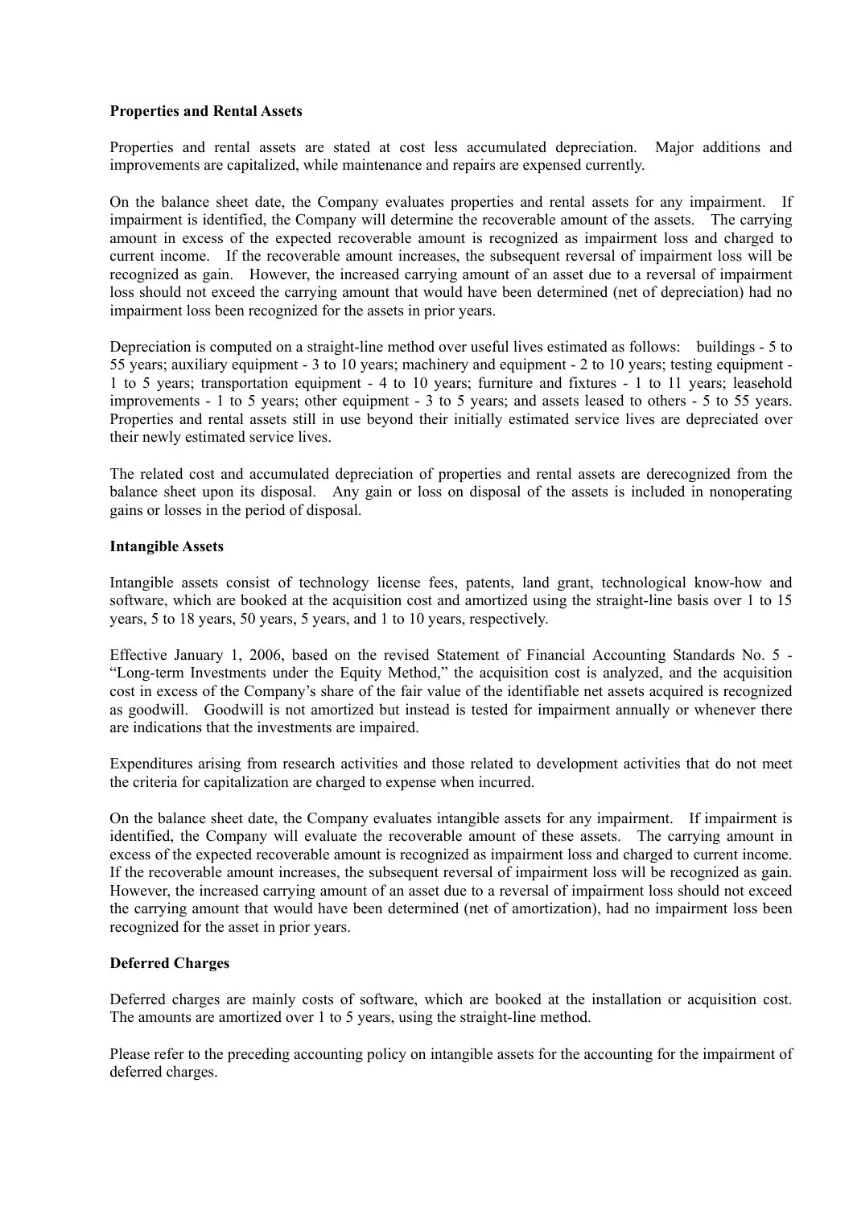**Properties and Rental Assets**

Properties and rental assets are stated at cost less accumulated depreciation. Major additions and improvements are capitalized, while maintenance and repairs are expensed currently.

On the balance sheet date, the Company evaluates properties and rental assets for any impairment. If impairment is identified, the Company will determine the recoverable amount of the assets. The carrying amount in excess of the expected recoverable amount is recognized as impairment loss and charged to current income. If the recoverable amount increases, the subsequent reversal of impairment loss will be recognized as gain. However, the increased carrying amount of an asset due to a reversal of impairment loss should not exceed the carrying amount that would have been determined (net of depreciation) had no impairment loss been recognized for the assets in prior years.

Depreciation is computed on a straight-line method over useful lives estimated as follows: buildings - 5 to 55 years; auxiliary equipment - 3 to 10 years; machinery and equipment - 2 to 10 years; testing equipment - 1 to 5 years; transportation equipment - 4 to 10 years; furniture and fixtures - 1 to 11 years; leasehold improvements - 1 to 5 years; other equipment - 3 to 5 years; and assets leased to others - 5 to 55 years. Properties and rental assets still in use beyond their initially estimated service lives are depreciated over their newly estimated service lives.

The related cost and accumulated depreciation of properties and rental assets are derecognized from the balance sheet upon its disposal. Any gain or loss on disposal of the assets is included in nonoperating gains or losses in the period of disposal.

**Intangible Assets**

Intangible assets consist of technology license fees, patents, land grant, technological know-how and software, which are booked at the acquisition cost and amortized using the straight-line basis over 1 to 15 years, 5 to 18 years, 50 years, 5 years, and 1 to 10 years, respectively.

Effective January 1, 2006, based on the revised Statement of Financial Accounting Standards No. 5 - "Long-term Investments under the Equity Method," the acquisition cost is analyzed, and the acquisition cost in excess of the Company's share of the fair value of the identifiable net assets acquired is recognized as goodwill. Goodwill is not amortized but instead is tested for impairment annually or whenever there are indications that the investments are impaired.

Expenditures arising from research activities and those related to development activities that do not meet the criteria for capitalization are charged to expense when incurred.

On the balance sheet date, the Company evaluates intangible assets for any impairment. If impairment is identified, the Company will evaluate the recoverable amount of these assets. The carrying amount in excess of the expected recoverable amount is recognized as impairment loss and charged to current income. If the recoverable amount increases, the subsequent reversal of impairment loss will be recognized as gain. However, the increased carrying amount of an asset due to a reversal of impairment loss should not exceed the carrying amount that would have been determined (net of amortization), had no impairment loss been recognized for the asset in prior years.

**Deferred Charges**

Deferred charges are mainly costs of software, which are booked at the installation or acquisition cost. The amounts are amortized over 1 to 5 years, using the straight-line method.

Please refer to the preceding accounting policy on intangible assets for the accounting for the impairment of deferred charges.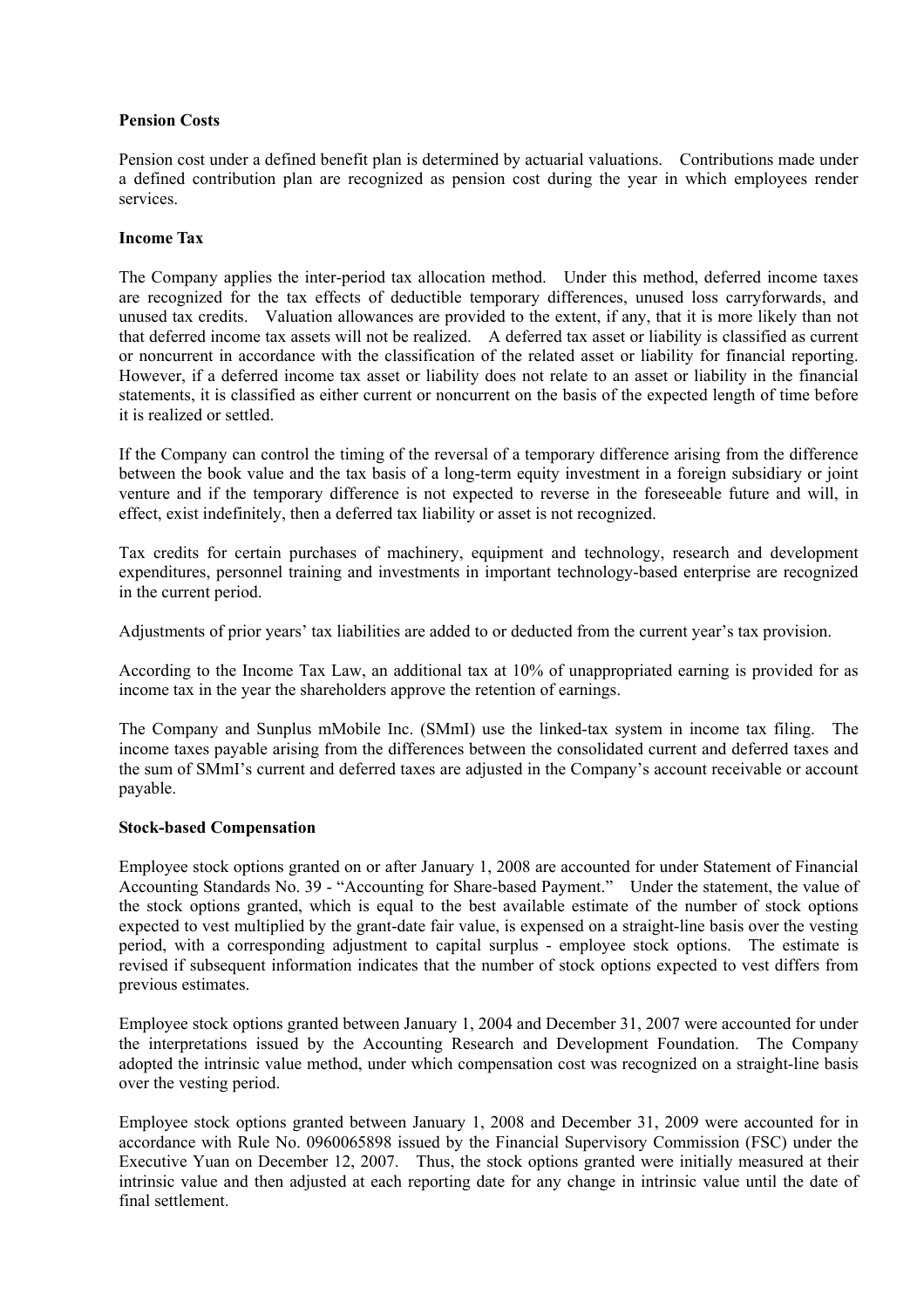**Pension Costs**

Pension cost under a defined benefit plan is determined by actuarial valuations. Contributions made under a defined contribution plan are recognized as pension cost during the year in which employees render services.

**Income Tax**

The Company applies the inter-period tax allocation method. Under this method, deferred income taxes are recognized for the tax effects of deductible temporary differences, unused loss carryforwards, and unused tax credits. Valuation allowances are provided to the extent, if any, that it is more likely than not that deferred income tax assets will not be realized. A deferred tax asset or liability is classified as current or noncurrent in accordance with the classification of the related asset or liability for financial reporting. However, if a deferred income tax asset or liability does not relate to an asset or liability in the financial statements, it is classified as either current or noncurrent on the basis of the expected length of time before it is realized or settled.

If the Company can control the timing of the reversal of a temporary difference arising from the difference between the book value and the tax basis of a long-term equity investment in a foreign subsidiary or joint venture and if the temporary difference is not expected to reverse in the foreseeable future and will, in effect, exist indefinitely, then a deferred tax liability or asset is not recognized.

Tax credits for certain purchases of machinery, equipment and technology, research and development expenditures, personnel training and investments in important technology-based enterprise are recognized in the current period.

Adjustments of prior years' tax liabilities are added to or deducted from the current year's tax provision.

According to the Income Tax Law, an additional tax at 10% of unappropriated earning is provided for as income tax in the year the shareholders approve the retention of earnings.

The Company and Sunplus mMobile Inc. (SMmI) use the linked-tax system in income tax filing. The income taxes payable arising from the differences between the consolidated current and deferred taxes and the sum of SMmI's current and deferred taxes are adjusted in the Company's account receivable or account payable.

**Stock-based Compensation**

Employee stock options granted on or after January 1, 2008 are accounted for under Statement of Financial Accounting Standards No. 39 - "Accounting for Share-based Payment." Under the statement, the value of the stock options granted, which is equal to the best available estimate of the number of stock options expected to vest multiplied by the grant-date fair value, is expensed on a straight-line basis over the vesting period, with a corresponding adjustment to capital surplus - employee stock options. The estimate is revised if subsequent information indicates that the number of stock options expected to vest differs from previous estimates.

Employee stock options granted between January 1, 2004 and December 31, 2007 were accounted for under the interpretations issued by the Accounting Research and Development Foundation. The Company adopted the intrinsic value method, under which compensation cost was recognized on a straight-line basis over the vesting period.

Employee stock options granted between January 1, 2008 and December 31, 2009 were accounted for in accordance with Rule No. 0960065898 issued by the Financial Supervisory Commission (FSC) under the Executive Yuan on December 12, 2007. Thus, the stock options granted were initially measured at their intrinsic value and then adjusted at each reporting date for any change in intrinsic value until the date of final settlement.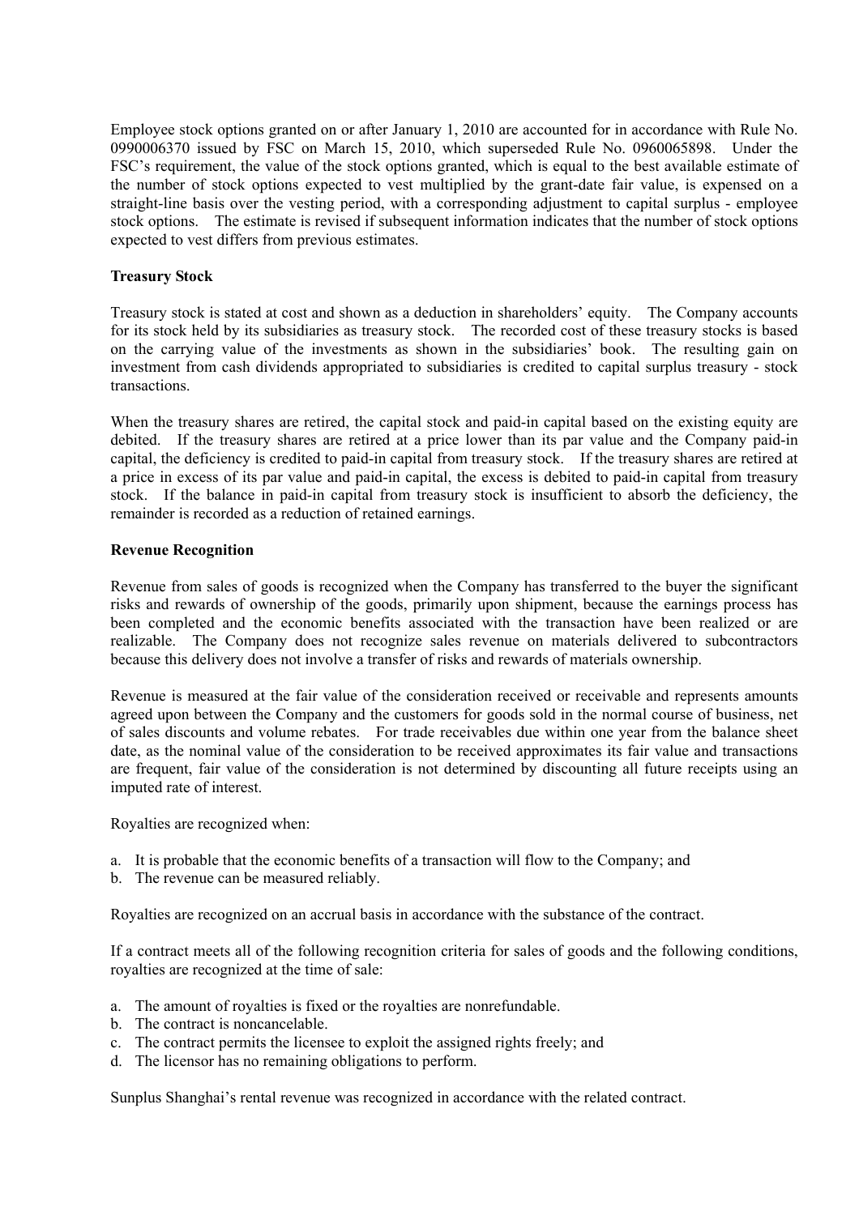Employee stock options granted on or after January 1, 2010 are accounted for in accordance with Rule No. 0990006370 issued by FSC on March 15, 2010, which superseded Rule No. 0960065898. Under the FSC's requirement, the value of the stock options granted, which is equal to the best available estimate of the number of stock options expected to vest multiplied by the grant-date fair value, is expensed on a straight-line basis over the vesting period, with a corresponding adjustment to capital surplus - employee stock options. The estimate is revised if subsequent information indicates that the number of stock options expected to vest differs from previous estimates.

**Treasury Stock**

Treasury stock is stated at cost and shown as a deduction in shareholders' equity. The Company accounts for its stock held by its subsidiaries as treasury stock. The recorded cost of these treasury stocks is based on the carrying value of the investments as shown in the subsidiaries' book. The resulting gain on investment from cash dividends appropriated to subsidiaries is credited to capital surplus treasury - stock transactions.

When the treasury shares are retired, the capital stock and paid-in capital based on the existing equity are debited. If the treasury shares are retired at a price lower than its par value and the Company paid-in capital, the deficiency is credited to paid-in capital from treasury stock. If the treasury shares are retired at a price in excess of its par value and paid-in capital, the excess is debited to paid-in capital from treasury stock. If the balance in paid-in capital from treasury stock is insufficient to absorb the deficiency, the remainder is recorded as a reduction of retained earnings.

**Revenue Recognition**

Revenue from sales of goods is recognized when the Company has transferred to the buyer the significant risks and rewards of ownership of the goods, primarily upon shipment, because the earnings process has been completed and the economic benefits associated with the transaction have been realized or are realizable. The Company does not recognize sales revenue on materials delivered to subcontractors because this delivery does not involve a transfer of risks and rewards of materials ownership.

Revenue is measured at the fair value of the consideration received or receivable and represents amounts agreed upon between the Company and the customers for goods sold in the normal course of business, net of sales discounts and volume rebates. For trade receivables due within one year from the balance sheet date, as the nominal value of the consideration to be received approximates its fair value and transactions are frequent, fair value of the consideration is not determined by discounting all future receipts using an imputed rate of interest.

Royalties are recognized when:

a. It is probable that the economic benefits of a transaction will flow to the Company; and
b. The revenue can be measured reliably.

Royalties are recognized on an accrual basis in accordance with the substance of the contract.

If a contract meets all of the following recognition criteria for sales of goods and the following conditions, royalties are recognized at the time of sale:

a. The amount of royalties is fixed or the royalties are nonrefundable.
b. The contract is noncancelable.
c. The contract permits the licensee to exploit the assigned rights freely; and
d. The licensor has no remaining obligations to perform.

Sunplus Shanghai's rental revenue was recognized in accordance with the related contract.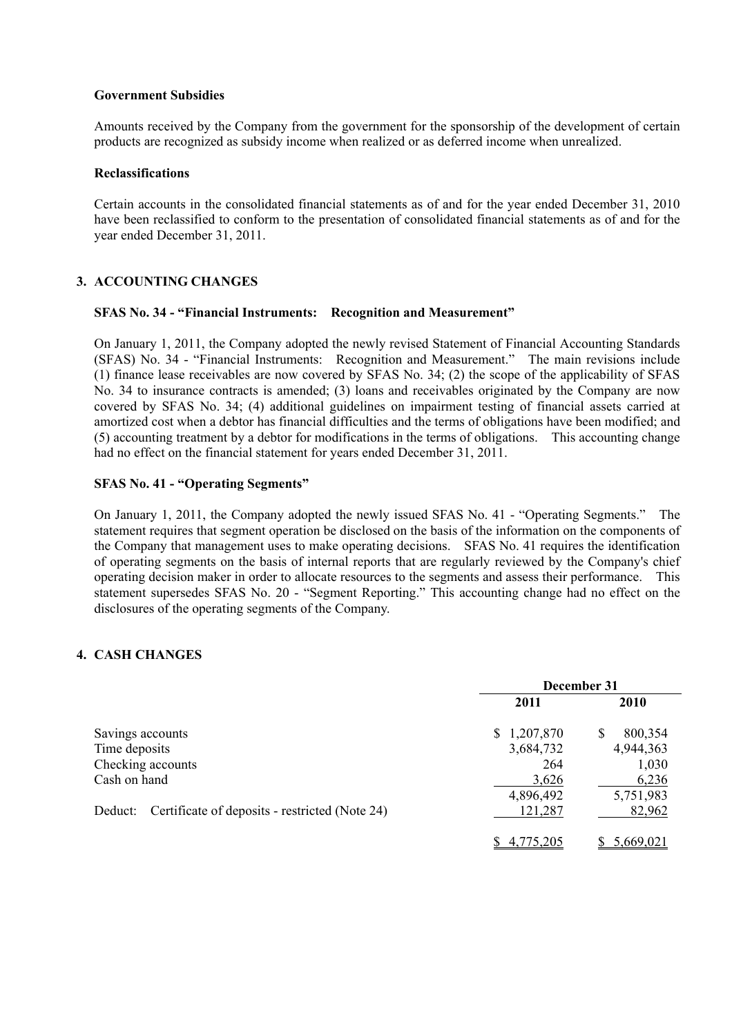### Government Subsidies

Amounts received by the Company from the government for the sponsorship of the development of certain products are recognized as subsidy income when realized or as deferred income when unrealized.

### Reclassifications

Certain accounts in the consolidated financial statements as of and for the year ended December 31, 2010 have been reclassified to conform to the presentation of consolidated financial statements as of and for the year ended December 31, 2011.

## 3. ACCOUNTING CHANGES

### SFAS No. 34 - "Financial Instruments: Recognition and Measurement"

On January 1, 2011, the Company adopted the newly revised Statement of Financial Accounting Standards (SFAS) No. 34 - "Financial Instruments: Recognition and Measurement." The main revisions include (1) finance lease receivables are now covered by SFAS No. 34; (2) the scope of the applicability of SFAS No. 34 to insurance contracts is amended; (3) loans and receivables originated by the Company are now covered by SFAS No. 34; (4) additional guidelines on impairment testing of financial assets carried at amortized cost when a debtor has financial difficulties and the terms of obligations have been modified; and (5) accounting treatment by a debtor for modifications in the terms of obligations. This accounting change had no effect on the financial statement for years ended December 31, 2011.

### SFAS No. 41 - "Operating Segments"

On January 1, 2011, the Company adopted the newly issued SFAS No. 41 - "Operating Segments." The statement requires that segment operation be disclosed on the basis of the information on the components of the Company that management uses to make operating decisions. SFAS No. 41 requires the identification of operating segments on the basis of internal reports that are regularly reviewed by the Company's chief operating decision maker in order to allocate resources to the segments and assess their performance. This statement supersedes SFAS No. 20 - "Segment Reporting." This accounting change had no effect on the disclosures of the operating segments of the Company.

## 4. CASH CHANGES

| | December 31 | |
|---|---|---|
| | 2011 | 2010 |
| Savings accounts | $ 1,207,870 | $ 800,354 |
| Time deposits | 3,684,732 | 4,944,363 |
| Checking accounts | 264 | 1,030 |
| Cash on hand | 3,626 | 6,236 |
| | 4,896,492 | 5,751,983 |
| Deduct: Certificate of deposits - restricted (Note 24) | 121,287 | 82,962 |
| | $ 4,775,205 | $ 5,669,021 |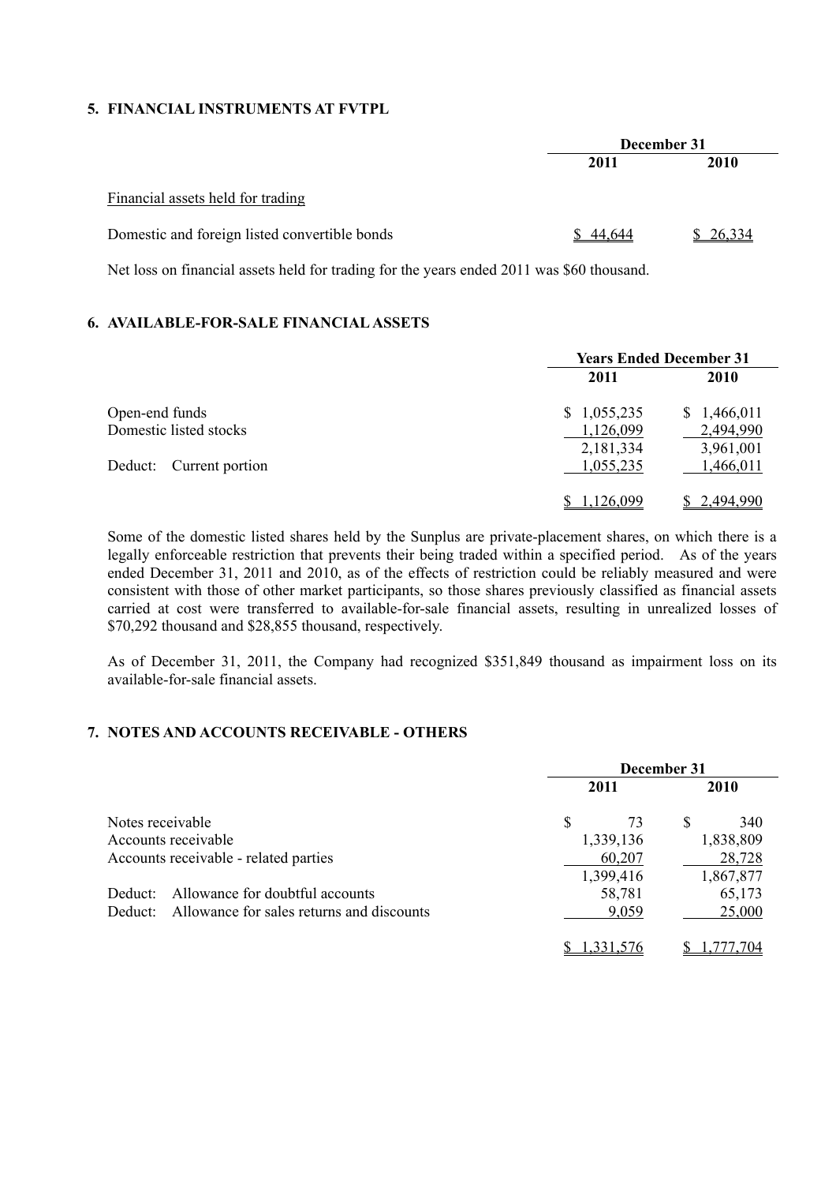## 5. FINANCIAL INSTRUMENTS AT FVTPL

| | December 31 | |
|---|---|---|
| | 2011 | 2010 |
| Financial assets held for trading | | |
| Domestic and foreign listed convertible bonds | $ 44,644 | $ 26,334 |

Net loss on financial assets held for trading for the years ended 2011 was $60 thousand.

## 6. AVAILABLE-FOR-SALE FINANCIAL ASSETS

| | Years Ended December 31 | |
|---|---|---|
| | 2011 | 2010 |
| Open-end funds | $ 1,055,235 | $ 1,466,011 |
| Domestic listed stocks | 1,126,099 | 2,494,990 |
| | 2,181,334 | 3,961,001 |
| Deduct: Current portion | 1,055,235 | 1,466,011 |
| | $ 1,126,099 | $ 2,494,990 |

Some of the domestic listed shares held by the Sunplus are private-placement shares, on which there is a legally enforceable restriction that prevents their being traded within a specified period. As of the years ended December 31, 2011 and 2010, as of the effects of restriction could be reliably measured and were consistent with those of other market participants, so those shares previously classified as financial assets carried at cost were transferred to available-for-sale financial assets, resulting in unrealized losses of $70,292 thousand and $28,855 thousand, respectively.

As of December 31, 2011, the Company had recognized $351,849 thousand as impairment loss on its available-for-sale financial assets.

## 7. NOTES AND ACCOUNTS RECEIVABLE - OTHERS

| | December 31 | |
|---|---|---|
| | 2011 | 2010 |
| Notes receivable | $ 73 | $ 340 |
| Accounts receivable | 1,339,136 | 1,838,809 |
| Accounts receivable - related parties | 60,207 | 28,728 |
| | 1,399,416 | 1,867,877 |
| Deduct: Allowance for doubtful accounts | 58,781 | 65,173 |
| Deduct: Allowance for sales returns and discounts | 9,059 | 25,000 |
| | $ 1,331,576 | $ 1,777,704 |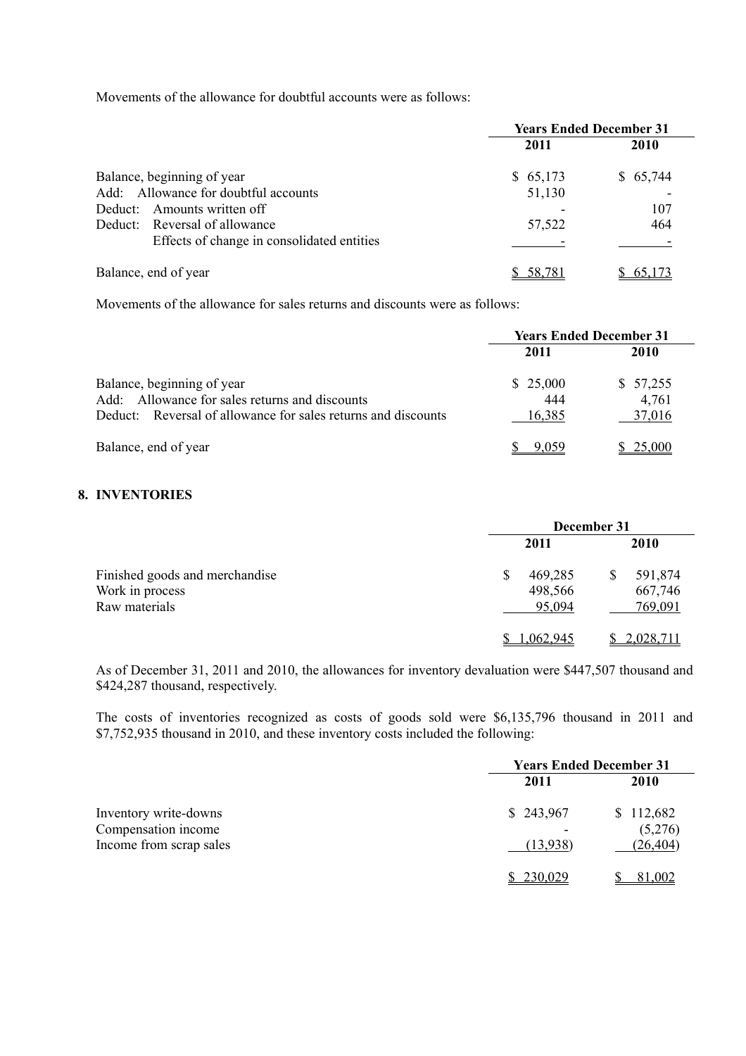Movements of the allowance for doubtful accounts were as follows:

| | Years Ended December 31 | |
|---|---|---|
| | 2011 | 2010 |
| Balance, beginning of year | $ 65,173 | $ 65,744 |
| Add: Allowance for doubtful accounts | 51,130 | - |
| Deduct: Amounts written off | - | 107 |
| Deduct: Reversal of allowance | 57,522 | 464 |
| Effects of change in consolidated entities | - | - |
| Balance, end of year | $ 58,781 | $ 65,173 |

Movements of the allowance for sales returns and discounts were as follows:

| | Years Ended December 31 | |
|---|---|---|
| | 2011 | 2010 |
| Balance, beginning of year | $ 25,000 | $ 57,255 |
| Add: Allowance for sales returns and discounts | 444 | 4,761 |
| Deduct: Reversal of allowance for sales returns and discounts | 16,385 | 37,016 |
| Balance, end of year | $ 9,059 | $ 25,000 |

## 8. INVENTORIES

| | December 31 | |
|---|---|---|
| | 2011 | 2010 |
| Finished goods and merchandise | $ 469,285 | $ 591,874 |
| Work in process | 498,566 | 667,746 |
| Raw materials | 95,094 | 769,091 |
| | $ 1,062,945 | $ 2,028,711 |

As of December 31, 2011 and 2010, the allowances for inventory devaluation were $447,507 thousand and $424,287 thousand, respectively.

The costs of inventories recognized as costs of goods sold were $6,135,796 thousand in 2011 and $7,752,935 thousand in 2010, and these inventory costs included the following:

| | Years Ended December 31 | |
|---|---|---|
| | 2011 | 2010 |
| Inventory write-downs | $ 243,967 | $ 112,682 |
| Compensation income | - | (5,276) |
| Income from scrap sales | (13,938) | (26,404) |
| | $ 230,029 | $ 81,002 |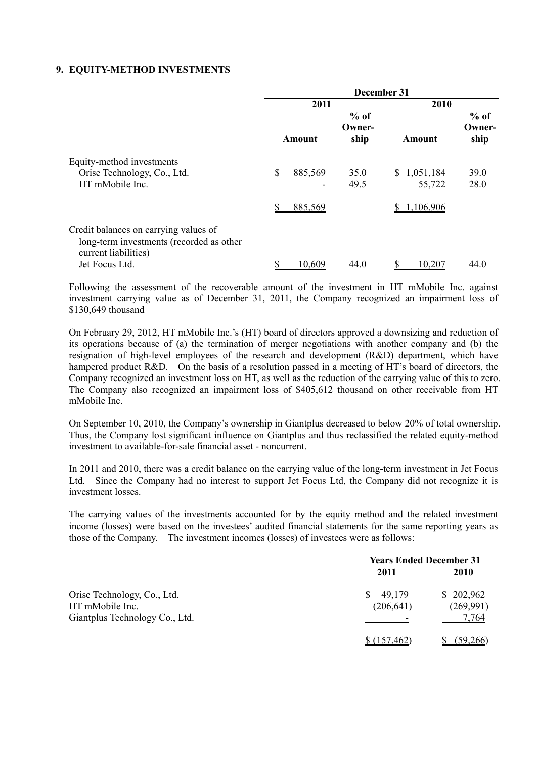## 9. EQUITY-METHOD INVESTMENTS

| | December 31 | | | |
|---|---|---|---|---|
| | 2011 | | 2010 | |
| | Amount | % of Owner-ship | Amount | % of Owner-ship |
| Equity-method investments | | | | |
| Orise Technology, Co., Ltd. | $ 885,569 | 35.0 | $ 1,051,184 | 39.0 |
| HT mMobile Inc. | - | 49.5 | 55,722 | 28.0 |
| | $ 885,569 | | $ 1,106,906 | |
| Credit balances on carrying values of long-term investments (recorded as other current liabilities) | | | | |
| Jet Focus Ltd. | $ 10,609 | 44.0 | $ 10,207 | 44.0 |

Following the assessment of the recoverable amount of the investment in HT mMobile Inc. against investment carrying value as of December 31, 2011, the Company recognized an impairment loss of $130,649 thousand

On February 29, 2012, HT mMobile Inc.'s (HT) board of directors approved a downsizing and reduction of its operations because of (a) the termination of merger negotiations with another company and (b) the resignation of high-level employees of the research and development (R&D) department, which have hampered product R&D. On the basis of a resolution passed in a meeting of HT's board of directors, the Company recognized an investment loss on HT, as well as the reduction of the carrying value of this to zero. The Company also recognized an impairment loss of $405,612 thousand on other receivable from HT mMobile Inc.

On September 10, 2010, the Company's ownership in Giantplus decreased to below 20% of total ownership. Thus, the Company lost significant influence on Giantplus and thus reclassified the related equity-method investment to available-for-sale financial asset - noncurrent.

In 2011 and 2010, there was a credit balance on the carrying value of the long-term investment in Jet Focus Ltd. Since the Company had no interest to support Jet Focus Ltd, the Company did not recognize it is investment losses.

The carrying values of the investments accounted for by the equity method and the related investment income (losses) were based on the investees' audited financial statements for the same reporting years as those of the Company. The investment incomes (losses) of investees were as follows:

| | Years Ended December 31 | |
|---|---|---|
| | 2011 | 2010 |
| Orise Technology, Co., Ltd. | $ 49,179 | $ 202,962 |
| HT mMobile Inc. | (206,641) | (269,991) |
| Giantplus Technology Co., Ltd. | - | 7,764 |
| | $ (157,462) | $ (59,266) |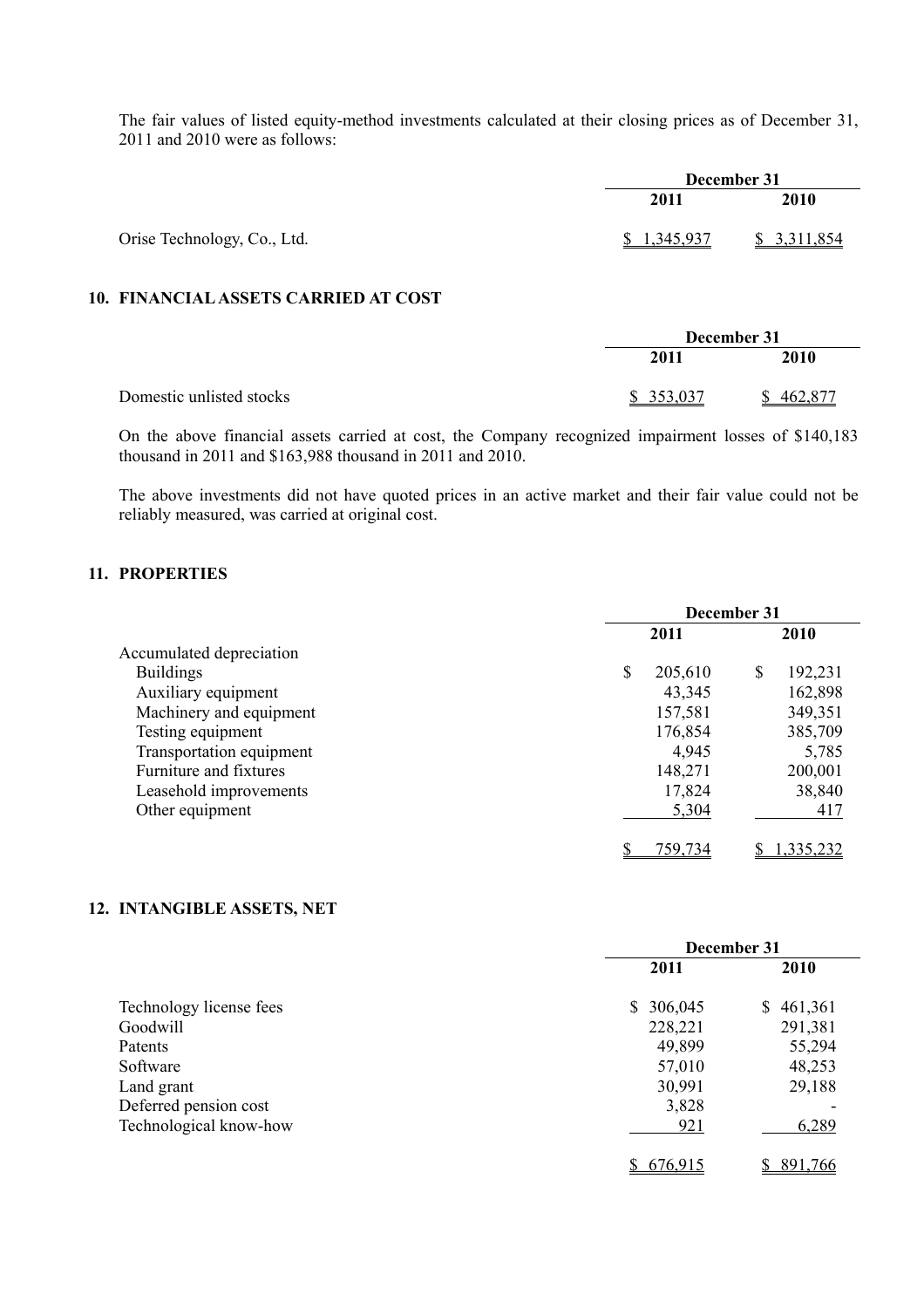The fair values of listed equity-method investments calculated at their closing prices as of December 31, 2011 and 2010 were as follows:

| | December 31 | |
|---|---|---|
| | 2011 | 2010 |
| Orise Technology, Co., Ltd. | $ 1,345,937 | $ 3,311,854 |

## 10. FINANCIAL ASSETS CARRIED AT COST

| | December 31 | |
|---|---|---|
| | 2011 | 2010 |
| Domestic unlisted stocks | $ 353,037 | $ 462,877 |

On the above financial assets carried at cost, the Company recognized impairment losses of $140,183 thousand in 2011 and $163,988 thousand in 2011 and 2010.

The above investments did not have quoted prices in an active market and their fair value could not be reliably measured, was carried at original cost.

## 11. PROPERTIES

| | December 31 | |
|---|---|---|
| | 2011 | 2010 |
| Accumulated depreciation | | |
| Buildings | $ 205,610 | $ 192,231 |
| Auxiliary equipment | 43,345 | 162,898 |
| Machinery and equipment | 157,581 | 349,351 |
| Testing equipment | 176,854 | 385,709 |
| Transportation equipment | 4,945 | 5,785 |
| Furniture and fixtures | 148,271 | 200,001 |
| Leasehold improvements | 17,824 | 38,840 |
| Other equipment | 5,304 | 417 |
| | $ 759,734 | $ 1,335,232 |

## 12. INTANGIBLE ASSETS, NET

| | December 31 | |
|---|---|---|
| | 2011 | 2010 |
| Technology license fees | $ 306,045 | $ 461,361 |
| Goodwill | 228,221 | 291,381 |
| Patents | 49,899 | 55,294 |
| Software | 57,010 | 48,253 |
| Land grant | 30,991 | 29,188 |
| Deferred pension cost | 3,828 | - |
| Technological know-how | 921 | 6,289 |
| | $ 676,915 | $ 891,766 |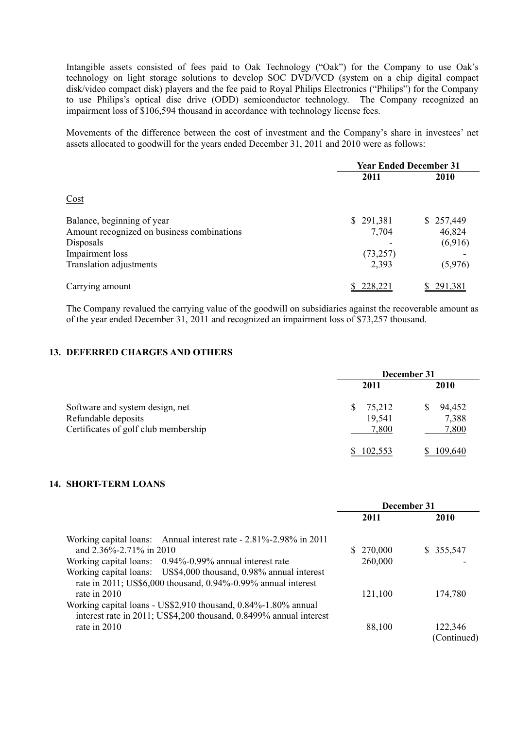Intangible assets consisted of fees paid to Oak Technology ("Oak") for the Company to use Oak's technology on light storage solutions to develop SOC DVD/VCD (system on a chip digital compact disk/video compact disk) players and the fee paid to Royal Philips Electronics ("Philips") for the Company to use Philips's optical disc drive (ODD) semiconductor technology. The Company recognized an impairment loss of $106,594 thousand in accordance with technology license fees.

Movements of the difference between the cost of investment and the Company's share in investees' net assets allocated to goodwill for the years ended December 31, 2011 and 2010 were as follows:

| | Year Ended December 31 | |
|---|---|---|
| | 2011 | 2010 |
| Cost | | |
| Balance, beginning of year | $ 291,381 | $ 257,449 |
| Amount recognized on business combinations | 7,704 | 46,824 |
| Disposals | - | (6,916) |
| Impairment loss | (73,257) | - |
| Translation adjustments | 2,393 | (5,976) |
| Carrying amount | $ 228,221 | $ 291,381 |

The Company revalued the carrying value of the goodwill on subsidiaries against the recoverable amount as of the year ended December 31, 2011 and recognized an impairment loss of $73,257 thousand.

## 13. DEFERRED CHARGES AND OTHERS

| | December 31 | |
|---|---|---|
| | 2011 | 2010 |
| Software and system design, net | $ 75,212 | $ 94,452 |
| Refundable deposits | 19,541 | 7,388 |
| Certificates of golf club membership | 7,800 | 7,800 |
| | $ 102,553 | $ 109,640 |

## 14. SHORT-TERM LOANS

| | December 31 | |
|---|---|---|
| | 2011 | 2010 |
| Working capital loans: Annual interest rate - 2.81%-2.98% in 2011 and 2.36%-2.71% in 2010 | $ 270,000 | $ 355,547 |
| Working capital loans: 0.94%-0.99% annual interest rate | 260,000 | - |
| Working capital loans: US$4,000 thousand, 0.98% annual interest rate in 2011; US$6,000 thousand, 0.94%-0.99% annual interest rate in 2010 | 121,100 | 174,780 |
| Working capital loans - US$2,910 thousand, 0.84%-1.80% annual interest rate in 2011; US$4,200 thousand, 0.8499% annual interest rate in 2010 | 88,100 | 122,346 |

(Continued)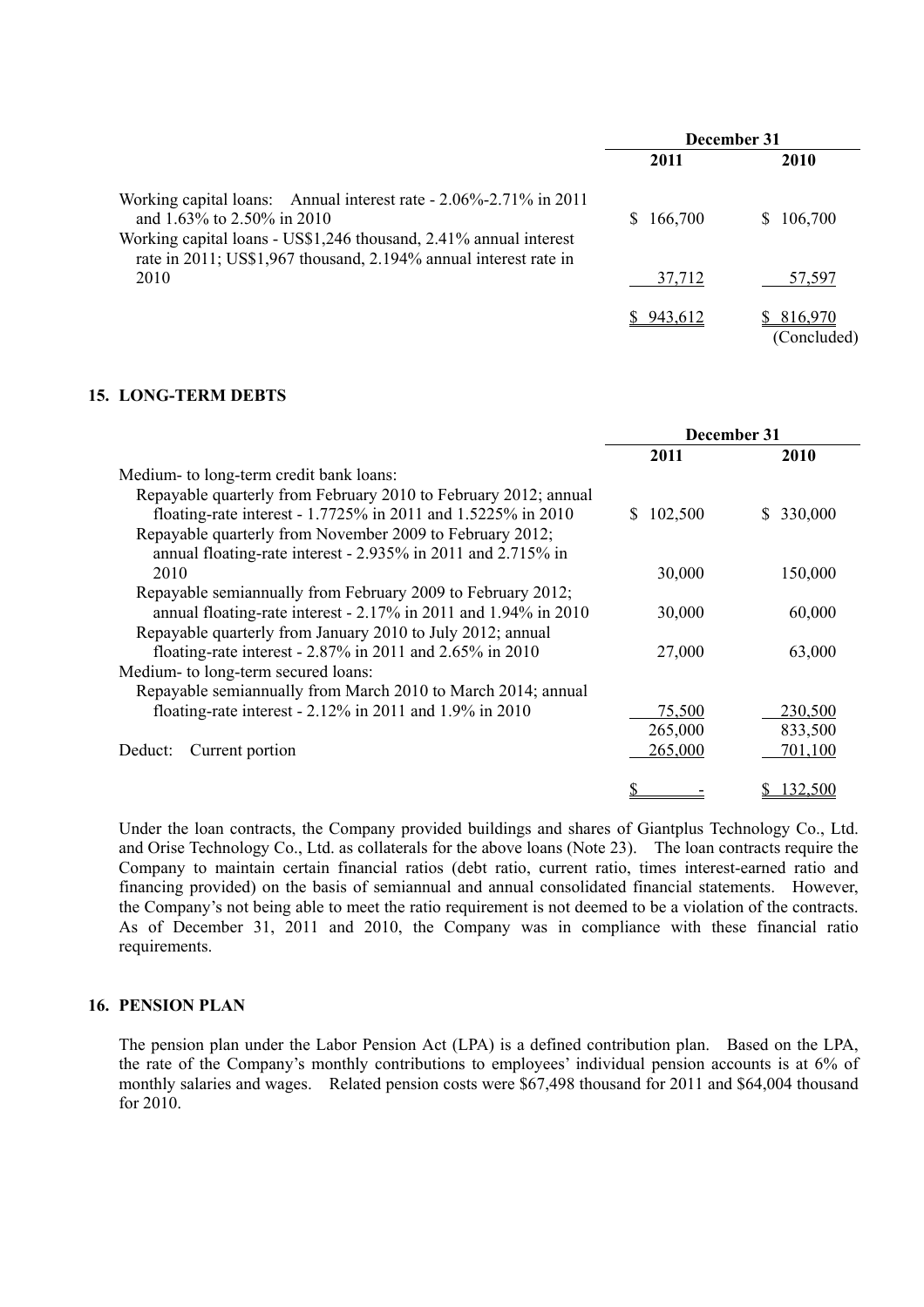| | December 31 | |
|---|---|---|
| | 2011 | 2010 |
| Working capital loans: Annual interest rate - 2.06%-2.71% in 2011 and 1.63% to 2.50% in 2010 | $ 166,700 | $ 106,700 |
| Working capital loans - US$1,246 thousand, 2.41% annual interest rate in 2011; US$1,967 thousand, 2.194% annual interest rate in 2010 | 37,712 | 57,597 |
| | $ 943,612 | $ 816,970 |
| | | (Concluded) |

## 15. LONG-TERM DEBTS

| | December 31 | |
|---|---|---|
| | 2011 | 2010 |
| Medium- to long-term credit bank loans: | | |
| Repayable quarterly from February 2010 to February 2012; annual floating-rate interest - 1.7725% in 2011 and 1.5225% in 2010 | $ 102,500 | $ 330,000 |
| Repayable quarterly from November 2009 to February 2012; annual floating-rate interest - 2.935% in 2011 and 2.715% in 2010 | 30,000 | 150,000 |
| Repayable semiannually from February 2009 to February 2012; annual floating-rate interest - 2.17% in 2011 and 1.94% in 2010 | 30,000 | 60,000 |
| Repayable quarterly from January 2010 to July 2012; annual floating-rate interest - 2.87% in 2011 and 2.65% in 2010 | 27,000 | 63,000 |
| Medium- to long-term secured loans: | | |
| Repayable semiannually from March 2010 to March 2014; annual floating-rate interest - 2.12% in 2011 and 1.9% in 2010 | 75,500 | 230,500 |
| | 265,000 | 833,500 |
| Deduct: Current portion | 265,000 | 701,100 |
| | $ - | $ 132,500 |

Under the loan contracts, the Company provided buildings and shares of Giantplus Technology Co., Ltd. and Orise Technology Co., Ltd. as collaterals for the above loans (Note 23). The loan contracts require the Company to maintain certain financial ratios (debt ratio, current ratio, times interest-earned ratio and financing provided) on the basis of semiannual and annual consolidated financial statements. However, the Company's not being able to meet the ratio requirement is not deemed to be a violation of the contracts. As of December 31, 2011 and 2010, the Company was in compliance with these financial ratio requirements.

## 16. PENSION PLAN

The pension plan under the Labor Pension Act (LPA) is a defined contribution plan. Based on the LPA, the rate of the Company's monthly contributions to employees' individual pension accounts is at 6% of monthly salaries and wages. Related pension costs were $67,498 thousand for 2011 and $64,004 thousand for 2010.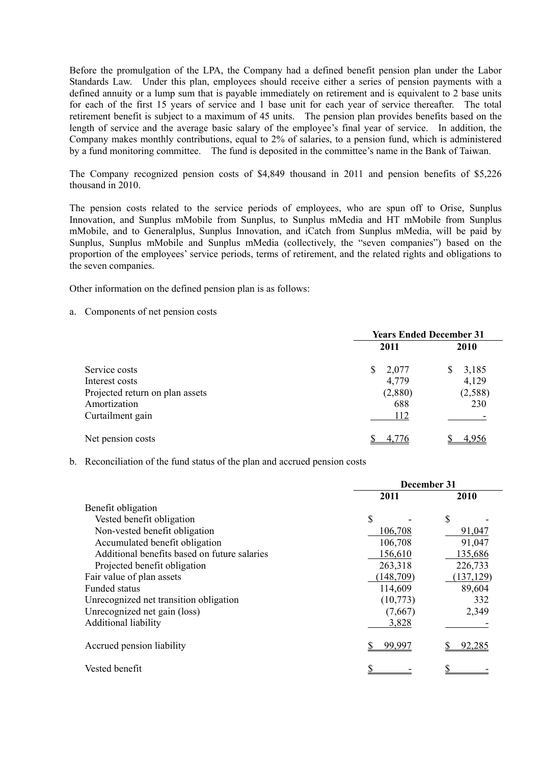Before the promulgation of the LPA, the Company had a defined benefit pension plan under the Labor Standards Law. Under this plan, employees should receive either a series of pension payments with a defined annuity or a lump sum that is payable immediately on retirement and is equivalent to 2 base units for each of the first 15 years of service and 1 base unit for each year of service thereafter. The total retirement benefit is subject to a maximum of 45 units. The pension plan provides benefits based on the length of service and the average basic salary of the employee's final year of service. In addition, the Company makes monthly contributions, equal to 2% of salaries, to a pension fund, which is administered by a fund monitoring committee. The fund is deposited in the committee's name in the Bank of Taiwan.

The Company recognized pension costs of $4,849 thousand in 2011 and pension benefits of $5,226 thousand in 2010.

The pension costs related to the service periods of employees, who are spun off to Orise, Sunplus Innovation, and Sunplus mMobile from Sunplus, to Sunplus mMedia and HT mMobile from Sunplus mMobile, and to Generalplus, Sunplus Innovation, and iCatch from Sunplus mMedia, will be paid by Sunplus, Sunplus mMobile and Sunplus mMedia (collectively, the "seven companies") based on the proportion of the employees' service periods, terms of retirement, and the related rights and obligations to the seven companies.

Other information on the defined pension plan is as follows:

a. Components of net pension costs

| | Years Ended December 31 | |
|---|---|---|
| | 2011 | 2010 |
| Service costs | $ 2,077 | $ 3,185 |
| Interest costs | 4,779 | 4,129 |
| Projected return on plan assets | (2,880) | (2,588) |
| Amortization | 688 | 230 |
| Curtailment gain | 112 | - |
| Net pension costs | $ 4,776 | $ 4,956 |

b. Reconciliation of the fund status of the plan and accrued pension costs

| | December 31 | |
|---|---|---|
| | 2011 | 2010 |
| Benefit obligation | | |
| Vested benefit obligation | $ - | $ - |
| Non-vested benefit obligation | 106,708 | 91,047 |
| Accumulated benefit obligation | 106,708 | 91,047 |
| Additional benefits based on future salaries | 156,610 | 135,686 |
| Projected benefit obligation | 263,318 | 226,733 |
| Fair value of plan assets | (148,709) | (137,129) |
| Funded status | 114,609 | 89,604 |
| Unrecognized net transition obligation | (10,773) | 332 |
| Unrecognized net gain (loss) | (7,667) | 2,349 |
| Additional liability | 3,828 | - |
| Accrued pension liability | $ 99,997 | $ 92,285 |
| Vested benefit | $ - | $ - |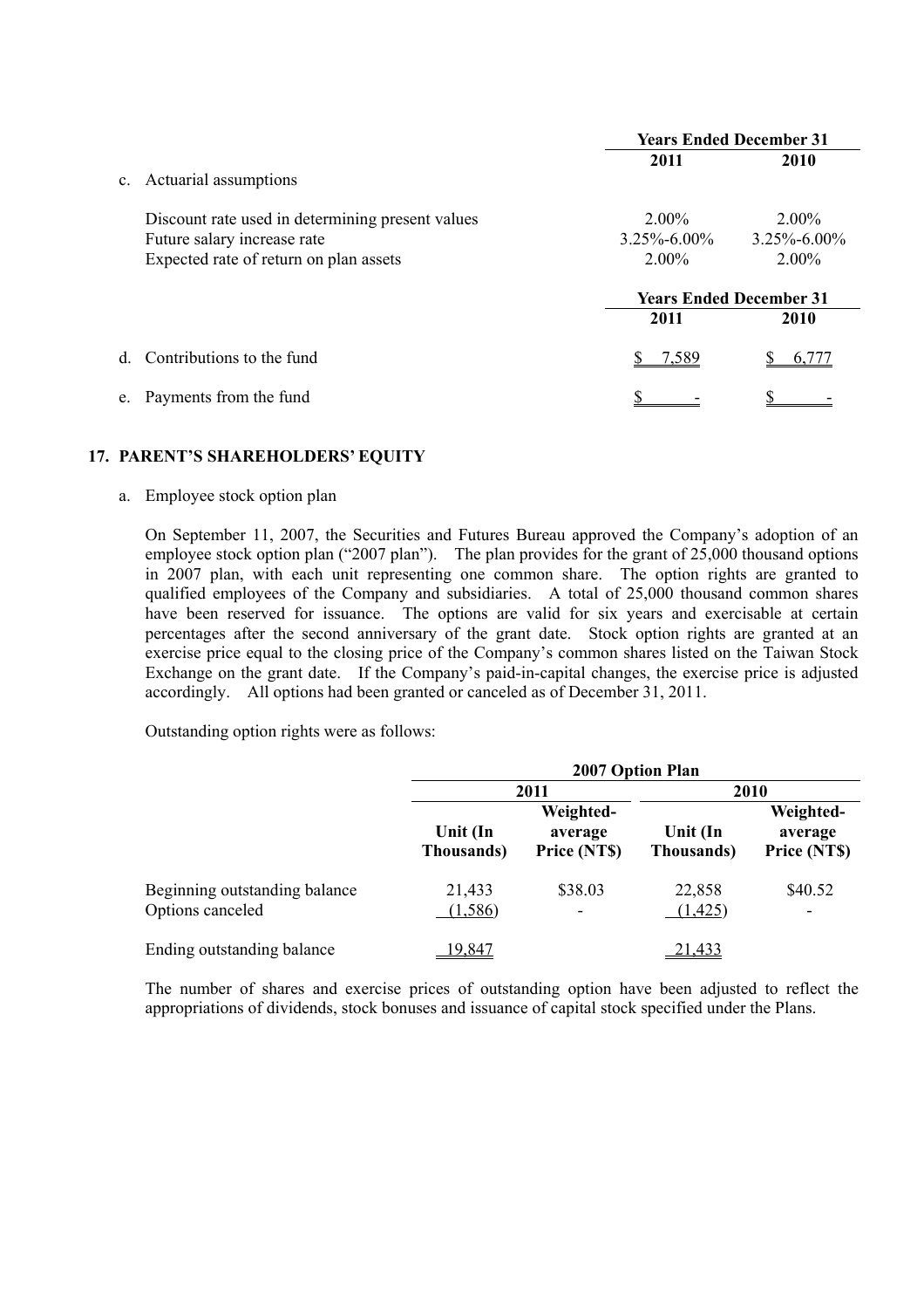| | Years Ended December 31 | |
|---|---|---|
| | 2011 | 2010 |
| c. Actuarial assumptions | | |
| Discount rate used in determining present values | 2.00% | 2.00% |
| Future salary increase rate | 3.25%-6.00% | 3.25%-6.00% |
| Expected rate of return on plan assets | 2.00% | 2.00% |

| | Years Ended December 31 | |
|---|---|---|
| | 2011 | 2010 |
| d. Contributions to the fund | $ 7,589 | $ 6,777 |
| e. Payments from the fund | $ - | $ - |

## 17. PARENT'S SHAREHOLDERS' EQUITY

a. Employee stock option plan

On September 11, 2007, the Securities and Futures Bureau approved the Company's adoption of an employee stock option plan ("2007 plan"). The plan provides for the grant of 25,000 thousand options in 2007 plan, with each unit representing one common share. The option rights are granted to qualified employees of the Company and subsidiaries. A total of 25,000 thousand common shares have been reserved for issuance. The options are valid for six years and exercisable at certain percentages after the second anniversary of the grant date. Stock option rights are granted at an exercise price equal to the closing price of the Company's common shares listed on the Taiwan Stock Exchange on the grant date. If the Company's paid-in-capital changes, the exercise price is adjusted accordingly. All options had been granted or canceled as of December 31, 2011.

Outstanding option rights were as follows:

| | 2007 Option Plan | | | |
|---|---|---|---|---|
| | 2011 | | 2010 | |
| | Unit (In Thousands) | Weighted-average Price (NT$) | Unit (In Thousands) | Weighted-average Price (NT$) |
| Beginning outstanding balance | 21,433 | $38.03 | 22,858 | $40.52 |
| Options canceled | (1,586) | - | (1,425) | - |
| Ending outstanding balance | 19,847 | | 21,433 | |

The number of shares and exercise prices of outstanding option have been adjusted to reflect the appropriations of dividends, stock bonuses and issuance of capital stock specified under the Plans.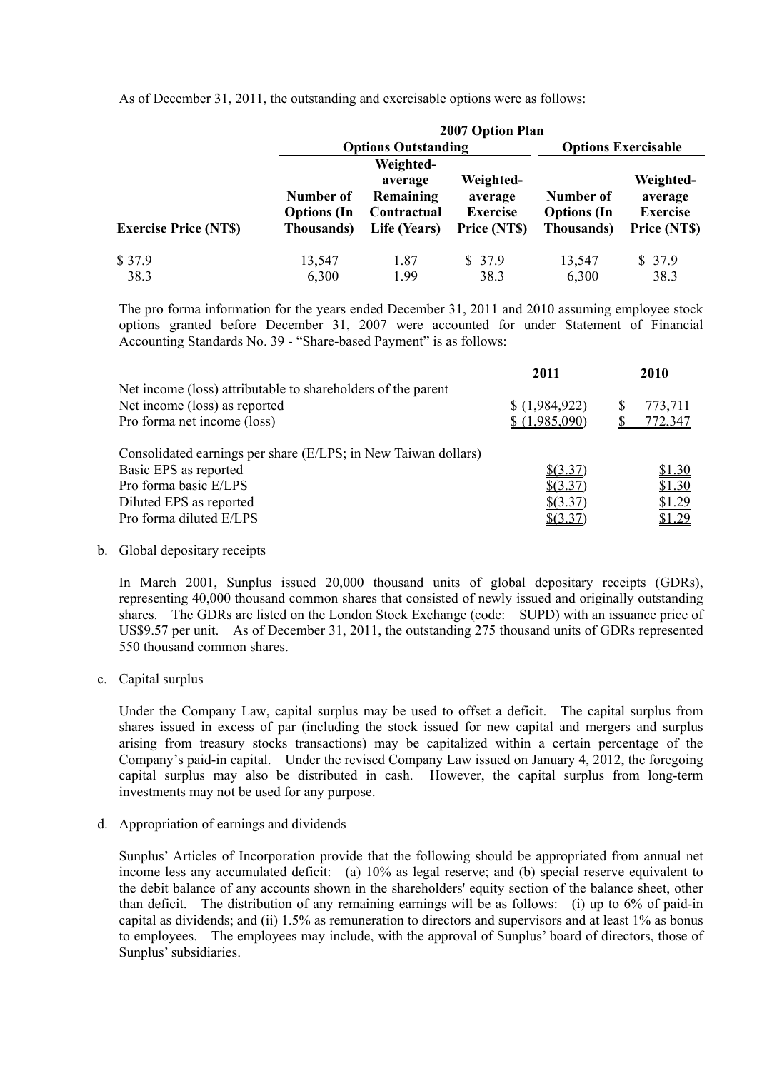As of December 31, 2011, the outstanding and exercisable options were as follows:

| | 2007 Option Plan | | | | |
|---|---|---|---|---|---|
| | Options Outstanding | | | Options Exercisable | |
| Exercise Price (NT$) | Number of Options (In Thousands) | Weighted-average Remaining Contractual Life (Years) | Weighted-average Exercise Price (NT$) | Number of Options (In Thousands) | Weighted-average Exercise Price (NT$) |
| $ 37.9 | 13,547 | 1.87 | $ 37.9 | 13,547 | $ 37.9 |
| 38.3 | 6,300 | 1.99 | 38.3 | 6,300 | 38.3 |

The pro forma information for the years ended December 31, 2011 and 2010 assuming employee stock options granted before December 31, 2007 were accounted for under Statement of Financial Accounting Standards No. 39 - "Share-based Payment" is as follows:

| | 2011 | 2010 |
|---|---|---|
| Net income (loss) attributable to shareholders of the parent | | |
| Net income (loss) as reported | $ (1,984,922) | $ 773,711 |
| Pro forma net income (loss) | $ (1,985,090) | $ 772,347 |
| | | |
| Consolidated earnings per share (E/LPS; in New Taiwan dollars) | | |
| Basic EPS as reported | $(3.37) | $1.30 |
| Pro forma basic E/LPS | $(3.37) | $1.30 |
| Diluted EPS as reported | $(3.37) | $1.29 |
| Pro forma diluted E/LPS | $(3.37) | $1.29 |

b. Global depositary receipts

In March 2001, Sunplus issued 20,000 thousand units of global depositary receipts (GDRs), representing 40,000 thousand common shares that consisted of newly issued and originally outstanding shares. The GDRs are listed on the London Stock Exchange (code: SUPD) with an issuance price of US$9.57 per unit. As of December 31, 2011, the outstanding 275 thousand units of GDRs represented 550 thousand common shares.

c. Capital surplus

Under the Company Law, capital surplus may be used to offset a deficit. The capital surplus from shares issued in excess of par (including the stock issued for new capital and mergers and surplus arising from treasury stocks transactions) may be capitalized within a certain percentage of the Company's paid-in capital. Under the revised Company Law issued on January 4, 2012, the foregoing capital surplus may also be distributed in cash. However, the capital surplus from long-term investments may not be used for any purpose.

d. Appropriation of earnings and dividends

Sunplus' Articles of Incorporation provide that the following should be appropriated from annual net income less any accumulated deficit: (a) 10% as legal reserve; and (b) special reserve equivalent to the debit balance of any accounts shown in the shareholders' equity section of the balance sheet, other than deficit. The distribution of any remaining earnings will be as follows: (i) up to 6% of paid-in capital as dividends; and (ii) 1.5% as remuneration to directors and supervisors and at least 1% as bonus to employees. The employees may include, with the approval of Sunplus' board of directors, those of Sunplus' subsidiaries.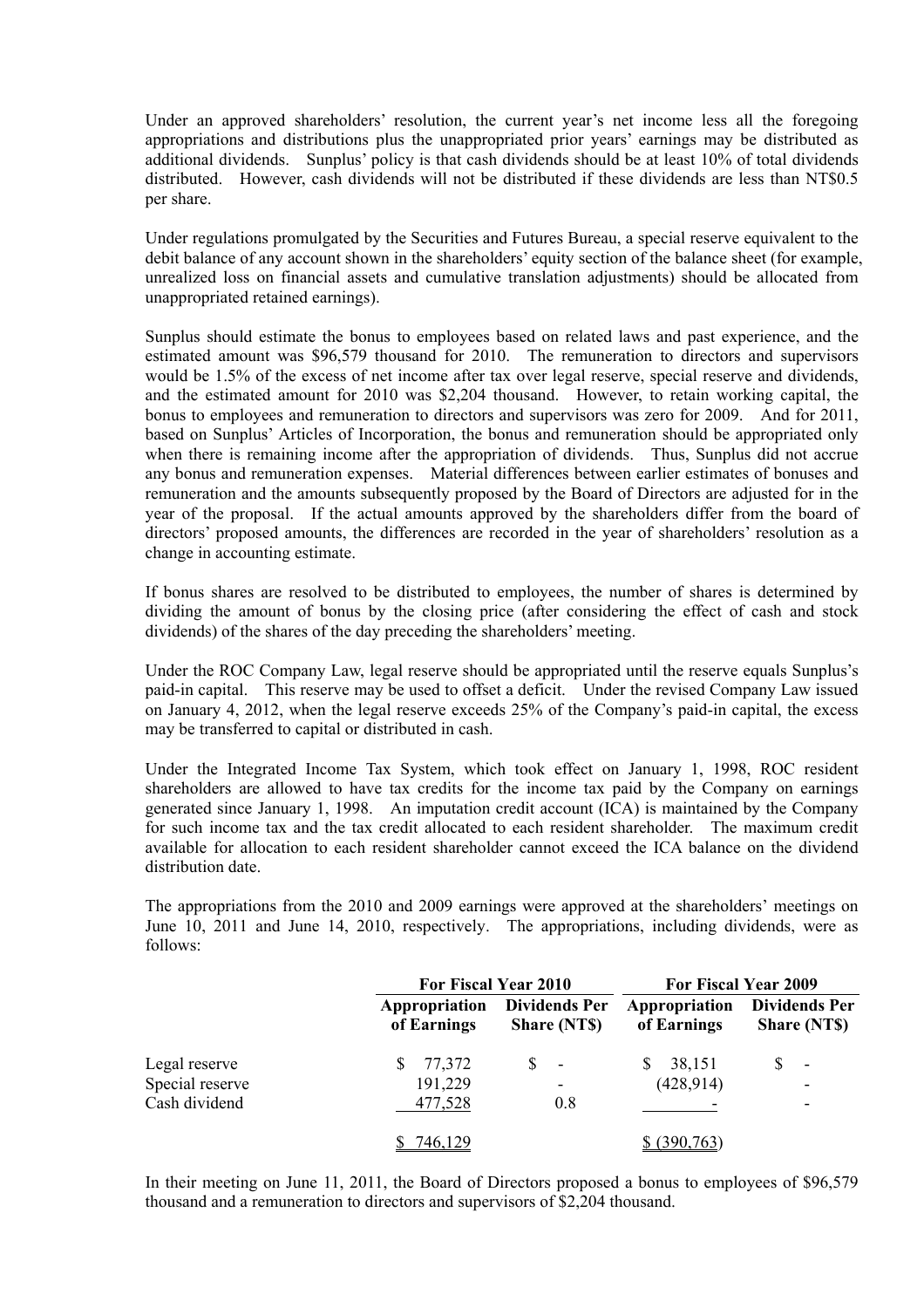Under an approved shareholders' resolution, the current year's net income less all the foregoing appropriations and distributions plus the unappropriated prior years' earnings may be distributed as additional dividends. Sunplus' policy is that cash dividends should be at least 10% of total dividends distributed. However, cash dividends will not be distributed if these dividends are less than NT$0.5 per share.

Under regulations promulgated by the Securities and Futures Bureau, a special reserve equivalent to the debit balance of any account shown in the shareholders' equity section of the balance sheet (for example, unrealized loss on financial assets and cumulative translation adjustments) should be allocated from unappropriated retained earnings).

Sunplus should estimate the bonus to employees based on related laws and past experience, and the estimated amount was $96,579 thousand for 2010. The remuneration to directors and supervisors would be 1.5% of the excess of net income after tax over legal reserve, special reserve and dividends, and the estimated amount for 2010 was $2,204 thousand. However, to retain working capital, the bonus to employees and remuneration to directors and supervisors was zero for 2009. And for 2011, based on Sunplus' Articles of Incorporation, the bonus and remuneration should be appropriated only when there is remaining income after the appropriation of dividends. Thus, Sunplus did not accrue any bonus and remuneration expenses. Material differences between earlier estimates of bonuses and remuneration and the amounts subsequently proposed by the Board of Directors are adjusted for in the year of the proposal. If the actual amounts approved by the shareholders differ from the board of directors' proposed amounts, the differences are recorded in the year of shareholders' resolution as a change in accounting estimate.

If bonus shares are resolved to be distributed to employees, the number of shares is determined by dividing the amount of bonus by the closing price (after considering the effect of cash and stock dividends) of the shares of the day preceding the shareholders' meeting.

Under the ROC Company Law, legal reserve should be appropriated until the reserve equals Sunplus's paid-in capital. This reserve may be used to offset a deficit. Under the revised Company Law issued on January 4, 2012, when the legal reserve exceeds 25% of the Company's paid-in capital, the excess may be transferred to capital or distributed in cash.

Under the Integrated Income Tax System, which took effect on January 1, 1998, ROC resident shareholders are allowed to have tax credits for the income tax paid by the Company on earnings generated since January 1, 1998. An imputation credit account (ICA) is maintained by the Company for such income tax and the tax credit allocated to each resident shareholder. The maximum credit available for allocation to each resident shareholder cannot exceed the ICA balance on the dividend distribution date.

The appropriations from the 2010 and 2009 earnings were approved at the shareholders' meetings on June 10, 2011 and June 14, 2010, respectively. The appropriations, including dividends, were as follows:

| | For Fiscal Year 2010 | | For Fiscal Year 2009 | |
|---|---|---|---|---|
| | Appropriation of Earnings | Dividends Per Share (NT$) | Appropriation of Earnings | Dividends Per Share (NT$) |
| Legal reserve | $ 77,372 | $ - | $ 38,151 | $ - |
| Special reserve | 191,229 | - | (428,914) | - |
| Cash dividend | 477,528 | 0.8 | - | - |
| | $ 746,129 | | $ (390,763) | |

In their meeting on June 11, 2011, the Board of Directors proposed a bonus to employees of $96,579 thousand and a remuneration to directors and supervisors of $2,204 thousand.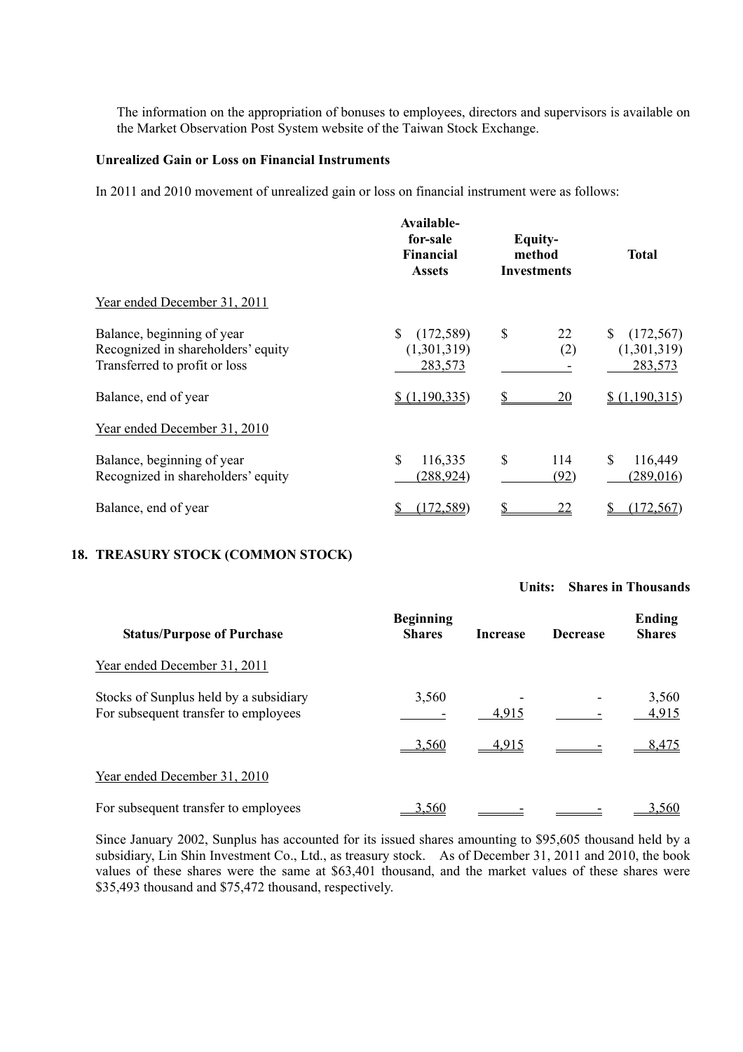The information on the appropriation of bonuses to employees, directors and supervisors is available on the Market Observation Post System website of the Taiwan Stock Exchange.

**Unrealized Gain or Loss on Financial Instruments**

In 2011 and 2010 movement of unrealized gain or loss on financial instrument were as follows:

| | Available-for-sale Financial Assets | Equity-method Investments | Total |
|---|---|---|---|
| Year ended December 31, 2011 | | | |
| Balance, beginning of year | $ (172,589) | $ 22 | $ (172,567) |
| Recognized in shareholders' equity | (1,301,319) | (2) | (1,301,319) |
| Transferred to profit or loss | 283,573 | - | 283,573 |
| Balance, end of year | $ (1,190,335) | $ 20 | $ (1,190,315) |
| Year ended December 31, 2010 | | | |
| Balance, beginning of year | $ 116,335 | $ 114 | $ 116,449 |
| Recognized in shareholders' equity | (288,924) | (92) | (289,016) |
| Balance, end of year | $ (172,589) | $ 22 | $ (172,567) |

## 18. TREASURY STOCK (COMMON STOCK)

**Units: Shares in Thousands**

| Status/Purpose of Purchase | Beginning Shares | Increase | Decrease | Ending Shares |
|---|---|---|---|---|
| Year ended December 31, 2011 | | | | |
| Stocks of Sunplus held by a subsidiary | 3,560 | - | - | 3,560 |
| For subsequent transfer to employees | - | 4,915 | - | 4,915 |
| | 3,560 | 4,915 | - | 8,475 |
| Year ended December 31, 2010 | | | | |
| For subsequent transfer to employees | 3,560 | - | - | 3,560 |

Since January 2002, Sunplus has accounted for its issued shares amounting to $95,605 thousand held by a subsidiary, Lin Shin Investment Co., Ltd., as treasury stock. As of December 31, 2011 and 2010, the book values of these shares were the same at $63,401 thousand, and the market values of these shares were $35,493 thousand and $75,472 thousand, respectively.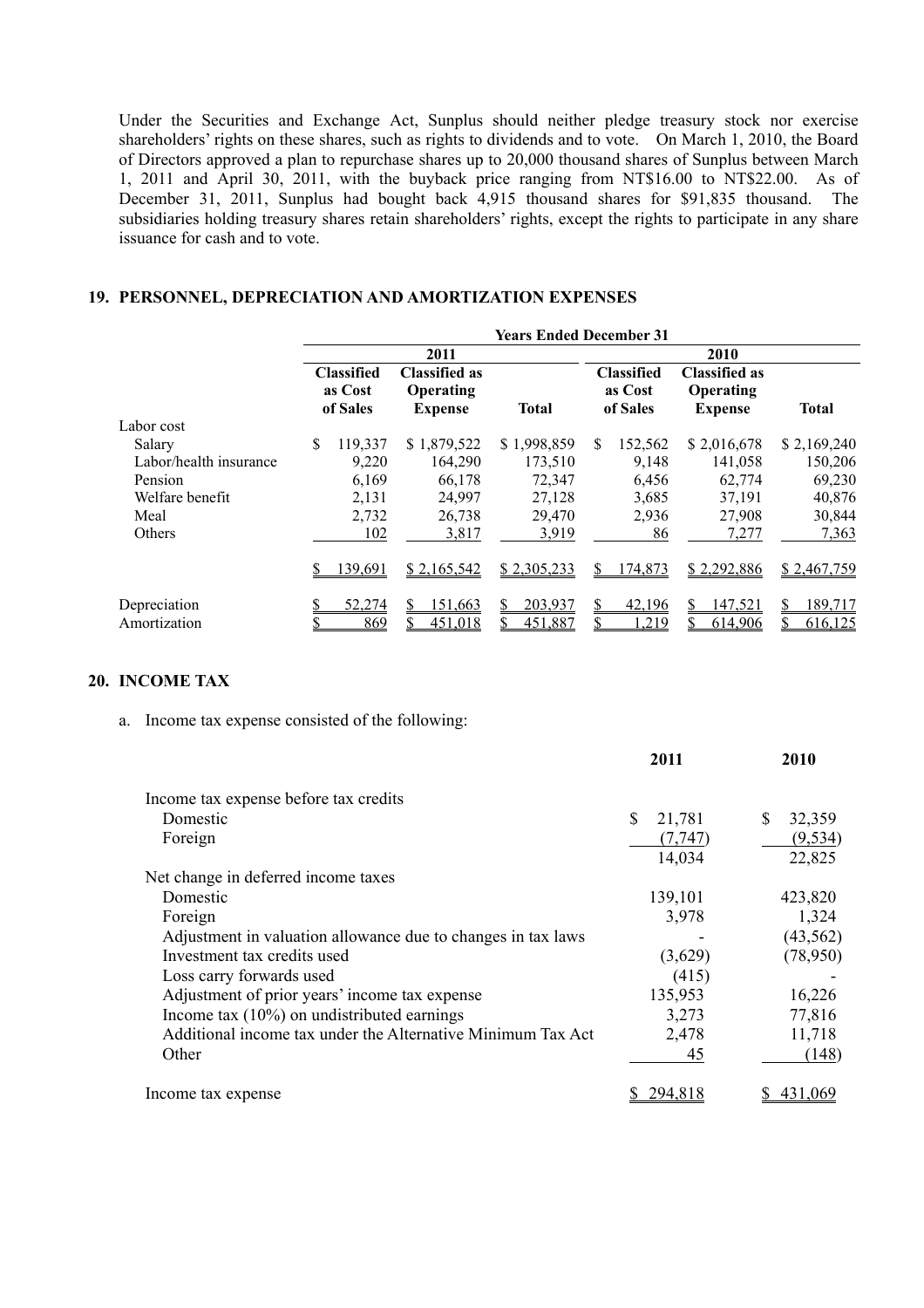Under the Securities and Exchange Act, Sunplus should neither pledge treasury stock nor exercise shareholders' rights on these shares, such as rights to dividends and to vote. On March 1, 2010, the Board of Directors approved a plan to repurchase shares up to 20,000 thousand shares of Sunplus between March 1, 2011 and April 30, 2011, with the buyback price ranging from NT$16.00 to NT$22.00. As of December 31, 2011, Sunplus had bought back 4,915 thousand shares for $91,835 thousand. The subsidiaries holding treasury shares retain shareholders' rights, except the rights to participate in any share issuance for cash and to vote.

## 19. PERSONNEL, DEPRECIATION AND AMORTIZATION EXPENSES

| | Years Ended December 31 | | | | | |
|---|---|---|---|---|---|---|
| | 2011 | | | 2010 | | |
| | Classified as Cost of Sales | Classified as Operating Expense | Total | Classified as Cost of Sales | Classified as Operating Expense | Total |
| Labor cost | | | | | | |
| Salary | $ 119,337 | $ 1,879,522 | $ 1,998,859 | $ 152,562 | $ 2,016,678 | $ 2,169,240 |
| Labor/health insurance | 9,220 | 164,290 | 173,510 | 9,148 | 141,058 | 150,206 |
| Pension | 6,169 | 66,178 | 72,347 | 6,456 | 62,774 | 69,230 |
| Welfare benefit | 2,131 | 24,997 | 27,128 | 3,685 | 37,191 | 40,876 |
| Meal | 2,732 | 26,738 | 29,470 | 2,936 | 27,908 | 30,844 |
| Others | 102 | 3,817 | 3,919 | 86 | 7,277 | 7,363 |
| | $ 139,691 | $ 2,165,542 | $ 2,305,233 | $ 174,873 | $ 2,292,886 | $ 2,467,759 |
| Depreciation | $ 52,274 | $ 151,663 | $ 203,937 | $ 42,196 | $ 147,521 | $ 189,717 |
| Amortization | $ 869 | $ 451,018 | $ 451,887 | $ 1,219 | $ 614,906 | $ 616,125 |

## 20. INCOME TAX

a. Income tax expense consisted of the following:

| | 2011 | 2010 |
|---|---|---|
| Income tax expense before tax credits | | |
| Domestic | $ 21,781 | $ 32,359 |
| Foreign | (7,747) | (9,534) |
| | 14,034 | 22,825 |
| Net change in deferred income taxes | | |
| Domestic | 139,101 | 423,820 |
| Foreign | 3,978 | 1,324 |
| Adjustment in valuation allowance due to changes in tax laws | - | (43,562) |
| Investment tax credits used | (3,629) | (78,950) |
| Loss carry forwards used | (415) | - |
| Adjustment of prior years' income tax expense | 135,953 | 16,226 |
| Income tax (10%) on undistributed earnings | 3,273 | 77,816 |
| Additional income tax under the Alternative Minimum Tax Act | 2,478 | 11,718 |
| Other | 45 | (148) |
| Income tax expense | $ 294,818 | $ 431,069 |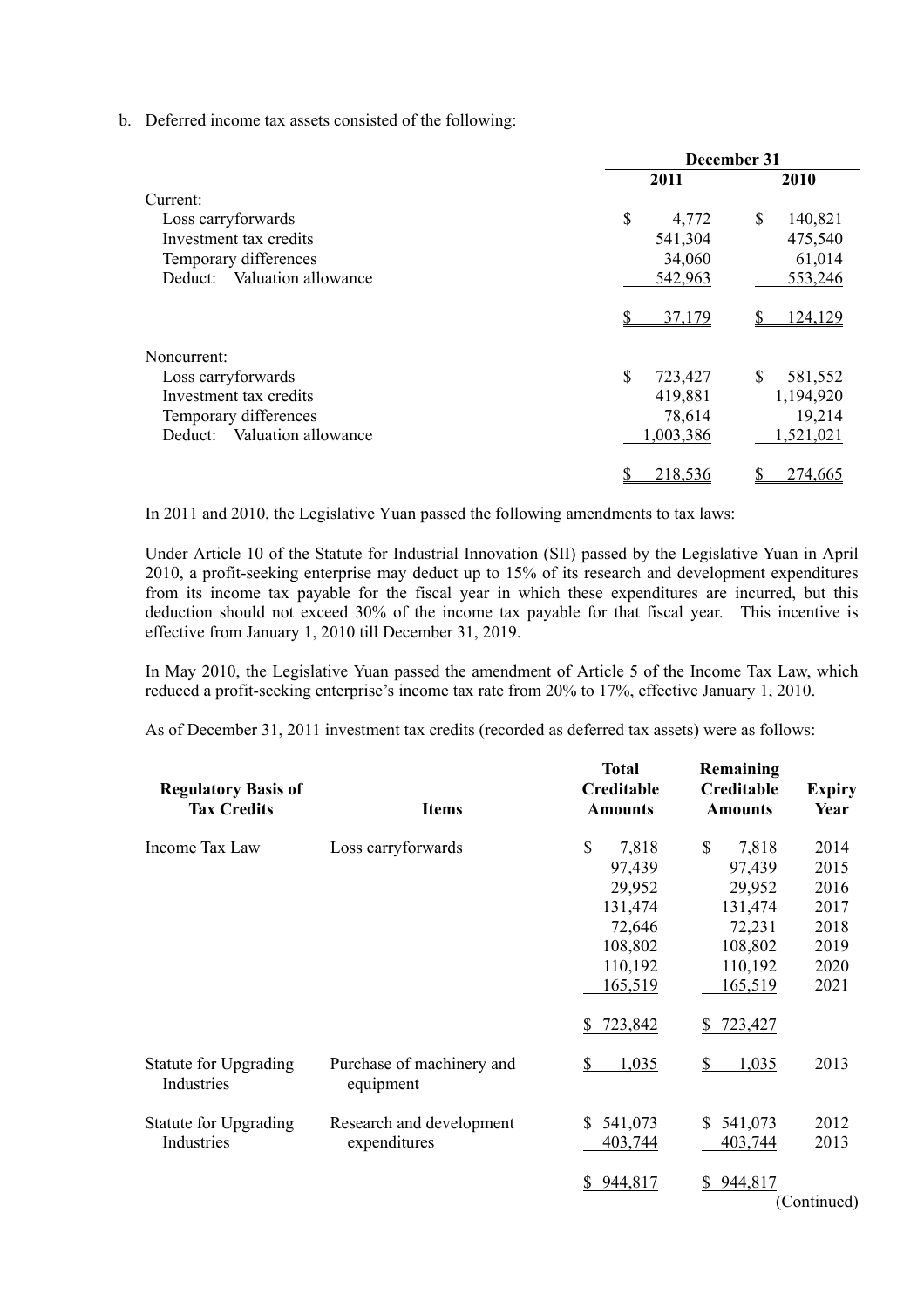b. Deferred income tax assets consisted of the following:

| | December 31 | |
|---|---|---|
| | 2011 | 2010 |
| Current: | | |
| Loss carryforwards | $ 4,772 | $ 140,821 |
| Investment tax credits | 541,304 | 475,540 |
| Temporary differences | 34,060 | 61,014 |
| Deduct: Valuation allowance | 542,963 | 553,246 |
| | $ 37,179 | $ 124,129 |
| Noncurrent: | | |
| Loss carryforwards | $ 723,427 | $ 581,552 |
| Investment tax credits | 419,881 | 1,194,920 |
| Temporary differences | 78,614 | 19,214 |
| Deduct: Valuation allowance | 1,003,386 | 1,521,021 |
| | $ 218,536 | $ 274,665 |

In 2011 and 2010, the Legislative Yuan passed the following amendments to tax laws:

Under Article 10 of the Statute for Industrial Innovation (SII) passed by the Legislative Yuan in April 2010, a profit-seeking enterprise may deduct up to 15% of its research and development expenditures from its income tax payable for the fiscal year in which these expenditures are incurred, but this deduction should not exceed 30% of the income tax payable for that fiscal year. This incentive is effective from January 1, 2010 till December 31, 2019.

In May 2010, the Legislative Yuan passed the amendment of Article 5 of the Income Tax Law, which reduced a profit-seeking enterprise's income tax rate from 20% to 17%, effective January 1, 2010.

As of December 31, 2011 investment tax credits (recorded as deferred tax assets) were as follows:

| Regulatory Basis of Tax Credits | Items | Total Creditable Amounts | Remaining Creditable Amounts | Expiry Year |
|---|---|---|---|---|
| Income Tax Law | Loss carryforwards | $ 7,818 | $ 7,818 | 2014 |
| | | 97,439 | 97,439 | 2015 |
| | | 29,952 | 29,952 | 2016 |
| | | 131,474 | 131,474 | 2017 |
| | | 72,646 | 72,231 | 2018 |
| | | 108,802 | 108,802 | 2019 |
| | | 110,192 | 110,192 | 2020 |
| | | 165,519 | 165,519 | 2021 |
| | | $ 723,842 | $ 723,427 | |
| Statute for Upgrading Industries | Purchase of machinery and equipment | $ 1,035 | $ 1,035 | 2013 |
| Statute for Upgrading Industries | Research and development expenditures | $ 541,073 | $ 541,073 | 2012 |
| | | 403,744 | 403,744 | 2013 |
| | | $ 944,817 | $ 944,817 | |

(Continued)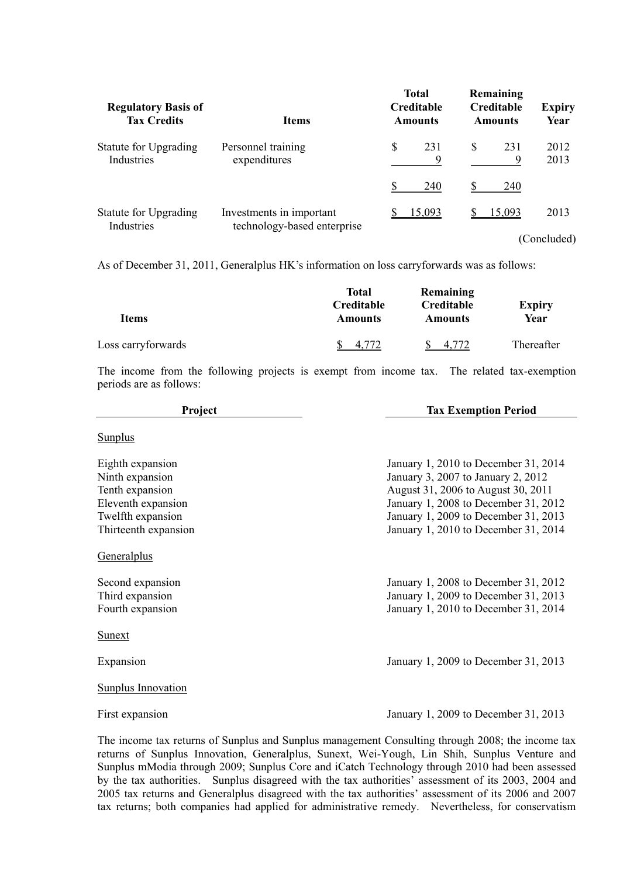| Regulatory Basis of Tax Credits | Items | Total Creditable Amounts | Remaining Creditable Amounts | Expiry Year |
|---|---|---|---|---|
| Statute for Upgrading Industries | Personnel training expenditures | $ 231 | $ 231 | 2012 |
| | | 9 | 9 | 2013 |
| | | $ 240 | $ 240 | |
| Statute for Upgrading Industries | Investments in important technology-based enterprise | $ 15,093 | $ 15,093 | 2013 |

(Concluded)

As of December 31, 2011, Generalplus HK's information on loss carryforwards was as follows:

| Items | Total Creditable Amounts | Remaining Creditable Amounts | Expiry Year |
|---|---|---|---|
| Loss carryforwards | $ 4,772 | $ 4,772 | Thereafter |

The income from the following projects is exempt from income tax. The related tax-exemption periods are as follows:

| Project | Tax Exemption Period |
|---|---|
| Sunplus | |
| Eighth expansion | January 1, 2010 to December 31, 2014 |
| Ninth expansion | January 3, 2007 to January 2, 2012 |
| Tenth expansion | August 31, 2006 to August 30, 2011 |
| Eleventh expansion | January 1, 2008 to December 31, 2012 |
| Twelfth expansion | January 1, 2009 to December 31, 2013 |
| Thirteenth expansion | January 1, 2010 to December 31, 2014 |
| Generalplus | |
| Second expansion | January 1, 2008 to December 31, 2012 |
| Third expansion | January 1, 2009 to December 31, 2013 |
| Fourth expansion | January 1, 2010 to December 31, 2014 |
| Sunext | |
| Expansion | January 1, 2009 to December 31, 2013 |
| Sunplus Innovation | |
| First expansion | January 1, 2009 to December 31, 2013 |

The income tax returns of Sunplus and Sunplus management Consulting through 2008; the income tax returns of Sunplus Innovation, Generalplus, Sunext, Wei-Yough, Lin Shih, Sunplus Venture and Sunplus mModia through 2009; Sunplus Core and iCatch Technology through 2010 had been assessed by the tax authorities. Sunplus disagreed with the tax authorities' assessment of its 2003, 2004 and 2005 tax returns and Generalplus disagreed with the tax authorities' assessment of its 2006 and 2007 tax returns; both companies had applied for administrative remedy. Nevertheless, for conservatism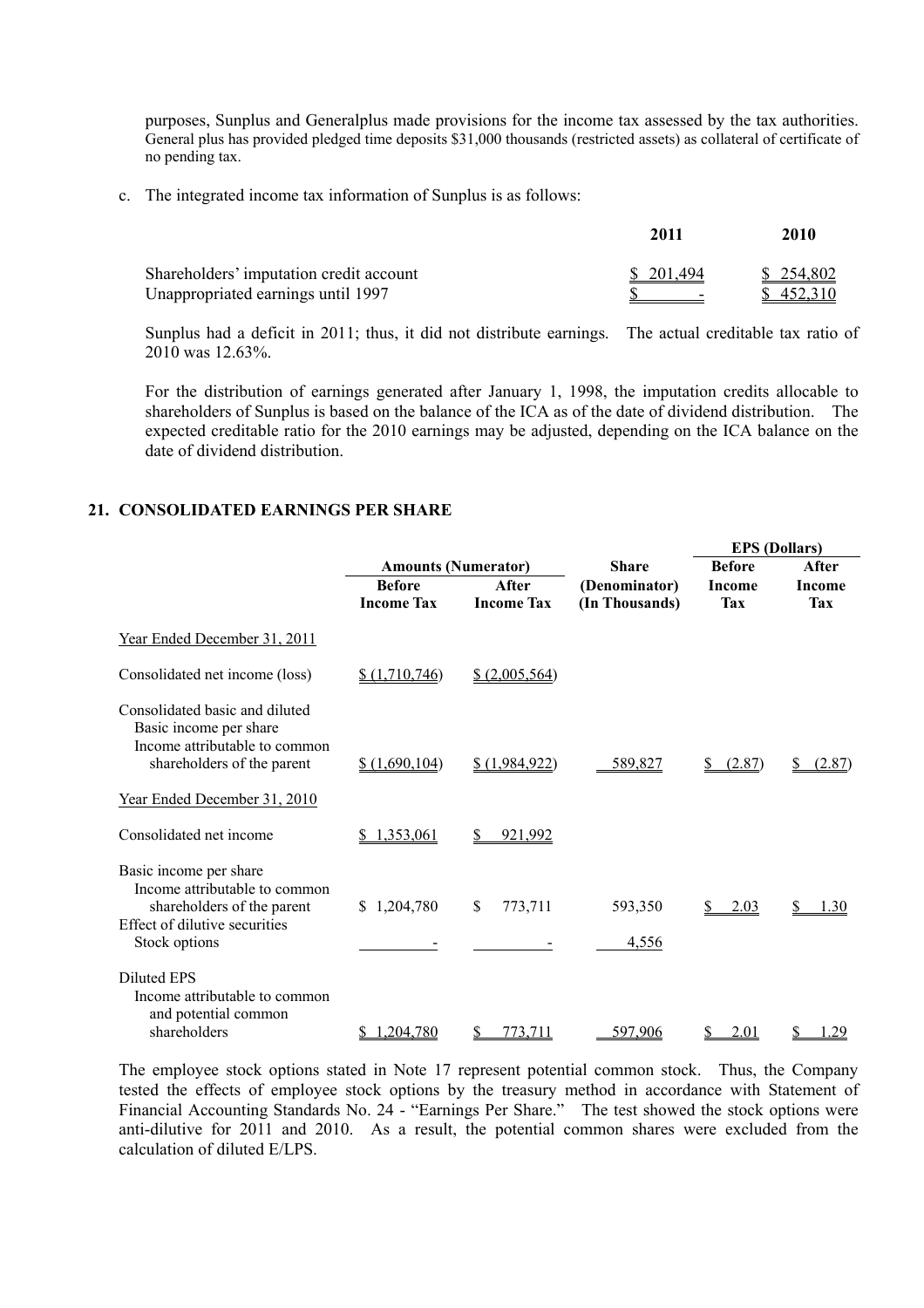purposes, Sunplus and Generalplus made provisions for the income tax assessed by the tax authorities. General plus has provided pledged time deposits $31,000 thousands (restricted assets) as collateral of certificate of no pending tax.

c. The integrated income tax information of Sunplus is as follows:

| | 2011 | 2010 |
|---|---|---|
| Shareholders' imputation credit account | $ 201,494 | $ 254,802 |
| Unappropriated earnings until 1997 | $ - | $ 452,310 |

Sunplus had a deficit in 2011; thus, it did not distribute earnings. The actual creditable tax ratio of 2010 was 12.63%.

For the distribution of earnings generated after January 1, 1998, the imputation credits allocable to shareholders of Sunplus is based on the balance of the ICA as of the date of dividend distribution. The expected creditable ratio for the 2010 earnings may be adjusted, depending on the ICA balance on the date of dividend distribution.

## 21. CONSOLIDATED EARNINGS PER SHARE

| | Amounts (Numerator) | | Share | EPS (Dollars) | |
|---|---|---|---|---|---|
| | Before Income Tax | After Income Tax | (Denominator) (In Thousands) | Before Income Tax | After Income Tax |
| Year Ended December 31, 2011 | | | | | |
| Consolidated net income (loss) | $ (1,710,746) | $ (2,005,564) | | | |
| Consolidated basic and diluted Basic income per share Income attributable to common shareholders of the parent | $ (1,690,104) | $ (1,984,922) | 589,827 | $ (2.87) | $ (2.87) |
| Year Ended December 31, 2010 | | | | | |
| Consolidated net income | $ 1,353,061 | $ 921,992 | | | |
| Basic income per share Income attributable to common shareholders of the parent | $ 1,204,780 | $ 773,711 | 593,350 | $ 2.03 | $ 1.30 |
| Effect of dilutive securities Stock options | - | - | 4,556 | | |
| Diluted EPS Income attributable to common and potential common shareholders | $ 1,204,780 | $ 773,711 | 597,906 | $ 2.01 | $ 1.29 |

The employee stock options stated in Note 17 represent potential common stock. Thus, the Company tested the effects of employee stock options by the treasury method in accordance with Statement of Financial Accounting Standards No. 24 - "Earnings Per Share." The test showed the stock options were anti-dilutive for 2011 and 2010. As a result, the potential common shares were excluded from the calculation of diluted E/LPS.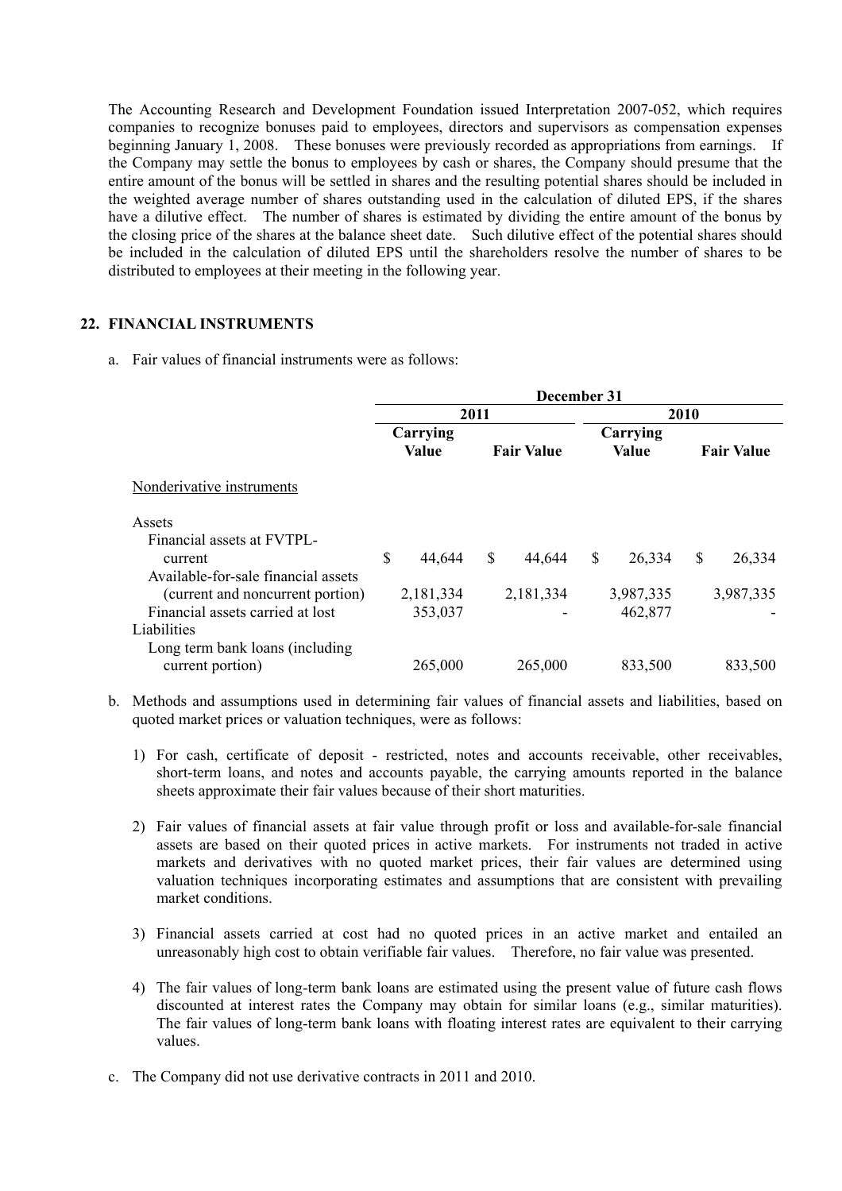The Accounting Research and Development Foundation issued Interpretation 2007-052, which requires companies to recognize bonuses paid to employees, directors and supervisors as compensation expenses beginning January 1, 2008. These bonuses were previously recorded as appropriations from earnings. If the Company may settle the bonus to employees by cash or shares, the Company should presume that the entire amount of the bonus will be settled in shares and the resulting potential shares should be included in the weighted average number of shares outstanding used in the calculation of diluted EPS, if the shares have a dilutive effect. The number of shares is estimated by dividing the entire amount of the bonus by the closing price of the shares at the balance sheet date. Such dilutive effect of the potential shares should be included in the calculation of diluted EPS until the shareholders resolve the number of shares to be distributed to employees at their meeting in the following year.

## 22. FINANCIAL INSTRUMENTS

a. Fair values of financial instruments were as follows:

| | December 31 | | | |
|---|---|---|---|---|
| | 2011 | | 2010 | |
| | Carrying Value | Fair Value | Carrying Value | Fair Value |
| Nonderivative instruments | | | | |
| Assets | | | | |
| Financial assets at FVTPL-current | $ 44,644 | $ 44,644 | $ 26,334 | $ 26,334 |
| Available-for-sale financial assets (current and noncurrent portion) | 2,181,334 | 2,181,334 | 3,987,335 | 3,987,335 |
| Financial assets carried at lost | 353,037 | - | 462,877 | - |
| Liabilities | | | | |
| Long term bank loans (including current portion) | 265,000 | 265,000 | 833,500 | 833,500 |

b. Methods and assumptions used in determining fair values of financial assets and liabilities, based on quoted market prices or valuation techniques, were as follows:

1) For cash, certificate of deposit - restricted, notes and accounts receivable, other receivables, short-term loans, and notes and accounts payable, the carrying amounts reported in the balance sheets approximate their fair values because of their short maturities.

2) Fair values of financial assets at fair value through profit or loss and available-for-sale financial assets are based on their quoted prices in active markets. For instruments not traded in active markets and derivatives with no quoted market prices, their fair values are determined using valuation techniques incorporating estimates and assumptions that are consistent with prevailing market conditions.

3) Financial assets carried at cost had no quoted prices in an active market and entailed an unreasonably high cost to obtain verifiable fair values. Therefore, no fair value was presented.

4) The fair values of long-term bank loans are estimated using the present value of future cash flows discounted at interest rates the Company may obtain for similar loans (e.g., similar maturities). The fair values of long-term bank loans with floating interest rates are equivalent to their carrying values.

c. The Company did not use derivative contracts in 2011 and 2010.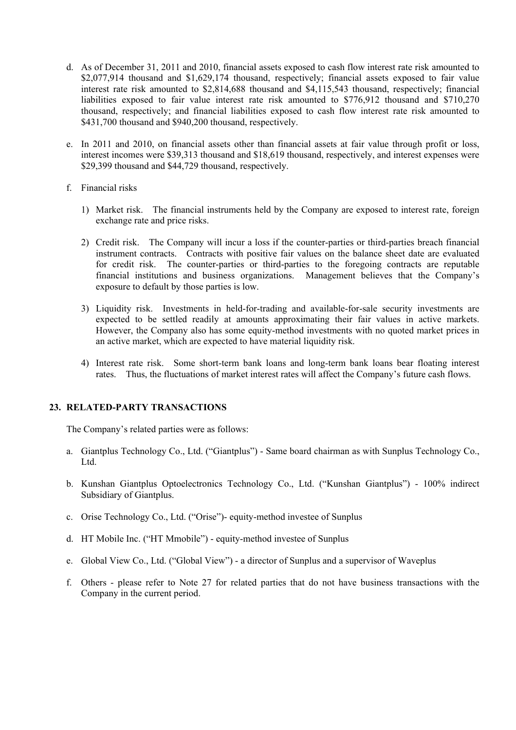d. As of December 31, 2011 and 2010, financial assets exposed to cash flow interest rate risk amounted to $2,077,914 thousand and $1,629,174 thousand, respectively; financial assets exposed to fair value interest rate risk amounted to $2,814,688 thousand and $4,115,543 thousand, respectively; financial liabilities exposed to fair value interest rate risk amounted to $776,912 thousand and $710,270 thousand, respectively; and financial liabilities exposed to cash flow interest rate risk amounted to $431,700 thousand and $940,200 thousand, respectively.

e. In 2011 and 2010, on financial assets other than financial assets at fair value through profit or loss, interest incomes were $39,313 thousand and $18,619 thousand, respectively, and interest expenses were $29,399 thousand and $44,729 thousand, respectively.

f. Financial risks

   1) Market risk. The financial instruments held by the Company are exposed to interest rate, foreign exchange rate and price risks.

   2) Credit risk. The Company will incur a loss if the counter-parties or third-parties breach financial instrument contracts. Contracts with positive fair values on the balance sheet date are evaluated for credit risk. The counter-parties or third-parties to the foregoing contracts are reputable financial institutions and business organizations. Management believes that the Company's exposure to default by those parties is low.

   3) Liquidity risk. Investments in held-for-trading and available-for-sale security investments are expected to be settled readily at amounts approximating their fair values in active markets. However, the Company also has some equity-method investments with no quoted market prices in an active market, which are expected to have material liquidity risk.

   4) Interest rate risk. Some short-term bank loans and long-term bank loans bear floating interest rates. Thus, the fluctuations of market interest rates will affect the Company's future cash flows.

## 23. RELATED-PARTY TRANSACTIONS

The Company's related parties were as follows:

a. Giantplus Technology Co., Ltd. ("Giantplus") - Same board chairman as with Sunplus Technology Co., Ltd.

b. Kunshan Giantplus Optoelectronics Technology Co., Ltd. ("Kunshan Giantplus") - 100% indirect Subsidiary of Giantplus.

c. Orise Technology Co., Ltd. ("Orise")- equity-method investee of Sunplus

d. HT Mobile Inc. ("HT Mmobile") - equity-method investee of Sunplus

e. Global View Co., Ltd. ("Global View") - a director of Sunplus and a supervisor of Waveplus

f. Others - please refer to Note 27 for related parties that do not have business transactions with the Company in the current period.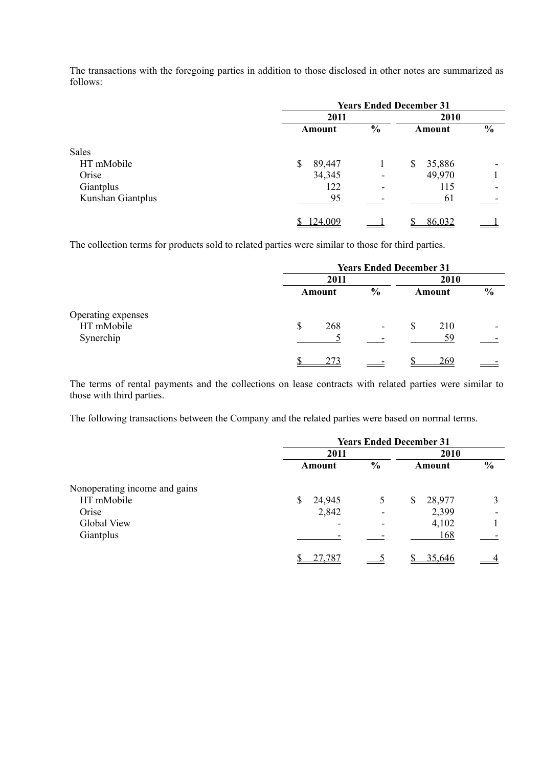The transactions with the foregoing parties in addition to those disclosed in other notes are summarized as follows:

| | Years Ended December 31 | | | |
|---|---|---|---|---|
| | 2011 | | 2010 | |
| | Amount | % | Amount | % |
| Sales | | | | |
| HT mMobile | $ 89,447 | 1 | $ 35,886 | - |
| Orise | 34,345 | - | 49,970 | 1 |
| Giantplus | 122 | - | 115 | - |
| Kunshan Giantplus | 95 | - | 61 | - |
| | $ 124,009 | 1 | $ 86,032 | 1 |

The collection terms for products sold to related parties were similar to those for third parties.

| | Years Ended December 31 | | | |
|---|---|---|---|---|
| | 2011 | | 2010 | |
| | Amount | % | Amount | % |
| Operating expenses | | | | |
| HT mMobile | $ 268 | - | $ 210 | - |
| Synerchip | 5 | - | 59 | - |
| | $ 273 | - | $ 269 | - |

The terms of rental payments and the collections on lease contracts with related parties were similar to those with third parties.

The following transactions between the Company and the related parties were based on normal terms.

| | Years Ended December 31 | | | |
|---|---|---|---|---|
| | 2011 | | 2010 | |
| | Amount | % | Amount | % |
| Nonoperating income and gains | | | | |
| HT mMobile | $ 24,945 | 5 | $ 28,977 | 3 |
| Orise | 2,842 | - | 2,399 | - |
| Global View | - | - | 4,102 | 1 |
| Giantplus | - | - | 168 | - |
| | $ 27,787 | 5 | $ 35,646 | 4 |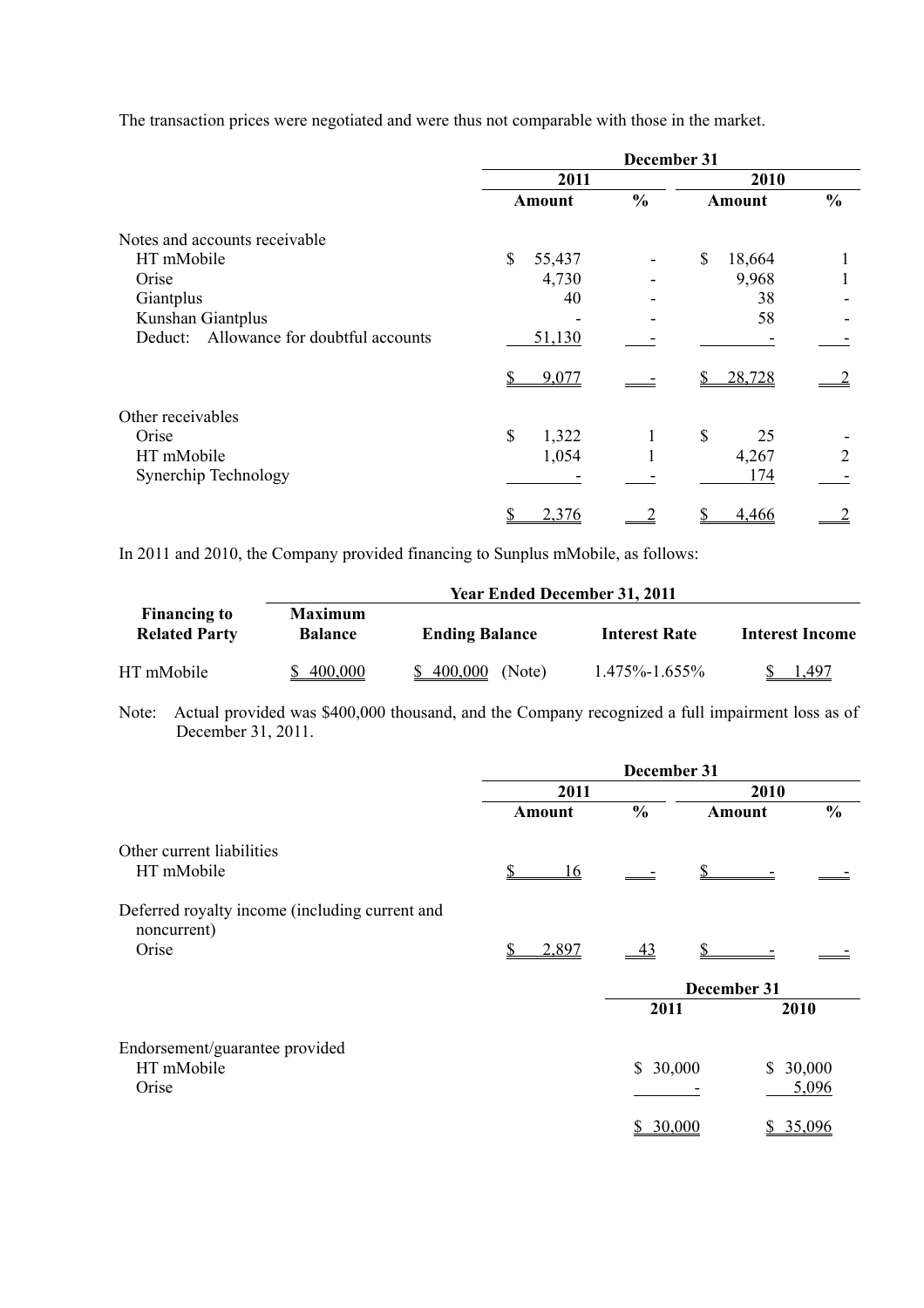The transaction prices were negotiated and were thus not comparable with those in the market.

| | December 31 | | | |
|---|---|---|---|---|
| | 2011 | | 2010 | |
| | Amount | % | Amount | % |
| Notes and accounts receivable | | | | |
| HT mMobile | $ 55,437 | - | $ 18,664 | 1 |
| Orise | 4,730 | - | 9,968 | 1 |
| Giantplus | 40 | - | 38 | - |
| Kunshan Giantplus | - | - | 58 | - |
| Deduct: Allowance for doubtful accounts | 51,130 | - | - | - |
| | $ 9,077 | - | $ 28,728 | 2 |
| Other receivables | | | | |
| Orise | $ 1,322 | 1 | $ 25 | - |
| HT mMobile | 1,054 | 1 | 4,267 | 2 |
| Synerchip Technology | - | - | 174 | - |
| | $ 2,376 | 2 | $ 4,466 | 2 |

In 2011 and 2010, the Company provided financing to Sunplus mMobile, as follows:

| | Year Ended December 31, 2011 | | | |
|---|---|---|---|---|
| **Financing to Related Party** | **Maximum Balance** | **Ending Balance** | **Interest Rate** | **Interest Income** |
| HT mMobile | $ 400,000 | $ 400,000 (Note) | 1.475%-1.655% | $ 1,497 |

Note: Actual provided was $400,000 thousand, and the Company recognized a full impairment loss as of December 31, 2011.

| | December 31 | | | |
|---|---|---|---|---|
| | 2011 | | 2010 | |
| | Amount | % | Amount | % |
| Other current liabilities | | | | |
| HT mMobile | $ 16 | - | $ - | - |
| Deferred royalty income (including current and noncurrent) | | | | |
| Orise | $ 2,897 | 43 | $ - | - |

| | December 31 | |
|---|---|---|
| | 2011 | 2010 |
| Endorsement/guarantee provided | | |
| HT mMobile | $ 30,000 | $ 30,000 |
| Orise | - | 5,096 |
| | $ 30,000 | $ 35,096 |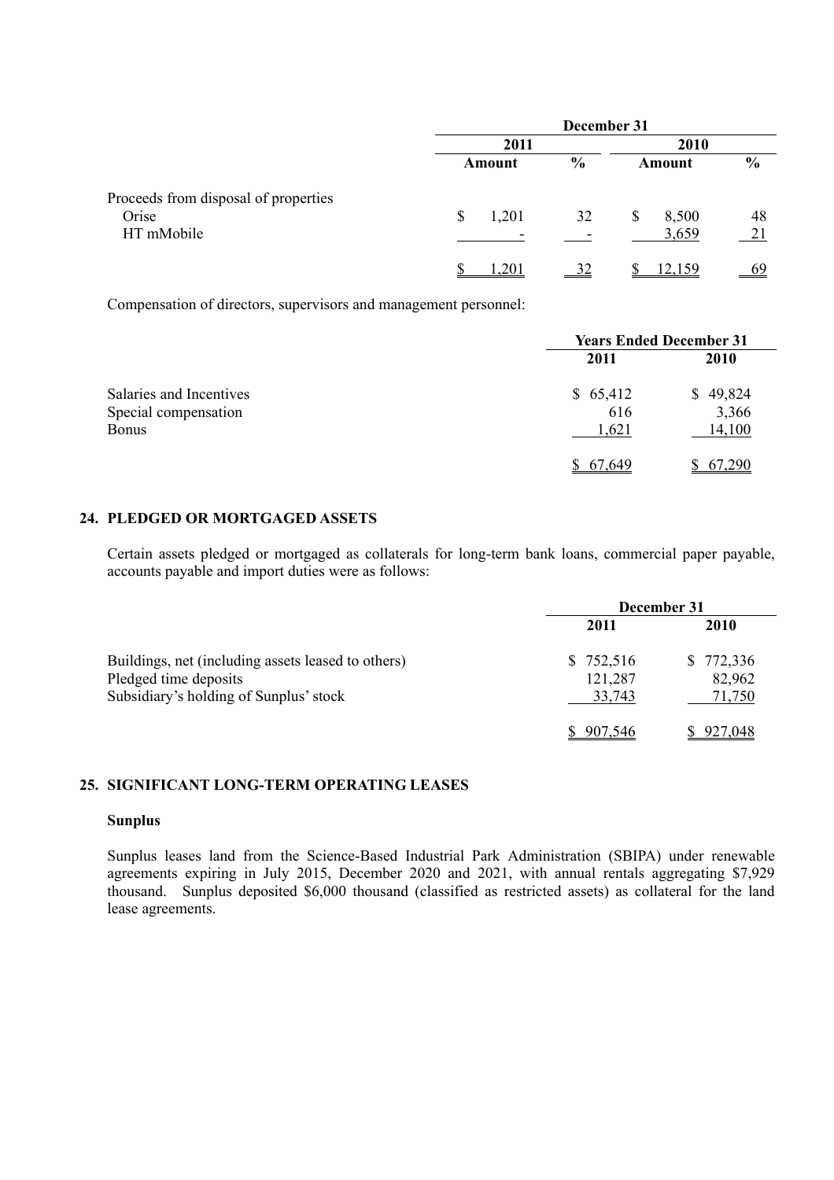| | December 31 | | | |
|---|---|---|---|---|
| | 2011 | | 2010 | |
| | Amount | % | Amount | % |
| Proceeds from disposal of properties | | | | |
| Orise | $ 1,201 | 32 | $ 8,500 | 48 |
| HT mMobile | - | - | 3,659 | 21 |
| | $ 1,201 | 32 | $ 12,159 | 69 |

Compensation of directors, supervisors and management personnel:

| | Years Ended December 31 | |
|---|---|---|
| | 2011 | 2010 |
| Salaries and Incentives | $ 65,412 | $ 49,824 |
| Special compensation | 616 | 3,366 |
| Bonus | 1,621 | 14,100 |
| | $ 67,649 | $ 67,290 |

## 24. PLEDGED OR MORTGAGED ASSETS

Certain assets pledged or mortgaged as collaterals for long-term bank loans, commercial paper payable, accounts payable and import duties were as follows:

| | December 31 | |
|---|---|---|
| | 2011 | 2010 |
| Buildings, net (including assets leased to others) | $ 752,516 | $ 772,336 |
| Pledged time deposits | 121,287 | 82,962 |
| Subsidiary's holding of Sunplus' stock | 33,743 | 71,750 |
| | $ 907,546 | $ 927,048 |

## 25. SIGNIFICANT LONG-TERM OPERATING LEASES

### Sunplus

Sunplus leases land from the Science-Based Industrial Park Administration (SBIPA) under renewable agreements expiring in July 2015, December 2020 and 2021, with annual rentals aggregating $7,929 thousand. Sunplus deposited $6,000 thousand (classified as restricted assets) as collateral for the land lease agreements.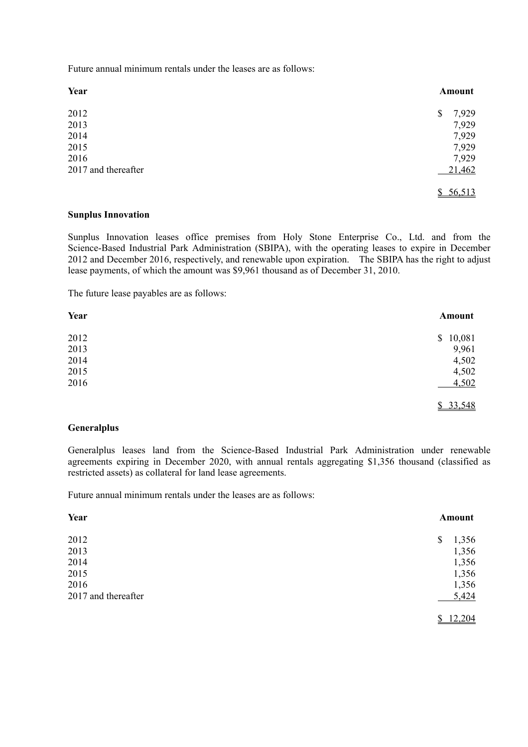Future annual minimum rentals under the leases are as follows:

| Year | Amount |
|---|---|
| 2012 | $ 7,929 |
| 2013 | 7,929 |
| 2014 | 7,929 |
| 2015 | 7,929 |
| 2016 | 7,929 |
| 2017 and thereafter | 21,462 |
| | $ 56,513 |

**Sunplus Innovation**

Sunplus Innovation leases office premises from Holy Stone Enterprise Co., Ltd. and from the Science-Based Industrial Park Administration (SBIPA), with the operating leases to expire in December 2012 and December 2016, respectively, and renewable upon expiration. The SBIPA has the right to adjust lease payments, of which the amount was $9,961 thousand as of December 31, 2010.

The future lease payables are as follows:

| Year | Amount |
|---|---|
| 2012 | $ 10,081 |
| 2013 | 9,961 |
| 2014 | 4,502 |
| 2015 | 4,502 |
| 2016 | 4,502 |
| | $ 33,548 |

**Generalplus**

Generalplus leases land from the Science-Based Industrial Park Administration under renewable agreements expiring in December 2020, with annual rentals aggregating $1,356 thousand (classified as restricted assets) as collateral for land lease agreements.

Future annual minimum rentals under the leases are as follows:

| Year | Amount |
|---|---|
| 2012 | $ 1,356 |
| 2013 | 1,356 |
| 2014 | 1,356 |
| 2015 | 1,356 |
| 2016 | 1,356 |
| 2017 and thereafter | 5,424 |
| | $ 12,204 |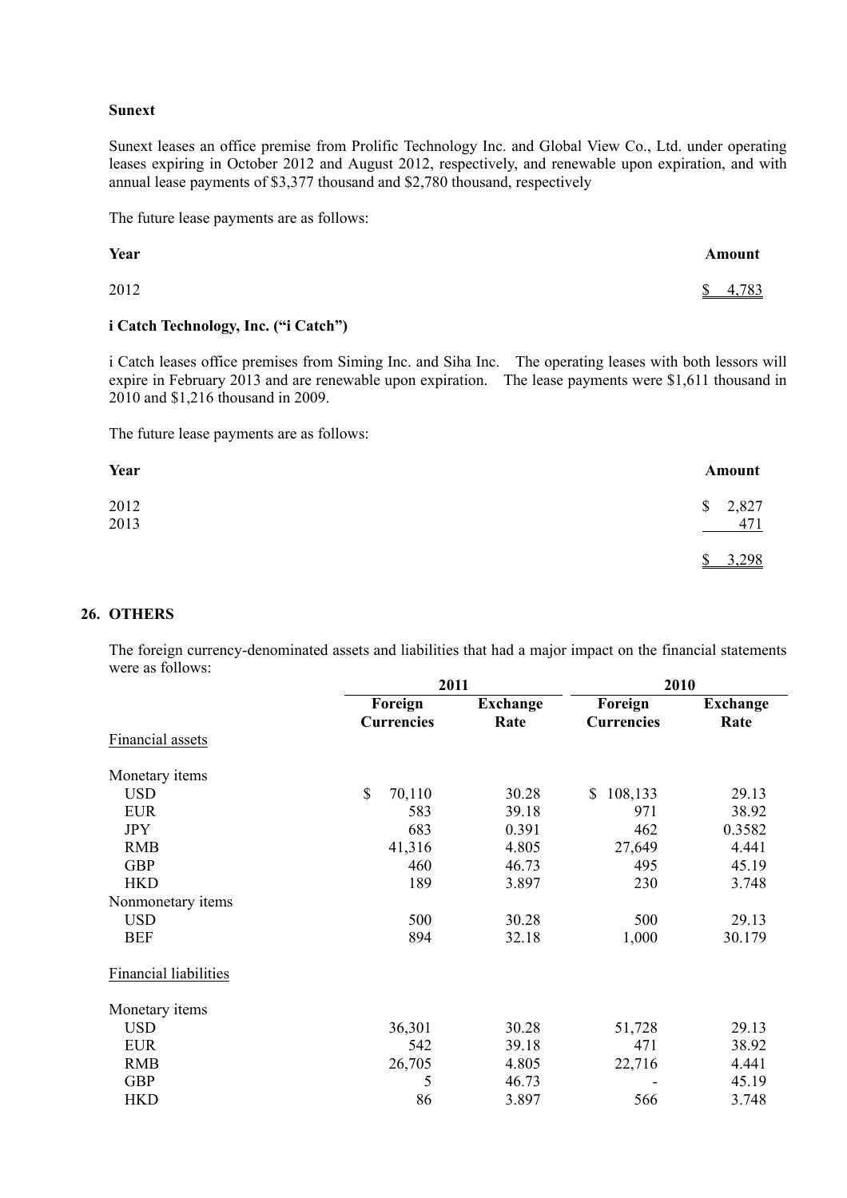**Sunext**

Sunext leases an office premise from Prolific Technology Inc. and Global View Co., Ltd. under operating leases expiring in October 2012 and August 2012, respectively, and renewable upon expiration, and with annual lease payments of $3,377 thousand and $2,780 thousand, respectively

The future lease payments are as follows:

| Year | Amount |
|---|---|
| 2012 | $ 4,783 |

**i Catch Technology, Inc. ("i Catch")**

i Catch leases office premises from Siming Inc. and Siha Inc. The operating leases with both lessors will expire in February 2013 and are renewable upon expiration. The lease payments were $1,611 thousand in 2010 and $1,216 thousand in 2009.

The future lease payments are as follows:

| Year | Amount |
|---|---|
| 2012 | $ 2,827 |
| 2013 | 471 |
| | $ 3,298 |

## 26. OTHERS

The foreign currency-denominated assets and liabilities that had a major impact on the financial statements were as follows:

| | 2011 | | 2010 | |
|---|---|---|---|---|
| | Foreign Currencies | Exchange Rate | Foreign Currencies | Exchange Rate |
| Financial assets | | | | |
| Monetary items | | | | |
| USD | $ 70,110 | 30.28 | $ 108,133 | 29.13 |
| EUR | 583 | 39.18 | 971 | 38.92 |
| JPY | 683 | 0.391 | 462 | 0.3582 |
| RMB | 41,316 | 4.805 | 27,649 | 4.441 |
| GBP | 460 | 46.73 | 495 | 45.19 |
| HKD | 189 | 3.897 | 230 | 3.748 |
| Nonmonetary items | | | | |
| USD | 500 | 30.28 | 500 | 29.13 |
| BEF | 894 | 32.18 | 1,000 | 30.179 |
| Financial liabilities | | | | |
| Monetary items | | | | |
| USD | 36,301 | 30.28 | 51,728 | 29.13 |
| EUR | 542 | 39.18 | 471 | 38.92 |
| RMB | 26,705 | 4.805 | 22,716 | 4.441 |
| GBP | 5 | 46.73 | - | 45.19 |
| HKD | 86 | 3.897 | 566 | 3.748 |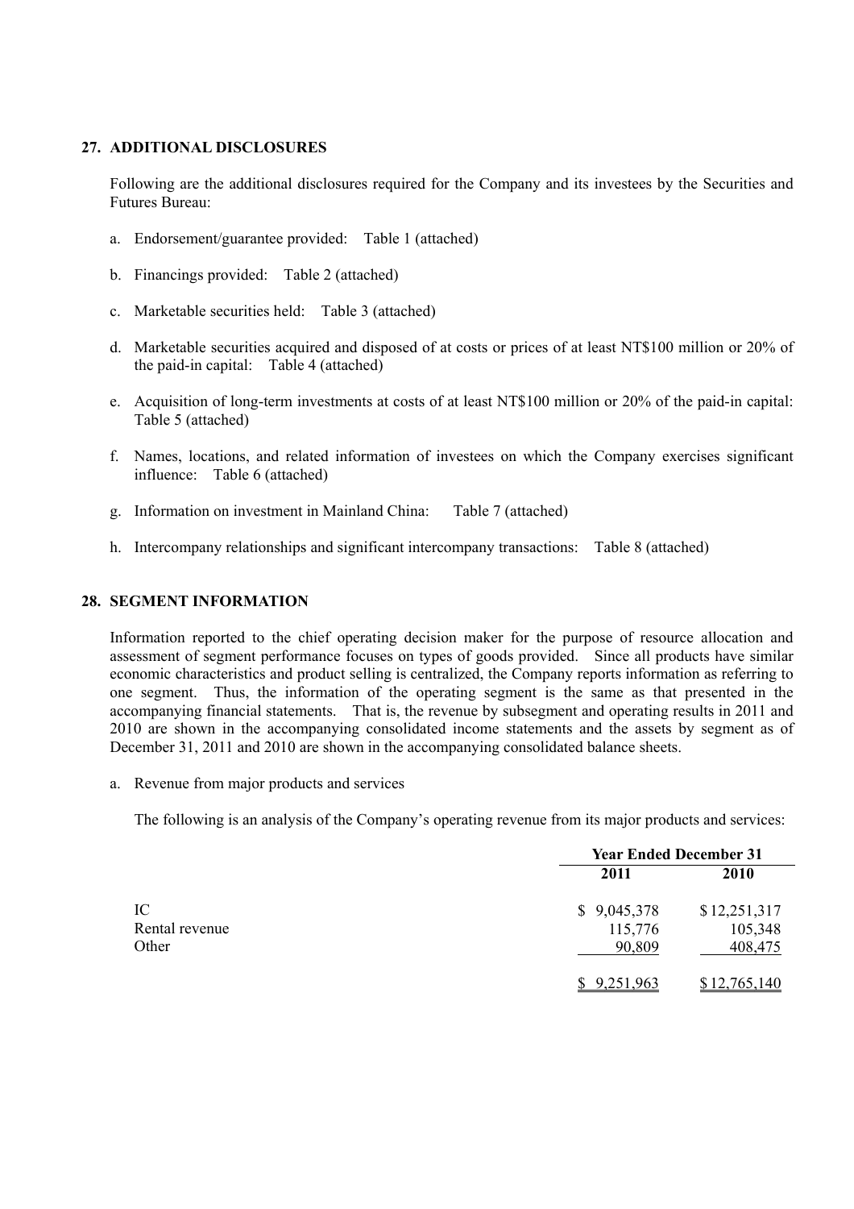## 27. ADDITIONAL DISCLOSURES

Following are the additional disclosures required for the Company and its investees by the Securities and Futures Bureau:

a. Endorsement/guarantee provided: Table 1 (attached)

b. Financings provided: Table 2 (attached)

c. Marketable securities held: Table 3 (attached)

d. Marketable securities acquired and disposed of at costs or prices of at least NT$100 million or 20% of the paid-in capital: Table 4 (attached)

e. Acquisition of long-term investments at costs of at least NT$100 million or 20% of the paid-in capital: Table 5 (attached)

f. Names, locations, and related information of investees on which the Company exercises significant influence: Table 6 (attached)

g. Information on investment in Mainland China: Table 7 (attached)

h. Intercompany relationships and significant intercompany transactions: Table 8 (attached)

## 28. SEGMENT INFORMATION

Information reported to the chief operating decision maker for the purpose of resource allocation and assessment of segment performance focuses on types of goods provided. Since all products have similar economic characteristics and product selling is centralized, the Company reports information as referring to one segment. Thus, the information of the operating segment is the same as that presented in the accompanying financial statements. That is, the revenue by subsegment and operating results in 2011 and 2010 are shown in the accompanying consolidated income statements and the assets by segment as of December 31, 2011 and 2010 are shown in the accompanying consolidated balance sheets.

a. Revenue from major products and services

The following is an analysis of the Company's operating revenue from its major products and services:

| | Year Ended December 31 | |
|---|---|---|
| | 2011 | 2010 |
| IC | $ 9,045,378 | $ 12,251,317 |
| Rental revenue | 115,776 | 105,348 |
| Other | 90,809 | 408,475 |
| | $ 9,251,963 | $ 12,765,140 |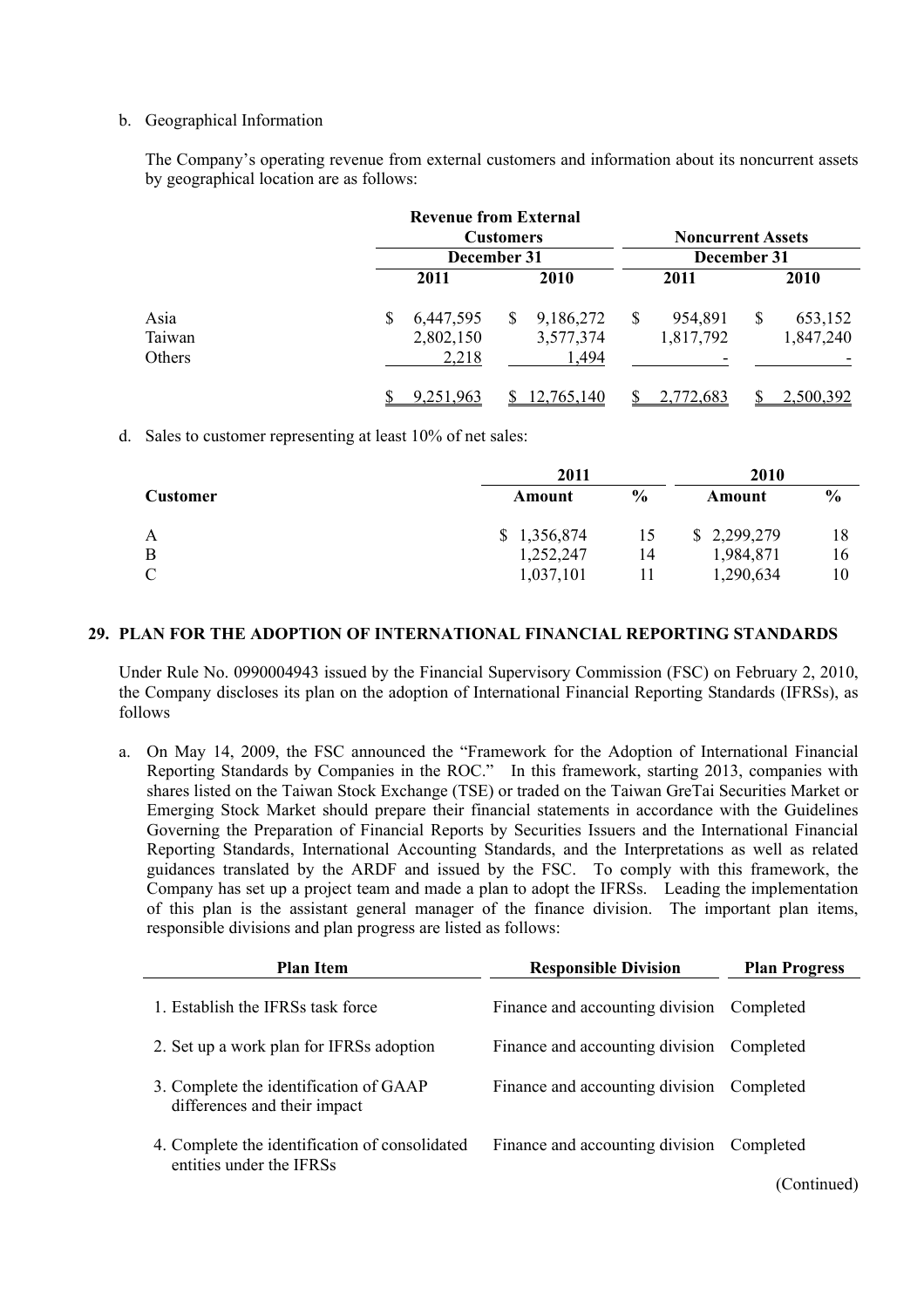b. Geographical Information

The Company's operating revenue from external customers and information about its noncurrent assets by geographical location are as follows:

| | Revenue from External Customers | | Noncurrent Assets | |
|---|---|---|---|---|
| | December 31 | | December 31 | |
| | 2011 | 2010 | 2011 | 2010 |
| Asia | $ 6,447,595 | $ 9,186,272 | $ 954,891 | $ 653,152 |
| Taiwan | 2,802,150 | 3,577,374 | 1,817,792 | 1,847,240 |
| Others | 2,218 | 1,494 | - | - |
| | $ 9,251,963 | $ 12,765,140 | $ 2,772,683 | $ 2,500,392 |

d. Sales to customer representing at least 10% of net sales:

| | 2011 | | 2010 | |
|---|---|---|---|---|
| Customer | Amount | % | Amount | % |
| A | $ 1,356,874 | 15 | $ 2,299,279 | 18 |
| B | 1,252,247 | 14 | 1,984,871 | 16 |
| C | 1,037,101 | 11 | 1,290,634 | 10 |

## 29. PLAN FOR THE ADOPTION OF INTERNATIONAL FINANCIAL REPORTING STANDARDS

Under Rule No. 0990004943 issued by the Financial Supervisory Commission (FSC) on February 2, 2010, the Company discloses its plan on the adoption of International Financial Reporting Standards (IFRSs), as follows

a. On May 14, 2009, the FSC announced the "Framework for the Adoption of International Financial Reporting Standards by Companies in the ROC." In this framework, starting 2013, companies with shares listed on the Taiwan Stock Exchange (TSE) or traded on the Taiwan GreTai Securities Market or Emerging Stock Market should prepare their financial statements in accordance with the Guidelines Governing the Preparation of Financial Reports by Securities Issuers and the International Financial Reporting Standards, International Accounting Standards, and the Interpretations as well as related guidances translated by the ARDF and issued by the FSC. To comply with this framework, the Company has set up a project team and made a plan to adopt the IFRSs. Leading the implementation of this plan is the assistant general manager of the finance division. The important plan items, responsible divisions and plan progress are listed as follows:

| Plan Item | Responsible Division | Plan Progress |
|---|---|---|
| 1. Establish the IFRSs task force | Finance and accounting division | Completed |
| 2. Set up a work plan for IFRSs adoption | Finance and accounting division | Completed |
| 3. Complete the identification of GAAP differences and their impact | Finance and accounting division | Completed |
| 4. Complete the identification of consolidated entities under the IFRSs | Finance and accounting division | Completed |

(Continued)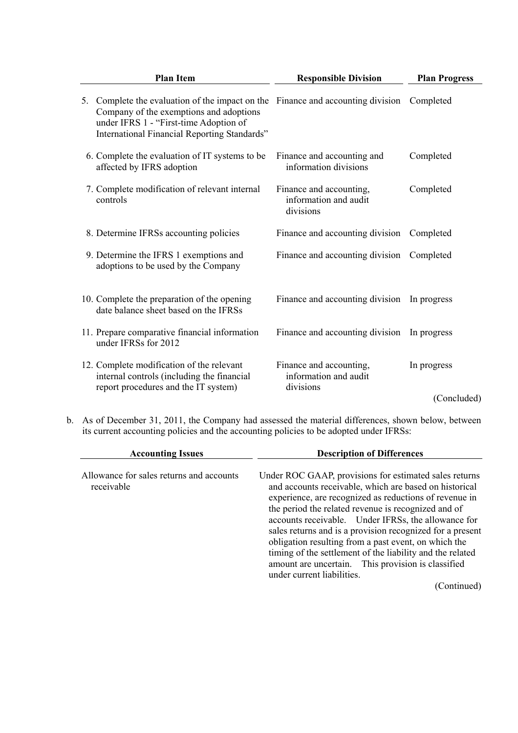| Plan Item | Responsible Division | Plan Progress |
|---|---|---|
| 5. Complete the evaluation of the impact on the Company of the exemptions and adoptions under IFRS 1 - "First-time Adoption of International Financial Reporting Standards" | Finance and accounting division | Completed |
| 6. Complete the evaluation of IT systems to be affected by IFRS adoption | Finance and accounting and information divisions | Completed |
| 7. Complete modification of relevant internal controls | Finance and accounting, information and audit divisions | Completed |
| 8. Determine IFRSs accounting policies | Finance and accounting division | Completed |
| 9. Determine the IFRS 1 exemptions and adoptions to be used by the Company | Finance and accounting division | Completed |
| 10. Complete the preparation of the opening date balance sheet based on the IFRSs | Finance and accounting division | In progress |
| 11. Prepare comparative financial information under IFRSs for 2012 | Finance and accounting division | In progress |
| 12. Complete modification of the relevant internal controls (including the financial report procedures and the IT system) | Finance and accounting, information and audit divisions | In progress |

(Concluded)

b. As of December 31, 2011, the Company had assessed the material differences, shown below, between its current accounting policies and the accounting policies to be adopted under IFRSs:

| Accounting Issues | Description of Differences |
|---|---|
| Allowance for sales returns and accounts receivable | Under ROC GAAP, provisions for estimated sales returns and accounts receivable, which are based on historical experience, are recognized as reductions of revenue in the period the related revenue is recognized and of accounts receivable. Under IFRSs, the allowance for sales returns and is a provision recognized for a present obligation resulting from a past event, on which the timing of the settlement of the liability and the related amount are uncertain. This provision is classified under current liabilities. |

(Continued)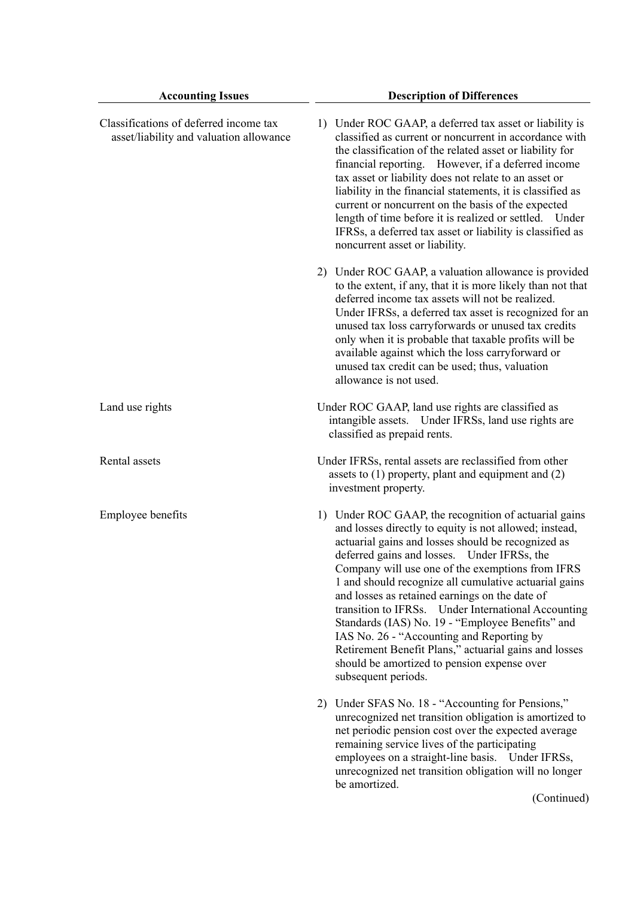| Accounting Issues | Description of Differences |
|---|---|
| Classifications of deferred income tax asset/liability and valuation allowance | 1) Under ROC GAAP, a deferred tax asset or liability is classified as current or noncurrent in accordance with the classification of the related asset or liability for financial reporting. However, if a deferred income tax asset or liability does not relate to an asset or liability in the financial statements, it is classified as current or noncurrent on the basis of the expected length of time before it is realized or settled. Under IFRSs, a deferred tax asset or liability is classified as noncurrent asset or liability. |
| | 2) Under ROC GAAP, a valuation allowance is provided to the extent, if any, that it is more likely than not that deferred income tax assets will not be realized. Under IFRSs, a deferred tax asset is recognized for an unused tax loss carryforwards or unused tax credits only when it is probable that taxable profits will be available against which the loss carryforward or unused tax credit can be used; thus, valuation allowance is not used. |
| Land use rights | Under ROC GAAP, land use rights are classified as intangible assets. Under IFRSs, land use rights are classified as prepaid rents. |
| Rental assets | Under IFRSs, rental assets are reclassified from other assets to (1) property, plant and equipment and (2) investment property. |
| Employee benefits | 1) Under ROC GAAP, the recognition of actuarial gains and losses directly to equity is not allowed; instead, actuarial gains and losses should be recognized as deferred gains and losses. Under IFRSs, the Company will use one of the exemptions from IFRS 1 and should recognize all cumulative actuarial gains and losses as retained earnings on the date of transition to IFRSs. Under International Accounting Standards (IAS) No. 19 - "Employee Benefits" and IAS No. 26 - "Accounting and Reporting by Retirement Benefit Plans," actuarial gains and losses should be amortized to pension expense over subsequent periods. |
| | 2) Under SFAS No. 18 - "Accounting for Pensions," unrecognized net transition obligation is amortized to net periodic pension cost over the expected average remaining service lives of the participating employees on a straight-line basis. Under IFRSs, unrecognized net transition obligation will no longer be amortized. |

(Continued)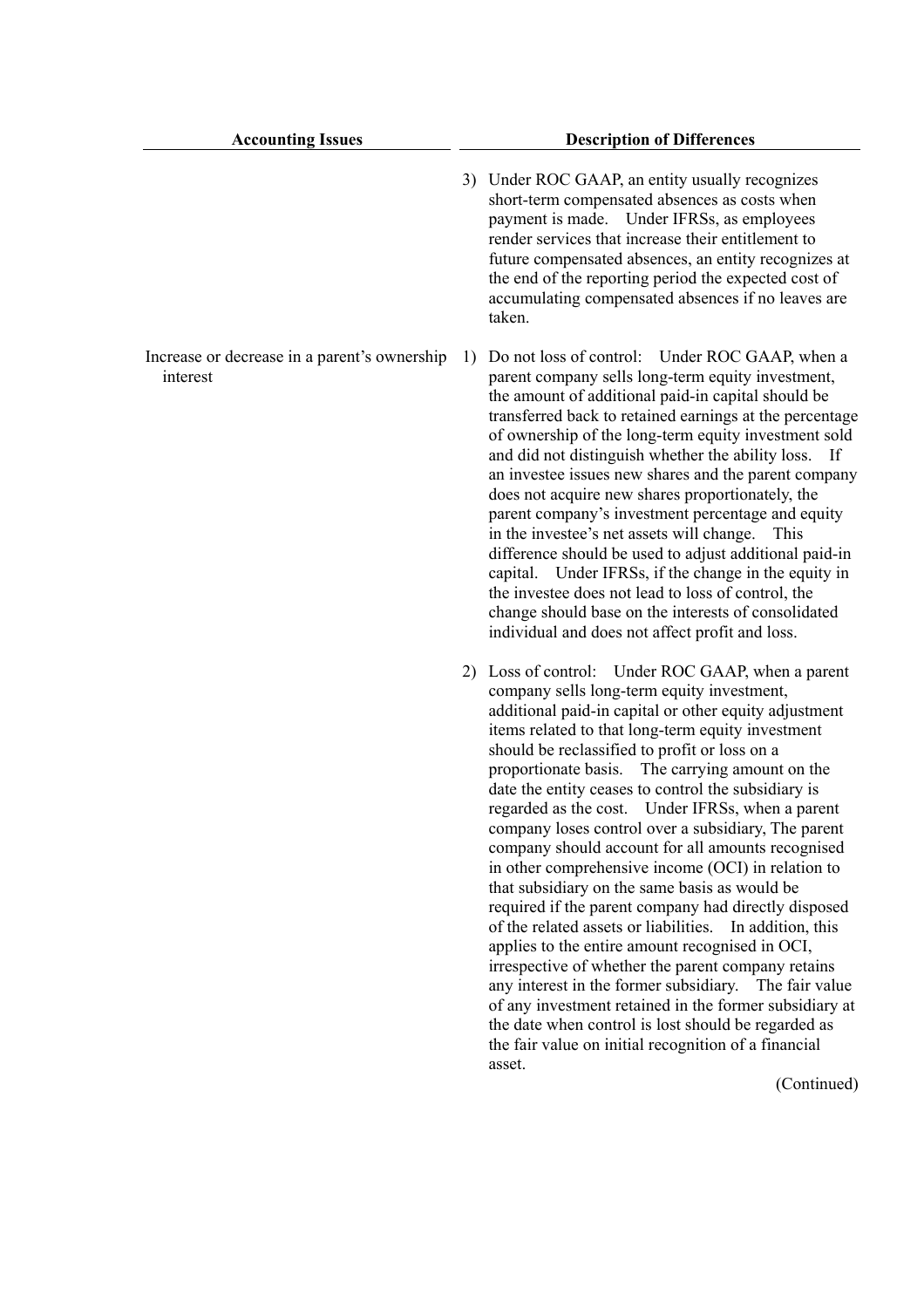| Accounting Issues | Description of Differences |
|---|---|
| | 3) Under ROC GAAP, an entity usually recognizes short-term compensated absences as costs when payment is made. Under IFRSs, as employees render services that increase their entitlement to future compensated absences, an entity recognizes at the end of the reporting period the expected cost of accumulating compensated absences if no leaves are taken. |
| Increase or decrease in a parent's ownership interest | 1) Do not loss of control: Under ROC GAAP, when a parent company sells long-term equity investment, the amount of additional paid-in capital should be transferred back to retained earnings at the percentage of ownership of the long-term equity investment sold and did not distinguish whether the ability loss. If an investee issues new shares and the parent company does not acquire new shares proportionately, the parent company's investment percentage and equity in the investee's net assets will change. This difference should be used to adjust additional paid-in capital. Under IFRSs, if the change in the equity in the investee does not lead to loss of control, the change should base on the interests of consolidated individual and does not affect profit and loss. |
| | 2) Loss of control: Under ROC GAAP, when a parent company sells long-term equity investment, additional paid-in capital or other equity adjustment items related to that long-term equity investment should be reclassified to profit or loss on a proportionate basis. The carrying amount on the date the entity ceases to control the subsidiary is regarded as the cost. Under IFRSs, when a parent company loses control over a subsidiary, The parent company should account for all amounts recognised in other comprehensive income (OCI) in relation to that subsidiary on the same basis as would be required if the parent company had directly disposed of the related assets or liabilities. In addition, this applies to the entire amount recognised in OCI, irrespective of whether the parent company retains any interest in the former subsidiary. The fair value of any investment retained in the former subsidiary at the date when control is lost should be regarded as the fair value on initial recognition of a financial asset. |

(Continued)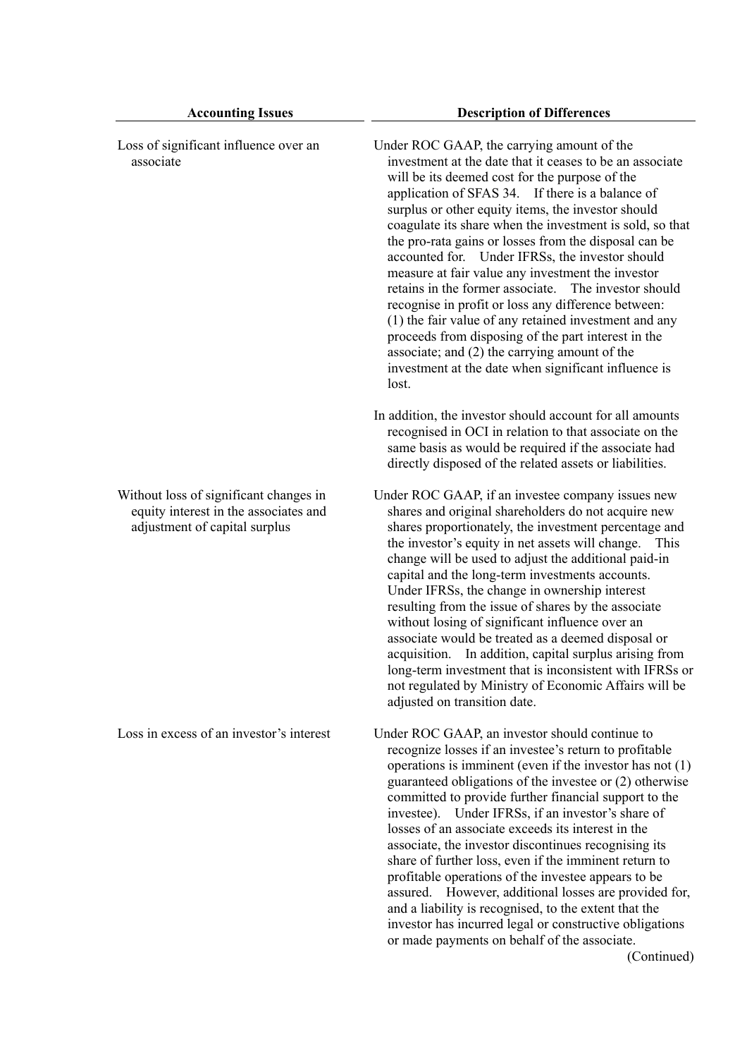| Accounting Issues | Description of Differences |
|---|---|
| Loss of significant influence over an associate | Under ROC GAAP, the carrying amount of the investment at the date that it ceases to be an associate will be its deemed cost for the purpose of the application of SFAS 34. If there is a balance of surplus or other equity items, the investor should coagulate its share when the investment is sold, so that the pro-rata gains or losses from the disposal can be accounted for. Under IFRSs, the investor should measure at fair value any investment the investor retains in the former associate. The investor should recognise in profit or loss any difference between: (1) the fair value of any retained investment and any proceeds from disposing of the part interest in the associate; and (2) the carrying amount of the investment at the date when significant influence is lost.<br><br>In addition, the investor should account for all amounts recognised in OCI in relation to that associate on the same basis as would be required if the associate had directly disposed of the related assets or liabilities. |
| Without loss of significant changes in equity interest in the associates and adjustment of capital surplus | Under ROC GAAP, if an investee company issues new shares and original shareholders do not acquire new shares proportionately, the investment percentage and the investor's equity in net assets will change. This change will be used to adjust the additional paid-in capital and the long-term investments accounts. Under IFRSs, the change in ownership interest resulting from the issue of shares by the associate without losing of significant influence over an associate would be treated as a deemed disposal or acquisition. In addition, capital surplus arising from long-term investment that is inconsistent with IFRSs or not regulated by Ministry of Economic Affairs will be adjusted on transition date. |
| Loss in excess of an investor's interest | Under ROC GAAP, an investor should continue to recognize losses if an investee's return to profitable operations is imminent (even if the investor has not (1) guaranteed obligations of the investee or (2) otherwise committed to provide further financial support to the investee). Under IFRSs, if an investor's share of losses of an associate exceeds its interest in the associate, the investor discontinues recognising its share of further loss, even if the imminent return to profitable operations of the investee appears to be assured. However, additional losses are provided for, and a liability is recognised, to the extent that the investor has incurred legal or constructive obligations or made payments on behalf of the associate. |

(Continued)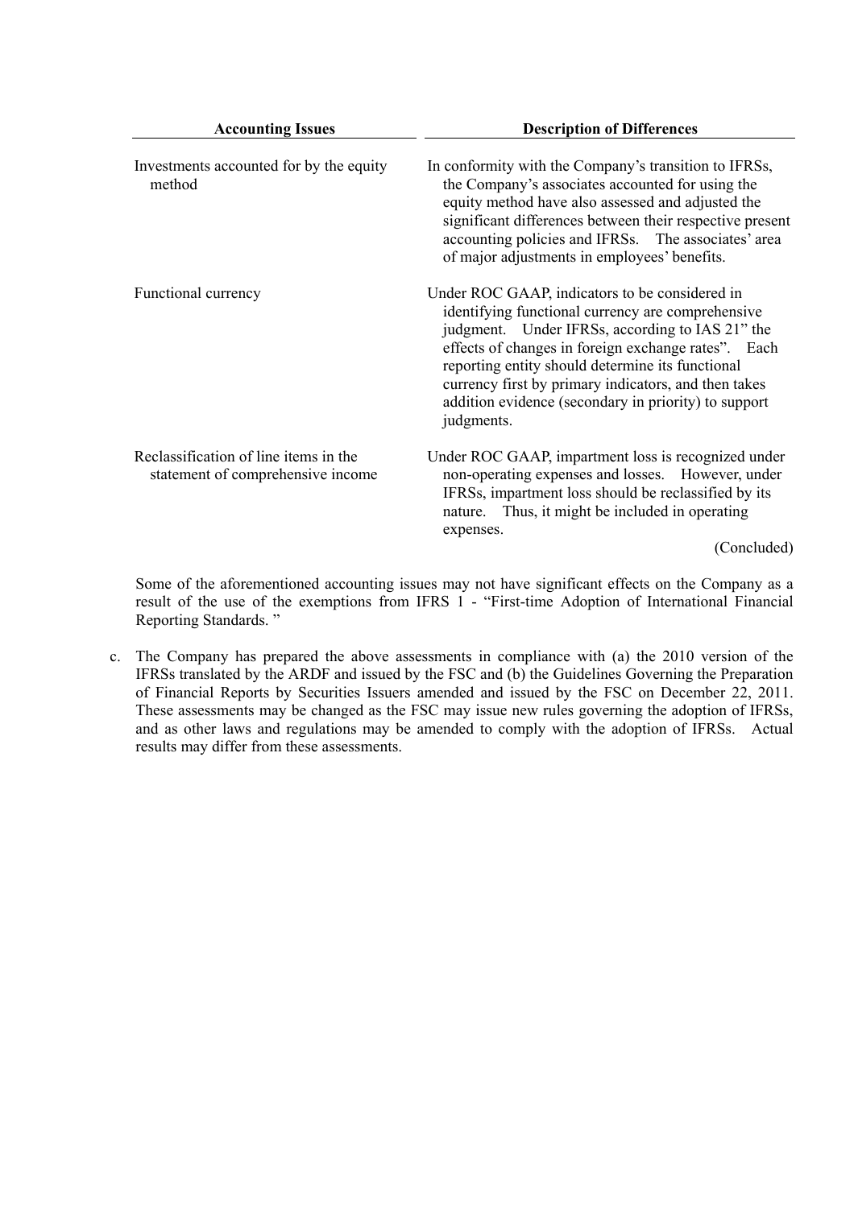| Accounting Issues | Description of Differences |
|---|---|
| Investments accounted for by the equity method | In conformity with the Company's transition to IFRSs, the Company's associates accounted for using the equity method have also assessed and adjusted the significant differences between their respective present accounting policies and IFRSs. The associates' area of major adjustments in employees' benefits. |
| Functional currency | Under ROC GAAP, indicators to be considered in identifying functional currency are comprehensive judgment. Under IFRSs, according to IAS 21" the effects of changes in foreign exchange rates". Each reporting entity should determine its functional currency first by primary indicators, and then takes addition evidence (secondary in priority) to support judgments. |
| Reclassification of line items in the statement of comprehensive income | Under ROC GAAP, impartment loss is recognized under non-operating expenses and losses. However, under IFRSs, impartment loss should be reclassified by its nature. Thus, it might be included in operating expenses. |

(Concluded)

Some of the aforementioned accounting issues may not have significant effects on the Company as a result of the use of the exemptions from IFRS 1 - "First-time Adoption of International Financial Reporting Standards. "

c. The Company has prepared the above assessments in compliance with (a) the 2010 version of the IFRSs translated by the ARDF and issued by the FSC and (b) the Guidelines Governing the Preparation of Financial Reports by Securities Issuers amended and issued by the FSC on December 22, 2011. These assessments may be changed as the FSC may issue new rules governing the adoption of IFRSs, and as other laws and regulations may be amended to comply with the adoption of IFRSs. Actual results may differ from these assessments.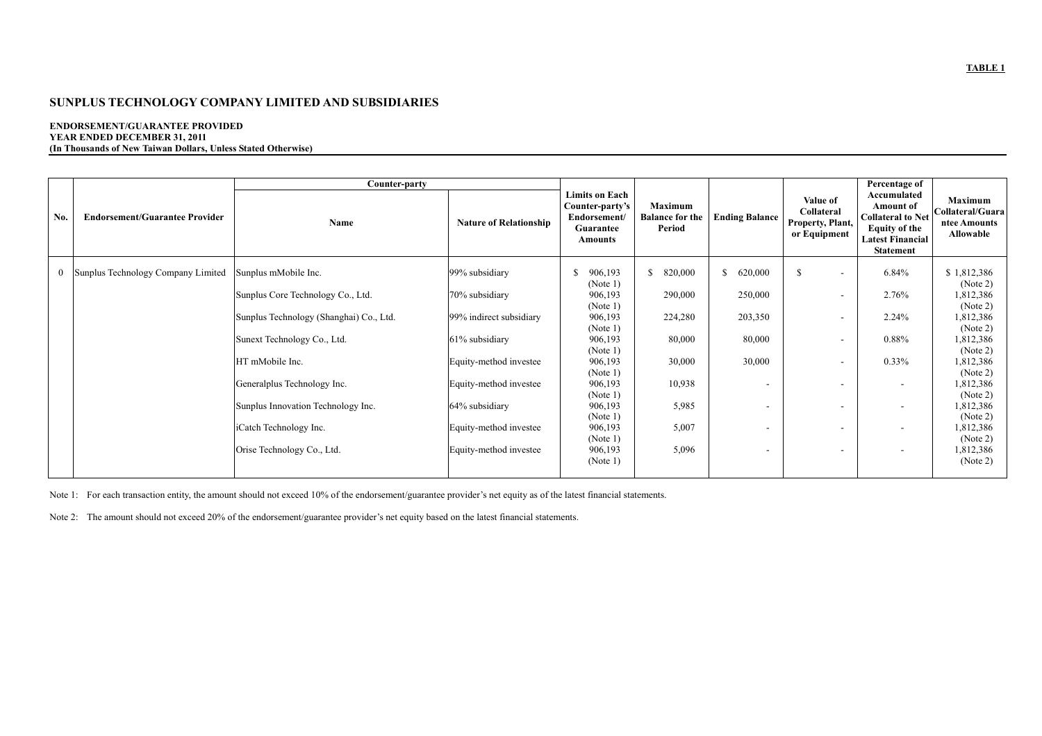**TABLE 1**

# SUNPLUS TECHNOLOGY COMPANY LIMITED AND SUBSIDIARIES

**ENDORSEMENT/GUARANTEE PROVIDED**
**YEAR ENDED DECEMBER 31, 2011**
**(In Thousands of New Taiwan Dollars, Unless Stated Otherwise)**

| No. | Endorsement/Guarantee Provider | Counter-party | | Limits on Each Counter-party's Endorsement/ Guarantee Amounts | Maximum Balance for the Period | Ending Balance | Value of Collateral Property, Plant, or Equipment | Percentage of Accumulated Amount of Collateral to Net Equity of the Latest Financial Statement | Maximum Collateral/Guarantee Amounts Allowable |
|---|---|---|---|---|---|---|---|---|---|
| | | Name | Nature of Relationship | | | | | | |
| 0 | Sunplus Technology Company Limited | Sunplus mMobile Inc. | 99% subsidiary | $ 906,193 (Note 1) | $ 820,000 | $ 620,000 | $ - | 6.84% | $ 1,812,386 (Note 2) |
| | | Sunplus Core Technology Co., Ltd. | 70% subsidiary | 906,193 (Note 1) | 290,000 | 250,000 | - | 2.76% | 1,812,386 (Note 2) |
| | | Sunplus Technology (Shanghai) Co., Ltd. | 99% indirect subsidiary | 906,193 (Note 1) | 224,280 | 203,350 | - | 2.24% | 1,812,386 (Note 2) |
| | | Sunext Technology Co., Ltd. | 61% subsidiary | 906,193 (Note 1) | 80,000 | 80,000 | - | 0.88% | 1,812,386 (Note 2) |
| | | HT mMobile Inc. | Equity-method investee | 906,193 (Note 1) | 30,000 | 30,000 | - | 0.33% | 1,812,386 (Note 2) |
| | | Generalplus Technology Inc. | Equity-method investee | 906,193 (Note 1) | 10,938 | - | - | - | 1,812,386 (Note 2) |
| | | Sunplus Innovation Technology Inc. | 64% subsidiary | 906,193 (Note 1) | 5,985 | - | - | - | 1,812,386 (Note 2) |
| | | iCatch Technology Inc. | Equity-method investee | 906,193 (Note 1) | 5,007 | - | - | - | 1,812,386 (Note 2) |
| | | Orise Technology Co., Ltd. | Equity-method investee | 906,193 (Note 1) | 5,096 | - | - | - | 1,812,386 (Note 2) |

Note 1: For each transaction entity, the amount should not exceed 10% of the endorsement/guarantee provider's net equity as of the latest financial statements.

Note 2: The amount should not exceed 20% of the endorsement/guarantee provider's net equity based on the latest financial statements.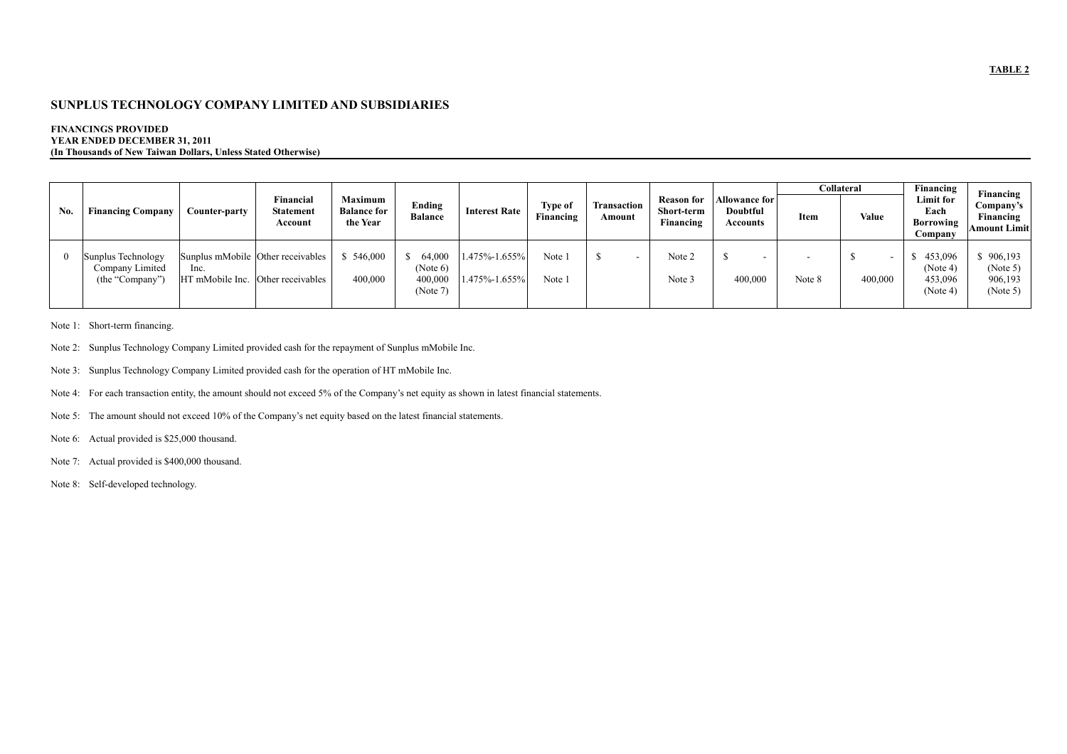**TABLE 2**

## SUNPLUS TECHNOLOGY COMPANY LIMITED AND SUBSIDIARIES

**FINANCINGS PROVIDED**
**YEAR ENDED DECEMBER 31, 2011**
**(In Thousands of New Taiwan Dollars, Unless Stated Otherwise)**

| No. | Financing Company | Counter-party | Financial Statement Account | Maximum Balance for the Year | Ending Balance | Interest Rate | Type of Financing | Transaction Amount | Reason for Short-term Financing | Allowance for Doubtful Accounts | Collateral | | Financing Limit for Each Borrowing Company | Financing Company's Financing Amount Limit |
|---|---|---|---|---|---|---|---|---|---|---|---|---|---|---|
| | | | | | | | | | | | Item | Value | | |
| 0 | Sunplus Technology Company Limited (the "Company") | Sunplus mMobile Inc. | Other receivables | $ 546,000 | $ 64,000 (Note 6) | 1.475%-1.655% | Note 1 | $ - | Note 2 | $ - | - | $ - | $ 453,096 (Note 4) | $ 906,193 (Note 5) |
| | | HT mMobile Inc. | Other receivables | 400,000 | 400,000 (Note 7) | 1.475%-1.655% | Note 1 | | Note 3 | 400,000 | Note 8 | 400,000 | 453,096 (Note 4) | 906,193 (Note 5) |

Note 1: Short-term financing.

Note 2: Sunplus Technology Company Limited provided cash for the repayment of Sunplus mMobile Inc.

Note 3: Sunplus Technology Company Limited provided cash for the operation of HT mMobile Inc.

Note 4: For each transaction entity, the amount should not exceed 5% of the Company's net equity as shown in latest financial statements.

Note 5: The amount should not exceed 10% of the Company's net equity based on the latest financial statements.

Note 6: Actual provided is $25,000 thousand.

Note 7: Actual provided is $400,000 thousand.

Note 8: Self-developed technology.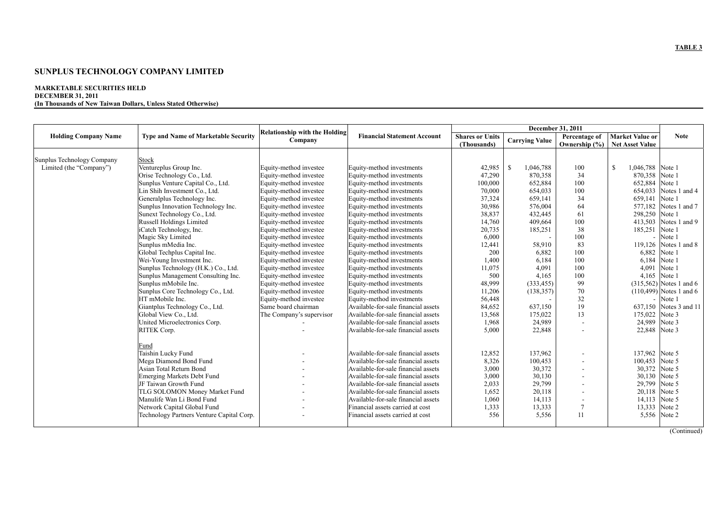**TABLE 3**

# SUNPLUS TECHNOLOGY COMPANY LIMITED

**MARKETABLE SECURITIES HELD**
**DECEMBER 31, 2011**
**(In Thousands of New Taiwan Dollars, Unless Stated Otherwise)**

| Holding Company Name | Type and Name of Marketable Security | Relationship with the Holding Company | Financial Statement Account | December 31, 2011 | | | | Note |
|---|---|---|---|---|---|---|---|---|
| | | | | Shares or Units (Thousands) | Carrying Value | Percentage of Ownership (%) | Market Value or Net Asset Value | |
| Sunplus Technology Company Limited (the "Company") | Stock | | | | | | | |
| | Ventureplus Group Inc. | Equity-method investee | Equity-method investments | 42,985 | $ 1,046,788 | 100 | $ 1,046,788 | Note 1 |
| | Orise Technology Co., Ltd. | Equity-method investee | Equity-method investments | 47,290 | 870,358 | 34 | 870,358 | Note 1 |
| | Sunplus Venture Capital Co., Ltd. | Equity-method investee | Equity-method investments | 100,000 | 652,884 | 100 | 652,884 | Note 1 |
| | Lin Shih Investment Co., Ltd. | Equity-method investee | Equity-method investments | 70,000 | 654,033 | 100 | 654,033 | Notes 1 and 4 |
| | Generalplus Technology Inc. | Equity-method investee | Equity-method investments | 37,324 | 659,141 | 34 | 659,141 | Note 1 |
| | Sunplus Innovation Technology Inc. | Equity-method investee | Equity-method investments | 30,986 | 576,004 | 64 | 577,182 | Notes 1 and 7 |
| | Sunext Technology Co., Ltd. | Equity-method investee | Equity-method investments | 38,837 | 432,445 | 61 | 298,250 | Note 1 |
| | Russell Holdings Limited | Equity-method investee | Equity-method investments | 14,760 | 409,664 | 100 | 413,503 | Notes 1 and 9 |
| | iCatch Technology, Inc. | Equity-method investee | Equity-method investments | 20,735 | 185,251 | 38 | 185,251 | Note 1 |
| | Magic Sky Limited | Equity-method investee | Equity-method investments | 6,000 | - | 100 | - | Note 1 |
| | Sunplus mMedia Inc. | Equity-method investee | Equity-method investments | 12,441 | 58,910 | 83 | 119,126 | Notes 1 and 8 |
| | Global Techplus Capital Inc. | Equity-method investee | Equity-method investments | 200 | 6,882 | 100 | 6,882 | Note 1 |
| | Wei-Young Investment Inc. | Equity-method investee | Equity-method investments | 1,400 | 6,184 | 100 | 6,184 | Note 1 |
| | Sunplus Technology (H.K.) Co., Ltd. | Equity-method investee | Equity-method investments | 11,075 | 4,091 | 100 | 4,091 | Note 1 |
| | Sunplus Management Consulting Inc. | Equity-method investee | Equity-method investments | 500 | 4,165 | 100 | 4,165 | Note 1 |
| | Sunplus mMobile Inc. | Equity-method investee | Equity-method investments | 48,999 | (333,455) | 99 | (315,562) | Notes 1 and 6 |
| | Sunplus Core Technology Co., Ltd. | Equity-method investee | Equity-method investments | 11,206 | (138,357) | 70 | (110,499) | Notes 1 and 6 |
| | HT mMobile Inc. | Equity-method investee | Equity-method investments | 56,448 | - | 32 | - | Note 1 |
| | Giantplus Technology Co., Ltd. | Same board chairman | Available-for-sale financial assets | 84,652 | 637,150 | 19 | 637,150 | Notes 3 and 11 |
| | Global View Co., Ltd. | The Company's supervisor | Available-for-sale financial assets | 13,568 | 175,022 | 13 | 175,022 | Note 3 |
| | United Microelectronics Corp. | - | Available-for-sale financial assets | 1,968 | 24,989 | - | 24,989 | Note 3 |
| | RITEK Corp. | - | Available-for-sale financial assets | 5,000 | 22,848 | - | 22,848 | Note 3 |
| | Fund | | | | | | | |
| | Taishin Lucky Fund | - | Available-for-sale financial assets | 12,852 | 137,962 | - | 137,962 | Note 5 |
| | Mega Diamond Bond Fund | - | Available-for-sale financial assets | 8,326 | 100,453 | - | 100,453 | Note 5 |
| | Asian Total Return Bond | - | Available-for-sale financial assets | 3,000 | 30,372 | - | 30,372 | Note 5 |
| | Emerging Markets Debt Fund | - | Available-for-sale financial assets | 3,000 | 30,130 | - | 30,130 | Note 5 |
| | JF Taiwan Growth Fund | - | Available-for-sale financial assets | 2,033 | 29,799 | - | 29,799 | Note 5 |
| | TLG SOLOMON Money Market Fund | - | Available-for-sale financial assets | 1,652 | 20,118 | - | 20,118 | Note 5 |
| | Manulife Wan Li Bond Fund | - | Available-for-sale financial assets | 1,060 | 14,113 | - | 14,113 | Note 5 |
| | Network Capital Global Fund | - | Financial assets carried at cost | 1,333 | 13,333 | 7 | 13,333 | Note 2 |
| | Technology Partners Venture Capital Corp. | - | Financial assets carried at cost | 556 | 5,556 | 11 | 5,556 | Note 2 |

(Continued)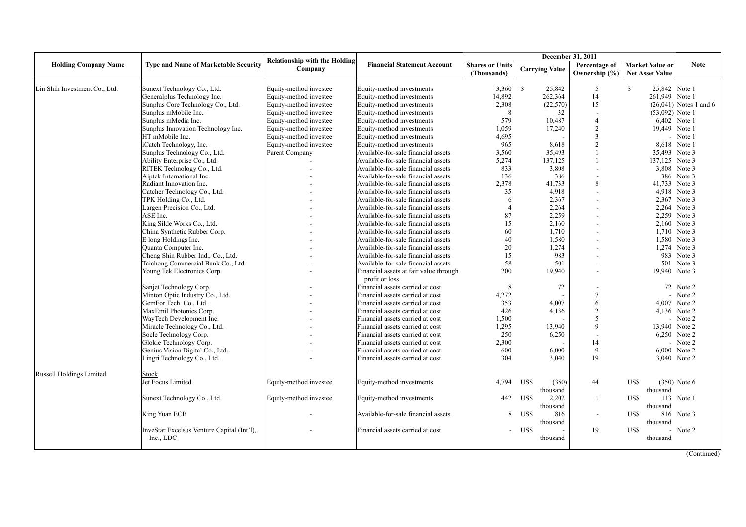| Holding Company Name | Type and Name of Marketable Security | Relationship with the Holding Company | Financial Statement Account | December 31, 2011 | | | | Note |
|---|---|---|---|---|---|---|---|---|
| | | | | Shares or Units (Thousands) | Carrying Value | Percentage of Ownership (%) | Market Value or Net Asset Value | |
| Lin Shih Investment Co., Ltd. | Sunext Technology Co., Ltd. | Equity-method investee | Equity-method investments | 3,360 | $ 25,842 | 5 | $ 25,842 | Note 1 |
| | Generalplus Technology Inc. | Equity-method investee | Equity-method investments | 14,892 | 262,364 | 14 | 261,949 | Note 1 |
| | Sunplus Core Technology Co., Ltd. | Equity-method investee | Equity-method investments | 2,308 | (22,570) | 15 | (26,041) | Notes 1 and 6 |
| | Sunplus mMobile Inc. | Equity-method investee | Equity-method investments | 8 | 32 | - | (53,092) | Note 1 |
| | Sunplus mMedia Inc. | Equity-method investee | Equity-method investments | 579 | 10,487 | 4 | 6,402 | Note 1 |
| | Sunplus Innovation Technology Inc. | Equity-method investee | Equity-method investments | 1,059 | 17,240 | 2 | 19,449 | Note 1 |
| | HT mMobile Inc. | Equity-method investee | Equity-method investments | 4,695 | - | 3 | - | Note 1 |
| | iCatch Technology, Inc. | Equity-method investee | Equity-method investments | 965 | 8,618 | 2 | 8,618 | Note 1 |
| | Sunplus Technology Co., Ltd. | Parent Company | Available-for-sale financial assets | 3,560 | 35,493 | 1 | 35,493 | Note 3 |
| | Ability Enterprise Co., Ltd. | - | Available-for-sale financial assets | 5,274 | 137,125 | 1 | 137,125 | Note 3 |
| | RITEK Technology Co., Ltd. | - | Available-for-sale financial assets | 833 | 3,808 | - | 3,808 | Note 3 |
| | Aiptek International Inc. | - | Available-for-sale financial assets | 136 | 386 | - | 386 | Note 3 |
| | Radiant Innovation Inc. | - | Available-for-sale financial assets | 2,378 | 41,733 | 8 | 41,733 | Note 3 |
| | Catcher Technology Co., Ltd. | - | Available-for-sale financial assets | 35 | 4,918 | - | 4,918 | Note 3 |
| | TPK Holding Co., Ltd. | - | Available-for-sale financial assets | 6 | 2,367 | - | 2,367 | Note 3 |
| | Largen Precision Co., Ltd. | - | Available-for-sale financial assets | 4 | 2,264 | - | 2,264 | Note 3 |
| | ASE Inc. | - | Available-for-sale financial assets | 87 | 2,259 | - | 2,259 | Note 3 |
| | King Silde Works Co., Ltd. | - | Available-for-sale financial assets | 15 | 2,160 | - | 2,160 | Note 3 |
| | China Synthetic Rubber Corp. | - | Available-for-sale financial assets | 60 | 1,710 | - | 1,710 | Note 3 |
| | E long Holdings Inc. | - | Available-for-sale financial assets | 40 | 1,580 | - | 1,580 | Note 3 |
| | Quanta Computer Inc. | - | Available-for-sale financial assets | 20 | 1,274 | - | 1,274 | Note 3 |
| | Cheng Shin Rubber Ind., Co., Ltd. | - | Available-for-sale financial assets | 15 | 983 | - | 983 | Note 3 |
| | Taichong Commercial Bank Co., Ltd. | - | Available-for-sale financial assets | 58 | 501 | - | 501 | Note 3 |
| | Young Tek Electronics Corp. | - | Financial assets at fair value through profit or loss | 200 | 19,940 | - | 19,940 | Note 3 |
| | Sanjet Technology Corp. | - | Financial assets carried at cost | 8 | 72 | - | 72 | Note 2 |
| | Minton Optic Industry Co., Ltd. | - | Financial assets carried at cost | 4,272 | - | 7 | - | Note 2 |
| | GemFor Tech. Co., Ltd. | - | Financial assets carried at cost | 353 | 4,007 | 6 | 4,007 | Note 2 |
| | MaxEmil Photonics Corp. | - | Financial assets carried at cost | 426 | 4,136 | 2 | 4,136 | Note 2 |
| | WayTech Development Inc. | - | Financial assets carried at cost | 1,500 | - | 5 | - | Note 2 |
| | Miracle Technology Co., Ltd. | - | Financial assets carried at cost | 1,295 | 13,940 | 9 | 13,940 | Note 2 |
| | Socle Technology Corp. | - | Financial assets carried at cost | 250 | 6,250 | - | 6,250 | Note 2 |
| | Glokie Technology Corp. | - | Financial assets carried at cost | 2,300 | - | 14 | - | Note 2 |
| | Genius Vision Digital Co., Ltd. | - | Financial assets carried at cost | 600 | 6,000 | 9 | 6,000 | Note 2 |
| | Lingri Technology Co., Ltd. | - | Financial assets carried at cost | 304 | 3,040 | 19 | 3,040 | Note 2 |
| Russell Holdings Limited | Stock | | | | | | | |
| | Jet Focus Limited | Equity-method investee | Equity-method investments | 4,794 | US$ (350) thousand | 44 | US$ (350) thousand | Note 6 |
| | Sunext Technology Co., Ltd. | Equity-method investee | Equity-method investments | 442 | US$ 2,202 thousand | 1 | US$ 113 thousand | Note 1 |
| | King Yuan ECB | - | Available-for-sale financial assets | 8 | US$ 816 thousand | - | US$ 816 thousand | Note 3 |
| | InveStar Excelsus Venture Capital (Int'l), Inc., LDC | - | Financial assets carried at cost | - | US$ - thousand | 19 | US$ - thousand | Note 2 |

(Continued)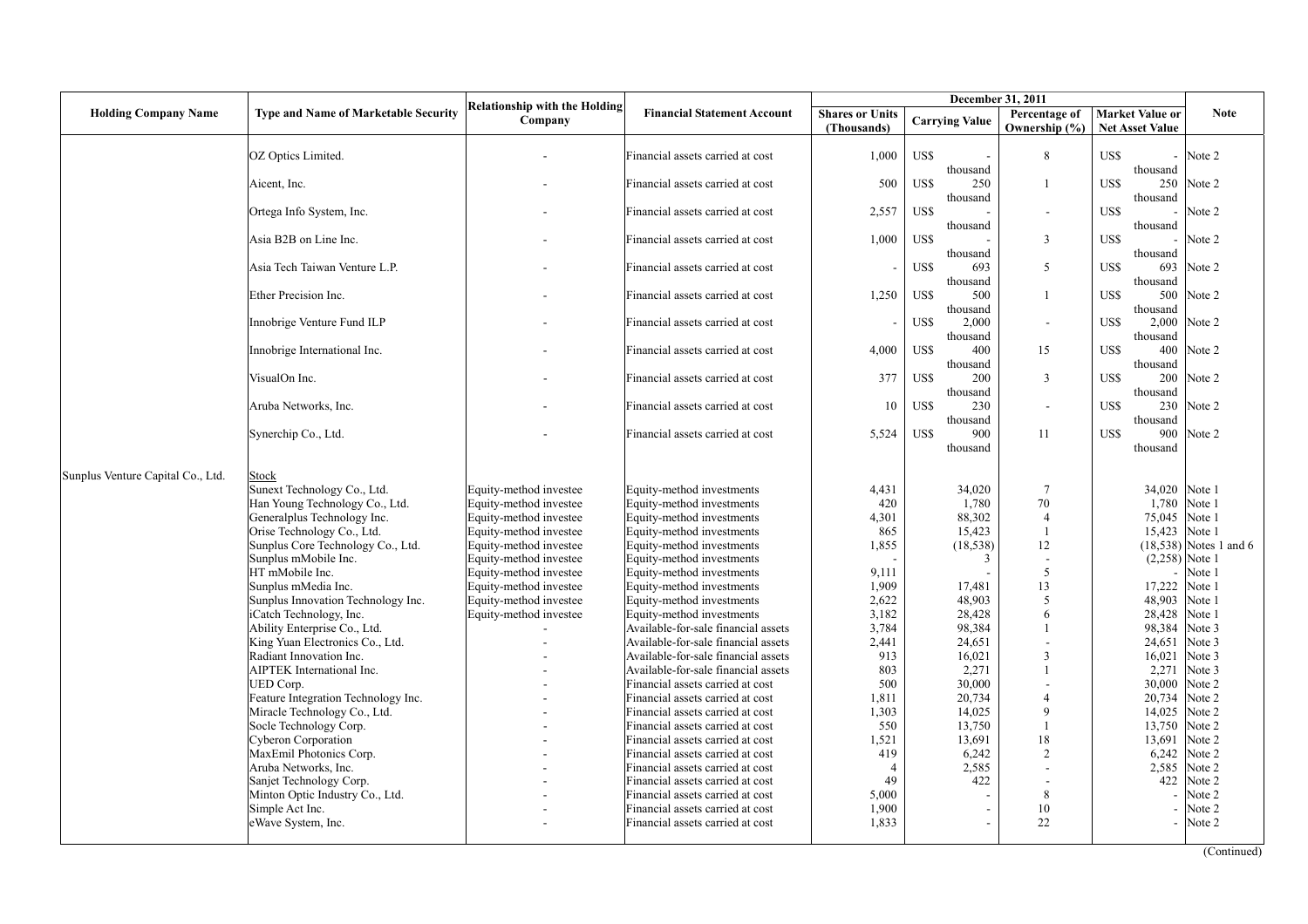| Holding Company Name | Type and Name of Marketable Security | Relationship with the Holding Company | Financial Statement Account | December 31, 2011 | | | | Note |
|---|---|---|---|---|---|---|---|---|
| | | | | Shares or Units (Thousands) | Carrying Value | Percentage of Ownership (%) | Market Value or Net Asset Value | |
| | OZ Optics Limited. | - | Financial assets carried at cost | 1,000 | US$ - thousand | 8 | US$ - thousand | Note 2 |
| | Aicent, Inc. | - | Financial assets carried at cost | 500 | US$ 250 thousand | 1 | US$ 250 thousand | Note 2 |
| | Ortega Info System, Inc. | - | Financial assets carried at cost | 2,557 | US$ - thousand | - | US$ - thousand | Note 2 |
| | Asia B2B on Line Inc. | - | Financial assets carried at cost | 1,000 | US$ - thousand | 3 | US$ - thousand | Note 2 |
| | Asia Tech Taiwan Venture L.P. | - | Financial assets carried at cost | - | US$ 693 thousand | 5 | US$ 693 thousand | Note 2 |
| | Ether Precision Inc. | - | Financial assets carried at cost | 1,250 | US$ 500 thousand | 1 | US$ 500 thousand | Note 2 |
| | Innobrige Venture Fund ILP | - | Financial assets carried at cost | - | US$ 2,000 thousand | - | US$ 2,000 thousand | Note 2 |
| | Innobrige International Inc. | - | Financial assets carried at cost | 4,000 | US$ 400 thousand | 15 | US$ 400 thousand | Note 2 |
| | VisualOn Inc. | - | Financial assets carried at cost | 377 | US$ 200 thousand | 3 | US$ 200 thousand | Note 2 |
| | Aruba Networks, Inc. | - | Financial assets carried at cost | 10 | US$ 230 thousand | - | US$ 230 thousand | Note 2 |
| | Synerchip Co., Ltd. | - | Financial assets carried at cost | 5,524 | US$ 900 thousand | 11 | US$ 900 thousand | Note 2 |
| Sunplus Venture Capital Co., Ltd. | Stock | | | | | | | |
| | Sunext Technology Co., Ltd. | Equity-method investee | Equity-method investments | 4,431 | 34,020 | 7 | 34,020 | Note 1 |
| | Han Young Technology Co., Ltd. | Equity-method investee | Equity-method investments | 420 | 1,780 | 70 | 1,780 | Note 1 |
| | Generalplus Technology Inc. | Equity-method investee | Equity-method investments | 4,301 | 88,302 | 4 | 75,045 | Note 1 |
| | Orise Technology Co., Ltd. | Equity-method investee | Equity-method investments | 865 | 15,423 | 1 | 15,423 | Note 1 |
| | Sunplus Core Technology Co., Ltd. | Equity-method investee | Equity-method investments | 1,855 | (18,538) | 12 | (18,538) | Notes 1 and 6 |
| | Sunplus mMobile Inc. | Equity-method investee | Equity-method investments | - | 3 | - | (2,258) | Note 1 |
| | HT mMobile Inc. | Equity-method investee | Equity-method investments | 9,111 | - | 5 | - | Note 1 |
| | Sunplus mMedia Inc. | Equity-method investee | Equity-method investments | 1,909 | 17,481 | 13 | 17,222 | Note 1 |
| | Sunplus Innovation Technology Inc. | Equity-method investee | Equity-method investments | 2,622 | 48,903 | 5 | 48,903 | Note 1 |
| | iCatch Technology, Inc. | Equity-method investee | Equity-method investments | 3,182 | 28,428 | 6 | 28,428 | Note 1 |
| | Ability Enterprise Co., Ltd. | - | Available-for-sale financial assets | 3,784 | 98,384 | 1 | 98,384 | Note 3 |
| | King Yuan Electronics Co., Ltd. | - | Available-for-sale financial assets | 2,441 | 24,651 | - | 24,651 | Note 3 |
| | Radiant Innovation Inc. | - | Available-for-sale financial assets | 913 | 16,021 | 3 | 16,021 | Note 3 |
| | AIPTEK International Inc. | - | Available-for-sale financial assets | 803 | 2,271 | 1 | 2,271 | Note 3 |
| | UED Corp. | - | Financial assets carried at cost | 500 | 30,000 | - | 30,000 | Note 2 |
| | Feature Integration Technology Inc. | - | Financial assets carried at cost | 1,811 | 20,734 | 4 | 20,734 | Note 2 |
| | Miracle Technology Co., Ltd. | - | Financial assets carried at cost | 1,303 | 14,025 | 9 | 14,025 | Note 2 |
| | Socle Technology Corp. | - | Financial assets carried at cost | 550 | 13,750 | 1 | 13,750 | Note 2 |
| | Cyberon Corporation | - | Financial assets carried at cost | 1,521 | 13,691 | 18 | 13,691 | Note 2 |
| | MaxEmil Photonics Corp. | - | Financial assets carried at cost | 419 | 6,242 | 2 | 6,242 | Note 2 |
| | Aruba Networks, Inc. | - | Financial assets carried at cost | 4 | 2,585 | - | 2,585 | Note 2 |
| | Sanjet Technology Corp. | - | Financial assets carried at cost | 49 | 422 | - | 422 | Note 2 |
| | Minton Optic Industry Co., Ltd. | - | Financial assets carried at cost | 5,000 | - | 8 | - | Note 2 |
| | Simple Act Inc. | - | Financial assets carried at cost | 1,900 | - | 10 | - | Note 2 |
| | eWave System, Inc. | - | Financial assets carried at cost | 1,833 | - | 22 | - | Note 2 |

(Continued)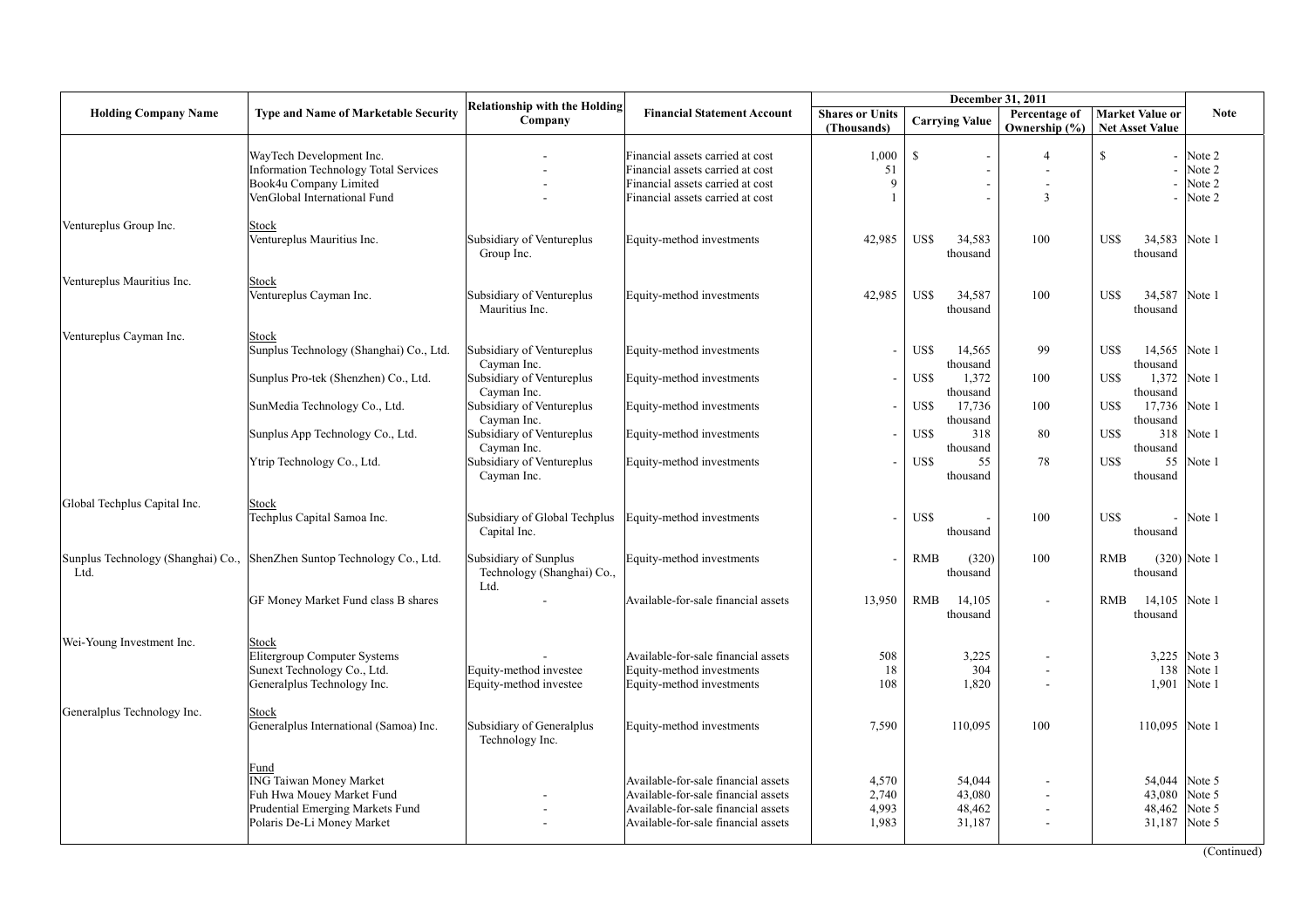| Holding Company Name | Type and Name of Marketable Security | Relationship with the Holding Company | Financial Statement Account | December 31, 2011 | | | | Note |
|---|---|---|---|---|---|---|---|---|
| | | | | Shares or Units (Thousands) | Carrying Value | Percentage of Ownership (%) | Market Value or Net Asset Value | |
| | WayTech Development Inc. | - | Financial assets carried at cost | 1,000 | $ - | 4 | $ - | Note 2 |
| | Information Technology Total Services | - | Financial assets carried at cost | 51 | - | - | - | Note 2 |
| | Book4u Company Limited | - | Financial assets carried at cost | 9 | - | - | - | Note 2 |
| | VenGlobal International Fund | - | Financial assets carried at cost | 1 | - | 3 | - | Note 2 |
| Ventureplus Group Inc. | Stock | | | | | | | |
| | Ventureplus Mauritius Inc. | Subsidiary of Ventureplus Group Inc. | Equity-method investments | 42,985 | US$ 34,583 thousand | 100 | US$ 34,583 thousand | Note 1 |
| Ventureplus Mauritius Inc. | Stock | | | | | | | |
| | Ventureplus Cayman Inc. | Subsidiary of Ventureplus Mauritius Inc. | Equity-method investments | 42,985 | US$ 34,587 thousand | 100 | US$ 34,587 thousand | Note 1 |
| Ventureplus Cayman Inc. | Stock | | | | | | | |
| | Sunplus Technology (Shanghai) Co., Ltd. | Subsidiary of Ventureplus Cayman Inc. | Equity-method investments | - | US$ 14,565 thousand | 99 | US$ 14,565 thousand | Note 1 |
| | Sunplus Pro-tek (Shenzhen) Co., Ltd. | Subsidiary of Ventureplus Cayman Inc. | Equity-method investments | - | US$ 1,372 thousand | 100 | US$ 1,372 thousand | Note 1 |
| | SunMedia Technology Co., Ltd. | Subsidiary of Ventureplus Cayman Inc. | Equity-method investments | - | US$ 17,736 thousand | 100 | US$ 17,736 thousand | Note 1 |
| | Sunplus App Technology Co., Ltd. | Subsidiary of Ventureplus Cayman Inc. | Equity-method investments | - | US$ 318 thousand | 80 | US$ 318 thousand | Note 1 |
| | Ytrip Technology Co., Ltd. | Subsidiary of Ventureplus Cayman Inc. | Equity-method investments | - | US$ 55 thousand | 78 | US$ 55 thousand | Note 1 |
| Global Techplus Capital Inc. | Stock | | | | | | | |
| | Techplus Capital Samoa Inc. | Subsidiary of Global Techplus Capital Inc. | Equity-method investments | - | US$ - thousand | 100 | US$ - thousand | Note 1 |
| Sunplus Technology (Shanghai) Co., Ltd. | ShenZhen Suntop Technology Co., Ltd. | Subsidiary of Sunplus Technology (Shanghai) Co., Ltd. | Equity-method investments | - | RMB (320) thousand | 100 | RMB (320) thousand | Note 1 |
| | GF Money Market Fund class B shares | - | Available-for-sale financial assets | 13,950 | RMB 14,105 thousand | - | RMB 14,105 thousand | Note 1 |
| Wei-Young Investment Inc. | Stock | | | | | | | |
| | Elitergroup Computer Systems | - | Available-for-sale financial assets | 508 | 3,225 | - | 3,225 | Note 3 |
| | Sunext Technology Co., Ltd. | Equity-method investee | Equity-method investments | 18 | 304 | - | 138 | Note 1 |
| | Generalplus Technology Inc. | Equity-method investee | Equity-method investments | 108 | 1,820 | - | 1,901 | Note 1 |
| Generalplus Technology Inc. | Stock | | | | | | | |
| | Generalplus International (Samoa) Inc. | Subsidiary of Generalplus Technology Inc. | Equity-method investments | 7,590 | 110,095 | 100 | 110,095 | Note 1 |
| | Fund | | | | | | | |
| | ING Taiwan Money Market | | Available-for-sale financial assets | 4,570 | 54,044 | - | 54,044 | Note 5 |
| | Fuh Hwa Mouey Market Fund | - | Available-for-sale financial assets | 2,740 | 43,080 | - | 43,080 | Note 5 |
| | Prudential Emerging Markets Fund | - | Available-for-sale financial assets | 4,993 | 48,462 | - | 48,462 | Note 5 |
| | Polaris De-Li Money Market | - | Available-for-sale financial assets | 1,983 | 31,187 | - | 31,187 | Note 5 |

(Continued)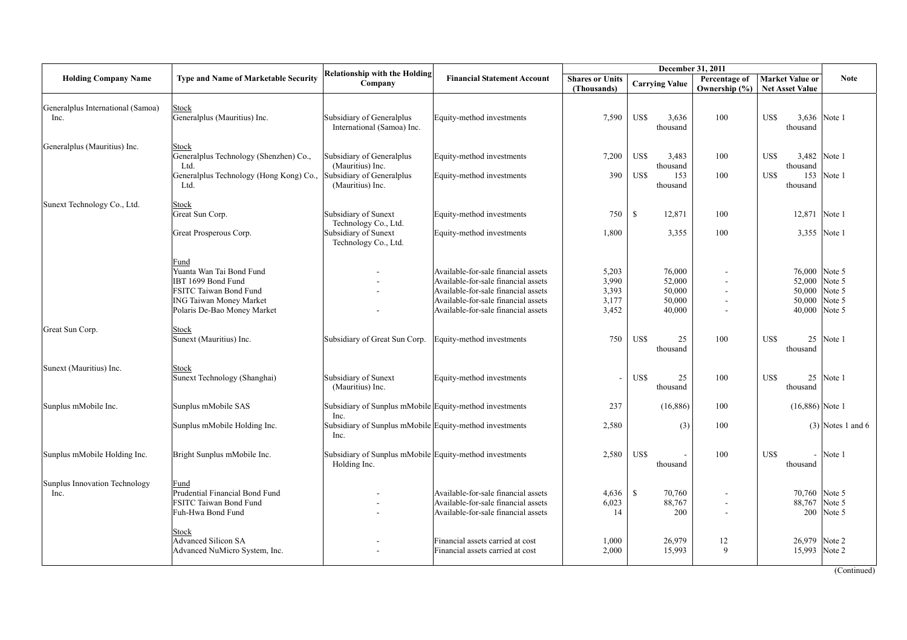| Holding Company Name | Type and Name of Marketable Security | Relationship with the Holding Company | Financial Statement Account | December 31, 2011 | | | | Note |
|---|---|---|---|---|---|---|---|---|
| | | | | Shares or Units (Thousands) | Carrying Value | Percentage of Ownership (%) | Market Value or Net Asset Value | |
| Generalplus International (Samoa) Inc. | Stock | | | | | | | |
| | Generalplus (Mauritius) Inc. | Subsidiary of Generalplus International (Samoa) Inc. | Equity-method investments | 7,590 | US$ 3,636 thousand | 100 | US$ 3,636 thousand | Note 1 |
| Generalplus (Mauritius) Inc. | Stock | | | | | | | |
| | Generalplus Technology (Shenzhen) Co., Ltd. | Subsidiary of Generalplus (Mauritius) Inc. | Equity-method investments | 7,200 | US$ 3,483 thousand | 100 | US$ 3,482 thousand | Note 1 |
| | Generalplus Technology (Hong Kong) Co., Ltd. | Subsidiary of Generalplus (Mauritius) Inc. | Equity-method investments | 390 | US$ 153 thousand | 100 | US$ 153 thousand | Note 1 |
| Sunext Technology Co., Ltd. | Stock | | | | | | | |
| | Great Sun Corp. | Subsidiary of Sunext Technology Co., Ltd. | Equity-method investments | 750 | $ 12,871 | 100 | 12,871 | Note 1 |
| | Great Prosperous Corp. | Subsidiary of Sunext Technology Co., Ltd. | Equity-method investments | 1,800 | 3,355 | 100 | 3,355 | Note 1 |
| | Fund | | | | | | | |
| | Yuanta Wan Tai Bond Fund | - | Available-for-sale financial assets | 5,203 | 76,000 | - | 76,000 | Note 5 |
| | IBT 1699 Bond Fund | - | Available-for-sale financial assets | 3,990 | 52,000 | - | 52,000 | Note 5 |
| | FSITC Taiwan Bond Fund | - | Available-for-sale financial assets | 3,393 | 50,000 | - | 50,000 | Note 5 |
| | ING Taiwan Money Market | | Available-for-sale financial assets | 3,177 | 50,000 | - | 50,000 | Note 5 |
| | Polaris De-Bao Money Market | - | Available-for-sale financial assets | 3,452 | 40,000 | - | 40,000 | Note 5 |
| Great Sun Corp. | Stock | | | | | | | |
| | Sunext (Mauritius) Inc. | Subsidiary of Great Sun Corp. | Equity-method investments | 750 | US$ 25 thousand | 100 | US$ 25 thousand | Note 1 |
| Sunext (Mauritius) Inc. | Stock | | | | | | | |
| | Sunext Technology (Shanghai) | Subsidiary of Sunext (Mauritius) Inc. | Equity-method investments | - | US$ 25 thousand | 100 | US$ 25 thousand | Note 1 |
| Sunplus mMobile Inc. | Sunplus mMobile SAS | Subsidiary of Sunplus mMobile Inc. | Equity-method investments | 237 | (16,886) | 100 | (16,886) | Note 1 |
| | Sunplus mMobile Holding Inc. | Subsidiary of Sunplus mMobile Inc. | Equity-method investments | 2,580 | (3) | 100 | (3) | Notes 1 and 6 |
| Sunplus mMobile Holding Inc. | Bright Sunplus mMobile Inc. | Subsidiary of Sunplus mMobile Holding Inc. | Equity-method investments | 2,580 | US$ - thousand | 100 | US$ - thousand | Note 1 |
| Sunplus Innovation Technology Inc. | Fund | | | | | | | |
| | Prudential Financial Bond Fund | - | Available-for-sale financial assets | 4,636 | $ 70,760 | - | 70,760 | Note 5 |
| | FSITC Taiwan Bond Fund | - | Available-for-sale financial assets | 6,023 | 88,767 | - | 88,767 | Note 5 |
| | Fuh-Hwa Bond Fund | - | Available-for-sale financial assets | 14 | 200 | - | 200 | Note 5 |
| | Stock | | | | | | | |
| | Advanced Silicon SA | - | Financial assets carried at cost | 1,000 | 26,979 | 12 | 26,979 | Note 2 |
| | Advanced NuMicro System, Inc. | - | Financial assets carried at cost | 2,000 | 15,993 | 9 | 15,993 | Note 2 |

(Continued)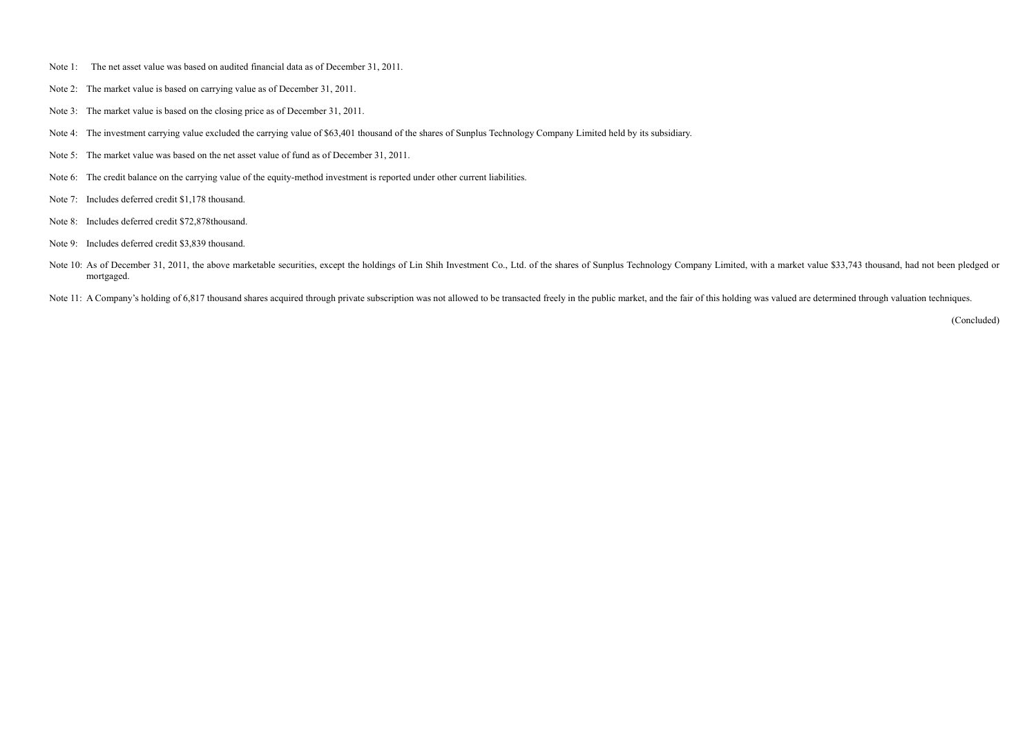Note 1: The net asset value was based on audited financial data as of December 31, 2011.

Note 2: The market value is based on carrying value as of December 31, 2011.

Note 3: The market value is based on the closing price as of December 31, 2011.

Note 4: The investment carrying value excluded the carrying value of $63,401 thousand of the shares of Sunplus Technology Company Limited held by its subsidiary.

Note 5: The market value was based on the net asset value of fund as of December 31, 2011.

Note 6: The credit balance on the carrying value of the equity-method investment is reported under other current liabilities.

Note 7: Includes deferred credit $1,178 thousand.

Note 8: Includes deferred credit $72,878thousand.

Note 9: Includes deferred credit $3,839 thousand.

Note 10: As of December 31, 2011, the above marketable securities, except the holdings of Lin Shih Investment Co., Ltd. of the shares of Sunplus Technology Company Limited, with a market value $33,743 thousand, had not been pledged or mortgaged.

Note 11: A Company's holding of 6,817 thousand shares acquired through private subscription was not allowed to be transacted freely in the public market, and the fair of this holding was valued are determined through valuation techniques.

(Concluded)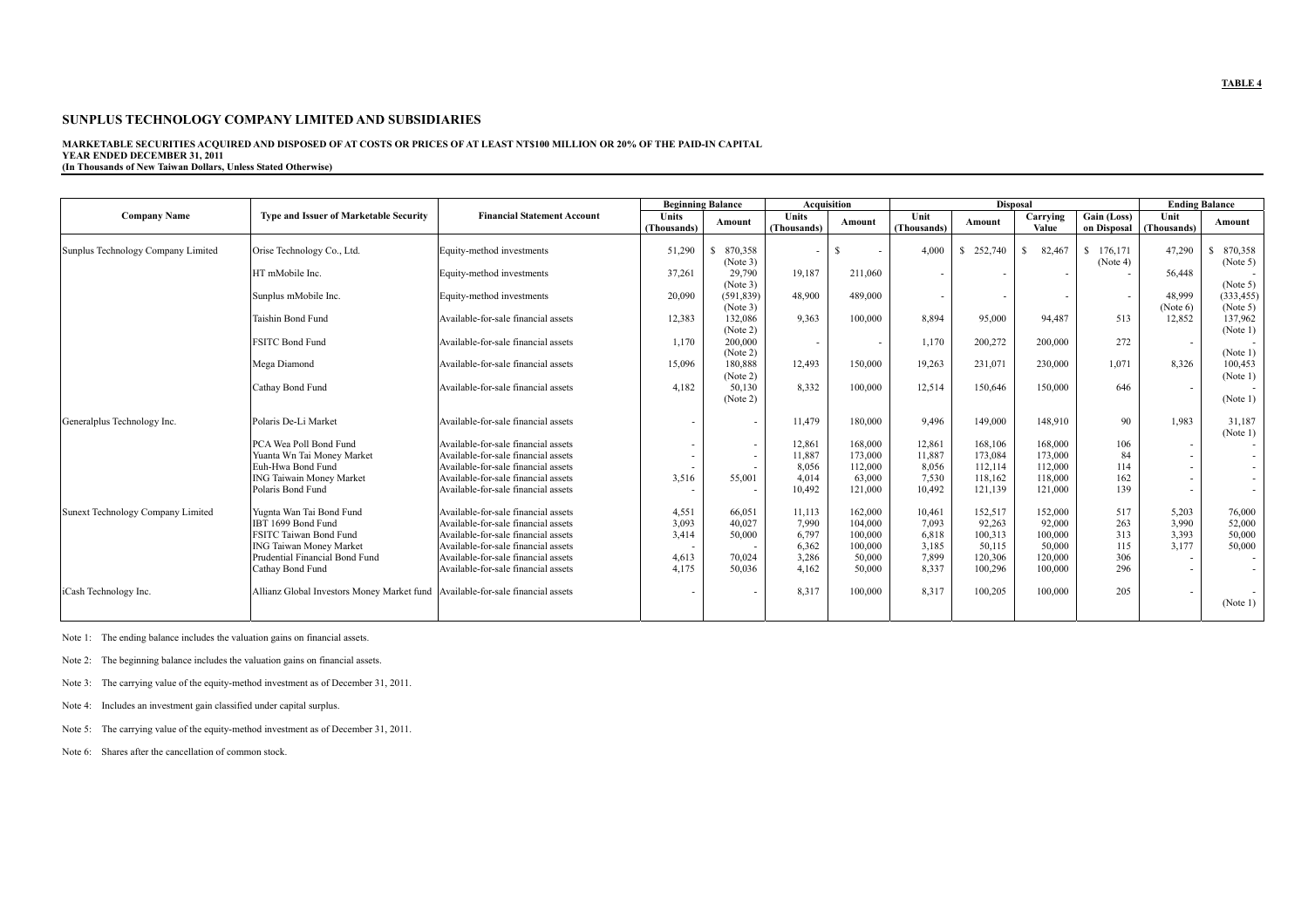**TABLE 4**

## SUNPLUS TECHNOLOGY COMPANY LIMITED AND SUBSIDIARIES

**MARKETABLE SECURITIES ACQUIRED AND DISPOSED OF AT COSTS OR PRICES OF AT LEAST NT$100 MILLION OR 20% OF THE PAID-IN CAPITAL**
**YEAR ENDED DECEMBER 31, 2011**
**(In Thousands of New Taiwan Dollars, Unless Stated Otherwise)**

| Company Name | Type and Issuer of Marketable Security | Financial Statement Account | Beginning Balance | | Acquisition | | Disposal | | | | Ending Balance | |
|---|---|---|---|---|---|---|---|---|---|---|---|---|
| | | | Units (Thousands) | Amount | Units (Thousands) | Amount | Unit (Thousands) | Amount | Carrying Value | Gain (Loss) on Disposal | Unit (Thousands) | Amount |
| Sunplus Technology Company Limited | Orise Technology Co., Ltd. | Equity-method investments | 51,290 | $ 870,358 (Note 3) | - | $ - | 4,000 | $ 252,740 | $ 82,467 | $ 176,171 (Note 4) | 47,290 | $ 870,358 (Note 5) |
| | HT mMobile Inc. | Equity-method investments | 37,261 | 29,790 (Note 3) | 19,187 | 211,060 | - | - | - | - | 56,448 | - (Note 5) |
| | Sunplus mMobile Inc. | Equity-method investments | 20,090 | (591,839) (Note 3) | 48,900 | 489,000 | - | - | - | - | 48,999 (Note 6) | (333,455) (Note 5) |
| | Taishin Bond Fund | Available-for-sale financial assets | 12,383 | 132,086 (Note 2) | 9,363 | 100,000 | 8,894 | 95,000 | 94,487 | 513 | 12,852 | 137,962 (Note 1) |
| | FSITC Bond Fund | Available-for-sale financial assets | 1,170 | 200,000 (Note 2) | - | - | 1,170 | 200,272 | 200,000 | 272 | - | - (Note 1) |
| | Mega Diamond | Available-for-sale financial assets | 15,096 | 180,888 (Note 2) | 12,493 | 150,000 | 19,263 | 231,071 | 230,000 | 1,071 | 8,326 | 100,453 (Note 1) |
| | Cathay Bond Fund | Available-for-sale financial assets | 4,182 | 50,130 (Note 2) | 8,332 | 100,000 | 12,514 | 150,646 | 150,000 | 646 | - | - (Note 1) |
| Generalplus Technology Inc. | Polaris De-Li Market | Available-for-sale financial assets | - | - | 11,479 | 180,000 | 9,496 | 149,000 | 148,910 | 90 | 1,983 | 31,187 (Note 1) |
| | PCA Wea Poll Bond Fund | Available-for-sale financial assets | - | - | 12,861 | 168,000 | 12,861 | 168,106 | 168,000 | 106 | - | - |
| | Yuanta Wn Tai Money Market | Available-for-sale financial assets | - | - | 11,887 | 173,000 | 11,887 | 173,084 | 173,000 | 84 | - | - |
| | Euh-Hwa Bond Fund | Available-for-sale financial assets | - | - | 8,056 | 112,000 | 8,056 | 112,114 | 112,000 | 114 | - | - |
| | ING Taiwain Money Market | Available-for-sale financial assets | 3,516 | 55,001 | 4,014 | 63,000 | 7,530 | 118,162 | 118,000 | 162 | - | - |
| | Polaris Bond Fund | Available-for-sale financial assets | - | - | 10,492 | 121,000 | 10,492 | 121,139 | 121,000 | 139 | - | - |
| Sunext Technology Company Limited | Yugnta Wan Tai Bond Fund | Available-for-sale financial assets | 4,551 | 66,051 | 11,113 | 162,000 | 10,461 | 152,517 | 152,000 | 517 | 5,203 | 76,000 |
| | IBT 1699 Bond Fund | Available-for-sale financial assets | 3,093 | 40,027 | 7,990 | 104,000 | 7,093 | 92,263 | 92,000 | 263 | 3,990 | 52,000 |
| | FSITC Taiwan Bond Fund | Available-for-sale financial assets | 3,414 | 50,000 | 6,797 | 100,000 | 6,818 | 100,313 | 100,000 | 313 | 3,393 | 50,000 |
| | ING Taiwan Money Market | Available-for-sale financial assets | - | - | 6,362 | 100,000 | 3,185 | 50,115 | 50,000 | 115 | 3,177 | 50,000 |
| | Prudential Financial Bond Fund | Available-for-sale financial assets | 4,613 | 70,024 | 3,286 | 50,000 | 7,899 | 120,306 | 120,000 | 306 | - | - |
| | Cathay Bond Fund | Available-for-sale financial assets | 4,175 | 50,036 | 4,162 | 50,000 | 8,337 | 100,296 | 100,000 | 296 | - | - |
| iCash Technology Inc. | Allianz Global Investors Money Market fund | Available-for-sale financial assets | - | - | 8,317 | 100,000 | 8,317 | 100,205 | 100,000 | 205 | - | - (Note 1) |

Note 1: The ending balance includes the valuation gains on financial assets.

Note 2: The beginning balance includes the valuation gains on financial assets.

Note 3: The carrying value of the equity-method investment as of December 31, 2011.

Note 4: Includes an investment gain classified under capital surplus.

Note 5: The carrying value of the equity-method investment as of December 31, 2011.

Note 6: Shares after the cancellation of common stock.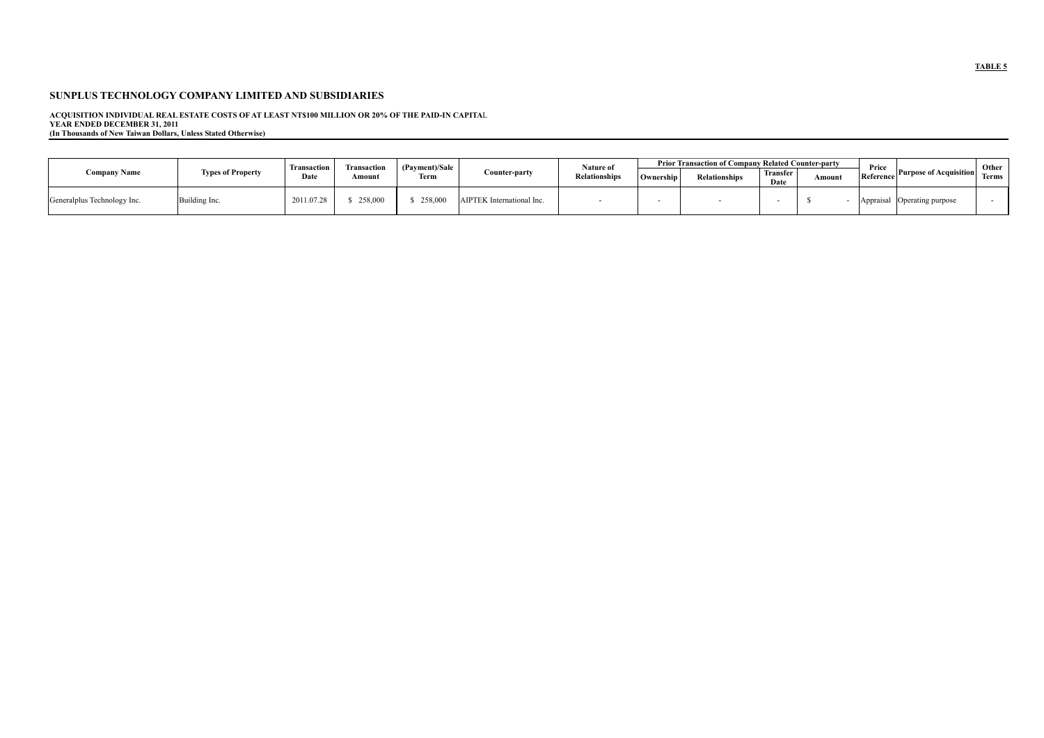**TABLE 5**

## SUNPLUS TECHNOLOGY COMPANY LIMITED AND SUBSIDIARIES

**ACQUISITION INDIVIDUAL REAL ESTATE COSTS OF AT LEAST NT$100 MILLION OR 20% OF THE PAID-IN CAPITAL**
**YEAR ENDED DECEMBER 31, 2011**
**(In Thousands of New Taiwan Dollars, Unless Stated Otherwise)**

| Company Name | Types of Property | Transaction Date | Transaction Amount | (Payment)/Sale Term | Counter-party | Nature of Relationships | Prior Transaction of Company Related Counter-party | | | | Price Reference | Purpose of Acquisition | Other Terms |
|---|---|---|---|---|---|---|---|---|---|---|---|---|---|
| | | | | | | | Ownership | Relationships | Transfer Date | Amount | | | |
| Generalplus Technology Inc. | Building Inc. | 2011.07.28 | $ 258,000 | $ 258,000 | AIPTEK International Inc. | - | - | - | - | $ - | Appraisal | Operating purpose | - |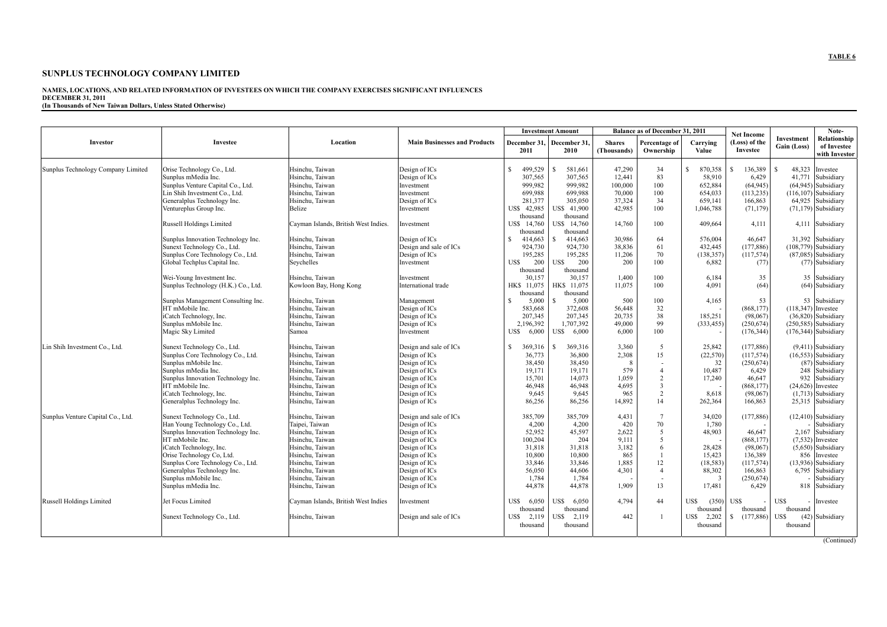**TABLE 6**

# SUNPLUS TECHNOLOGY COMPANY LIMITED

**NAMES, LOCATIONS, AND RELATED INFORMATION OF INVESTEES ON WHICH THE COMPANY EXERCISES SIGNIFICANT INFLUENCES**
**DECEMBER 31, 2011**
**(In Thousands of New Taiwan Dollars, Unless Stated Otherwise)**

| Investor | Investee | Location | Main Businesses and Products | Investment Amount | | Balance as of December 31, 2011 | | | Net Income (Loss) of the Investee | Investment Gain (Loss) | Note-Relationship of Investee with Investor |
|---|---|---|---|---|---|---|---|---|---|---|---|
| | | | | December 31, 2011 | December 31, 2010 | Shares (Thousands) | Percentage of Ownership | Carrying Value | | | |
| Sunplus Technology Company Limited | Orise Technology Co., Ltd. | Hsinchu, Taiwan | Design of ICs | $ 499,529 | $ 581,661 | 47,290 | 34 | $ 870,358 | $ 136,389 | $ 48,323 | Investee |
| | Sunplus mMedia Inc. | Hsinchu, Taiwan | Design of ICs | 307,565 | 307,565 | 12,441 | 83 | 58,910 | 6,429 | 41,771 | Subsidiary |
| | Sunplus Venture Capital Co., Ltd. | Hsinchu, Taiwan | Investment | 999,982 | 999,982 | 100,000 | 100 | 652,884 | (64,945) | (64,945) | Subsidiary |
| | Lin Shih Investment Co., Ltd. | Hsinchu, Taiwan | Investment | 699,988 | 699,988 | 70,000 | 100 | 654,033 | (113,235) | (116,107) | Subsidiary |
| | Generalplus Technology Inc. | Hsinchu, Taiwan | Design of ICs | 281,377 | 305,050 | 37,324 | 34 | 659,141 | 166,863 | 64,925 | Subsidiary |
| | Ventureplus Group Inc. | Belize | Investment | US$ 42,985 thousand | US$ 41,900 thousand | 42,985 | 100 | 1,046,788 | (71,179) | (71,179) | Subsidiary |
| | Russell Holdings Limited | Cayman Islands, British West Indies. | Investment | US$ 14,760 thousand | US$ 14,760 thousand | 14,760 | 100 | 409,664 | 4,111 | 4,111 | Subsidiary |
| | Sunplus Innovation Technology Inc. | Hsinchu, Taiwan | Design of ICs | $ 414,663 | $ 414,663 | 30,986 | 64 | 576,004 | 46,647 | 31,392 | Subsidiary |
| | Sunext Technology Co., Ltd. | Hsinchu, Taiwan | Design and sale of ICs | 924,730 | 924,730 | 38,836 | 61 | 432,445 | (177,886) | (108,779) | Subsidiary |
| | Sunplus Core Technology Co., Ltd. | Hsinchu, Taiwan | Design of ICs | 195,285 | 195,285 | 11,206 | 70 | (138,357) | (117,574) | (87,085) | Subsidiary |
| | Global Techplus Capital Inc. | Seychelles | Investment | US$ 200 thousand | US$ 200 thousand | 200 | 100 | 6,882 | (77) | (77) | Subsidiary |
| | Wei-Young Investment Inc. | Hsinchu, Taiwan | Investment | 30,157 | 30,157 | 1,400 | 100 | 6,184 | 35 | 35 | Subsidiary |
| | Sunplus Technology (H.K.) Co., Ltd. | Kowloon Bay, Hong Kong | International trade | HK$ 11,075 thousand | HK$ 11,075 thousand | 11,075 | 100 | 4,091 | (64) | (64) | Subsidiary |
| | Sunplus Management Consulting Inc. | Hsinchu, Taiwan | Management | $ 5,000 | $ 5,000 | 500 | 100 | 4,165 | 53 | 53 | Subsidiary |
| | HT mMobile Inc. | Hsinchu, Taiwan | Design of ICs | 583,668 | 372,608 | 56,448 | 32 | - | (868,177) | (118,347) | Investee |
| | iCatch Technology, Inc. | Hsinchu, Taiwan | Design of ICs | 207,345 | 207,345 | 20,735 | 38 | 185,251 | (98,067) | (36,820) | Subsidiary |
| | Sunplus mMobile Inc. | Hsinchu, Taiwan | Design of ICs | 2,196,392 | 1,707,392 | 49,000 | 99 | (333,455) | (250,674) | (250,585) | Subsidiary |
| | Magic Sky Limited | Samoa | Investment | US$ 6,000 | US$ 6,000 | 6,000 | 100 | - | (176,344) | (176,344) | Subsidiary |
| Lin Shih Investment Co., Ltd. | Sunext Technology Co., Ltd. | Hsinchu, Taiwan | Design and sale of ICs | $ 369,316 | $ 369,316 | 3,360 | 5 | 25,842 | (177,886) | (9,411) | Subsidiary |
| | Sunplus Core Technology Co., Ltd. | Hsinchu, Taiwan | Design of ICs | 36,773 | 36,800 | 2,308 | 15 | (22,570) | (117,574) | (16,553) | Subsidiary |
| | Sunplus mMobile Inc. | Hsinchu, Taiwan | Design of ICs | 38,450 | 38,450 | 8 | - | 32 | (250,674) | (87) | Subsidiary |
| | Sunplus mMedia Inc. | Hsinchu, Taiwan | Design of ICs | 19,171 | 19,171 | 579 | 4 | 10,487 | 6,429 | 248 | Subsidiary |
| | Sunplus Innovation Technology Inc. | Hsinchu, Taiwan | Design of ICs | 15,701 | 14,073 | 1,059 | 2 | 17,240 | 46,647 | 932 | Subsidiary |
| | HT mMobile Inc. | Hsinchu, Taiwan | Design of ICs | 46,948 | 46,948 | 4,695 | 3 | - | (868,177) | (24,626) | Investee |
| | iCatch Technology, Inc. | Hsinchu, Taiwan | Design of ICs | 9,645 | 9,645 | 965 | 2 | 8,618 | (98,067) | (1,713) | Subsidiary |
| | Generalplus Technology Inc. | Hsinchu, Taiwan | Design of ICs | 86,256 | 86,256 | 14,892 | 14 | 262,364 | 166,863 | 25,315 | Subsidiary |
| Sunplus Venture Capital Co., Ltd. | Sunext Technology Co., Ltd. | Hsinchu, Taiwan | Design and sale of ICs | 385,709 | 385,709 | 4,431 | 7 | 34,020 | (177,886) | (12,410) | Subsidiary |
| | Han Young Technology Co., Ltd. | Taipei, Taiwan | Design of ICs | 4,200 | 4,200 | 420 | 70 | 1,780 | - | - | Subsidiary |
| | Sunplus Innovation Technology Inc. | Hsinchu, Taiwan | Design of ICs | 52,952 | 45,597 | 2,622 | 5 | 48,903 | 46,647 | 2,167 | Subsidiary |
| | HT mMobile Inc. | Hsinchu, Taiwan | Design of ICs | 100,204 | 204 | 9,111 | 5 | - | (868,177) | (7,532) | Investee |
| | iCatch Technology, Inc. | Hsinchu, Taiwan | Design of ICs | 31,818 | 31,818 | 3,182 | 6 | 28,428 | (98,067) | (5,650) | Subsidiary |
| | Orise Technology Co, Ltd. | Hsinchu, Taiwan | Design of ICs | 10,800 | 10,800 | 865 | 1 | 15,423 | 136,389 | 856 | Investee |
| | Sunplus Core Technology Co., Ltd. | Hsinchu, Taiwan | Design of ICs | 33,846 | 33,846 | 1,885 | 12 | (18,583) | (117,574) | (13,936) | Subsidiary |
| | Generalplus Technology Inc. | Hsinchu, Taiwan | Design of ICs | 56,050 | 44,606 | 4,301 | 4 | 88,302 | 166,863 | 6,795 | Subsidiary |
| | Sunplus mMobile Inc. | Hsinchu, Taiwan | Design of ICs | 1,784 | 1,784 | - | - | 3 | (250,674) | - | Subsidiary |
| | Sunplus mMedia Inc. | Hsinchu, Taiwan | Design of ICs | 44,878 | 44,878 | 1,909 | 13 | 17,481 | 6,429 | 818 | Subsidiary |
| Russell Holdings Limited | Jet Focus Limited | Cayman Islands, British West Indies | Investment | US$ 6,050 thousand | US$ 6,050 thousand | 4,794 | 44 | US$ (350) thousand | US$ - thousand | US$ - thousand | Investee |
| | Sunext Technology Co., Ltd. | Hsinchu, Taiwan | Design and sale of ICs | US$ 2,119 thousand | US$ 2,119 thousand | 442 | 1 | US$ 2,202 thousand | $ (177,886) | US$ (42) thousand | Subsidiary |

(Continued)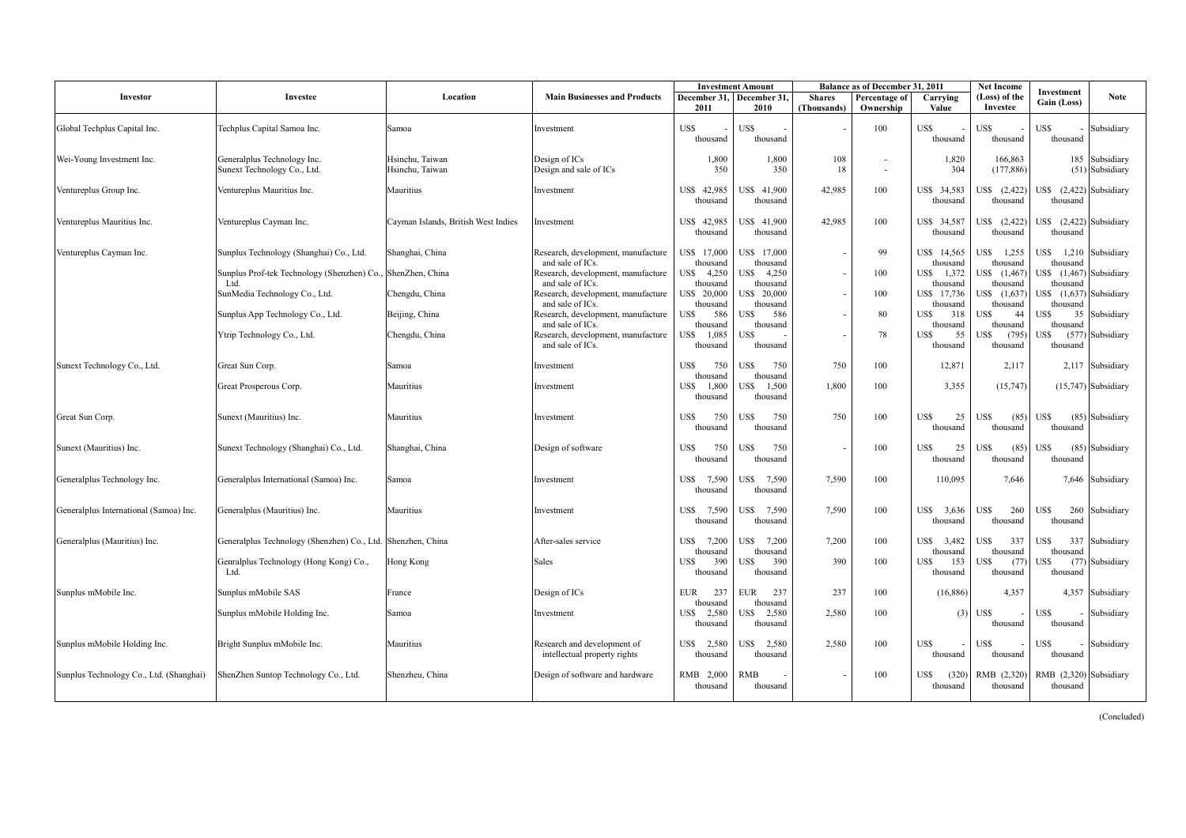| Investor | Investee | Location | Main Businesses and Products | Investment Amount | | Balance as of December 31, 2011 | | | Net Income (Loss) of the Investee | Investment Gain (Loss) | Note |
|---|---|---|---|---|---|---|---|---|---|---|---|
| | | | | December 31, 2011 | December 31, 2010 | Shares (Thousands) | Percentage of Ownership | Carrying Value | | | |
| Global Techplus Capital Inc. | Techplus Capital Samoa Inc. | Samoa | Investment | US$ - thousand | US$ - thousand | - | 100 | US$ - thousand | US$ - thousand | US$ - thousand | Subsidiary |
| Wei-Young Investment Inc. | Generalplus Technology Inc. | Hsinchu, Taiwan | Design of ICs | 1,800 | 1,800 | 108 | - | 1,820 | 166,863 | 185 | Subsidiary |
| | Sunext Technology Co., Ltd. | Hsinchu, Taiwan | Design and sale of ICs | 350 | 350 | 18 | - | 304 | (177,886) | (51) | Subsidiary |
| Ventureplus Group Inc. | Ventureplus Mauritius Inc. | Mauritius | Investment | US$ 42,985 thousand | US$ 41,900 thousand | 42,985 | 100 | US$ 34,583 thousand | US$ (2,422) thousand | US$ (2,422) thousand | Subsidiary |
| Ventureplus Mauritius Inc. | Ventureplus Cayman Inc. | Cayman Islands, British West Indies | Investment | US$ 42,985 thousand | US$ 41,900 thousand | 42,985 | 100 | US$ 34,587 thousand | US$ (2,422) thousand | US$ (2,422) thousand | Subsidiary |
| Ventureplus Cayman Inc. | Sunplus Technology (Shanghai) Co., Ltd. | Shanghai, China | Research, development, manufacture and sale of ICs. | US$ 17,000 thousand | US$ 17,000 thousand | - | 99 | US$ 14,565 thousand | US$ 1,255 thousand | US$ 1,210 thousand | Subsidiary |
| | Sunplus Prof-tek Technology (Shenzhen) Co., Ltd. | ShenZhen, China | Research, development, manufacture and sale of ICs. | US$ 4,250 thousand | US$ 4,250 thousand | - | 100 | US$ 1,372 thousand | US$ (1,467) thousand | US$ (1,467) thousand | Subsidiary |
| | SunMedia Technology Co., Ltd. | Chengdu, China | Research, development, manufacture and sale of ICs. | US$ 20,000 thousand | US$ 20,000 thousand | - | 100 | US$ 17,736 thousand | US$ (1,637) thousand | US$ (1,637) thousand | Subsidiary |
| | Sunplus App Technology Co., Ltd. | Beijing, China | Research, development, manufacture and sale of ICs. | US$ 586 thousand | US$ 586 thousand | - | 80 | US$ 318 thousand | US$ 44 thousand | US$ 35 thousand | Subsidiary |
| | Ytrip Technology Co., Ltd. | Chengdu, China | Research, development, manufacture and sale of ICs. | US$ 1,085 thousand | US$ - thousand | - | 78 | US$ 55 thousand | US$ (795) thousand | US$ (577) thousand | Subsidiary |
| Sunext Technology Co., Ltd. | Great Sun Corp. | Samoa | Investment | US$ 750 thousand | US$ 750 thousand | 750 | 100 | 12,871 | 2,117 | 2,117 | Subsidiary |
| | Great Prosperous Corp. | Mauritius | Investment | US$ 1,800 thousand | US$ 1,500 thousand | 1,800 | 100 | 3,355 | (15,747) | (15,747) | Subsidiary |
| Great Sun Corp. | Sunext (Mauritius) Inc. | Mauritius | Investment | US$ 750 thousand | US$ 750 thousand | 750 | 100 | US$ 25 thousand | US$ (85) thousand | US$ (85) thousand | Subsidiary |
| Sunext (Mauritius) Inc. | Sunext Technology (Shanghai) Co., Ltd. | Shanghai, China | Design of software | US$ 750 thousand | US$ 750 thousand | - | 100 | US$ 25 thousand | US$ (85) thousand | US$ (85) thousand | Subsidiary |
| Generalplus Technology Inc. | Generalplus International (Samoa) Inc. | Samoa | Investment | US$ 7,590 thousand | US$ 7,590 thousand | 7,590 | 100 | 110,095 | 7,646 | 7,646 | Subsidiary |
| Generalplus International (Samoa) Inc. | Generalplus (Mauritius) Inc. | Mauritius | Investment | US$ 7,590 thousand | US$ 7,590 thousand | 7,590 | 100 | US$ 3,636 thousand | US$ 260 thousand | US$ 260 thousand | Subsidiary |
| Generalplus (Mauritius) Inc. | Generalplus Technology (Shenzhen) Co., Ltd. | Shenzhen, China | After-sales service | US$ 7,200 thousand | US$ 7,200 thousand | 7,200 | 100 | US$ 3,482 thousand | US$ 337 thousand | US$ 337 thousand | Subsidiary |
| | Genralplus Technology (Hong Kong) Co., Ltd. | Hong Kong | Sales | US$ 390 thousand | US$ 390 thousand | 390 | 100 | US$ 153 thousand | US$ (77) thousand | US$ (77) thousand | Subsidiary |
| Sunplus mMobile Inc. | Sunplus mMobile SAS | France | Design of ICs | EUR 237 thousand | EUR 237 thousand | 237 | 100 | (16,886) | 4,357 | 4,357 | Subsidiary |
| | Sunplus mMobile Holding Inc. | Samoa | Investment | US$ 2,580 thousand | US$ 2,580 thousand | 2,580 | 100 | (3) | US$ - thousand | US$ - thousand | Subsidiary |
| Sunplus mMobile Holding Inc. | Bright Sunplus mMobile Inc. | Mauritius | Research and development of intellectual property rights | US$ 2,580 thousand | US$ 2,580 thousand | 2,580 | 100 | US$ - thousand | US$ - thousand | US$ - thousand | Subsidiary |
| Sunplus Technology Co., Ltd. (Shanghai) | ShenZhen Suntop Technology Co., Ltd. | Shenzheu, China | Design of software and hardware | RMB 2,000 thousand | RMB - thousand | - | 100 | US$ (320) thousand | RMB (2,320) thousand | RMB (2,320) thousand | Subsidiary |

(Concluded)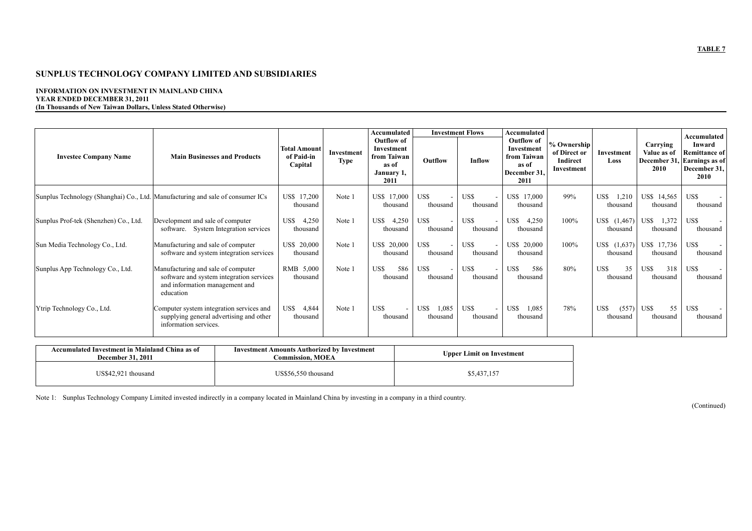**TABLE 7**

# SUNPLUS TECHNOLOGY COMPANY LIMITED AND SUBSIDIARIES

**INFORMATION ON INVESTMENT IN MAINLAND CHINA**
**YEAR ENDED DECEMBER 31, 2011**
**(In Thousands of New Taiwan Dollars, Unless Stated Otherwise)**

| Investee Company Name | Main Businesses and Products | Total Amount of Paid-in Capital | Investment Type | Accumulated Outflow of Investment from Taiwan as of January 1, 2011 | Investment Flows | | Accumulated Outflow of Investment from Taiwan as of December 31, 2011 | % Ownership of Direct or Indirect Investment | Investment Loss | Carrying Value as of December 31, 2010 | Accumulated Inward Remittance of Earnings as of December 31, 2010 |
|---|---|---|---|---|---|---|---|---|---|---|---|
| | | | | | Outflow | Inflow | | | | | |
| Sunplus Technology (Shanghai) Co., Ltd. | Manufacturing and sale of consumer ICs | US$ 17,200 thousand | Note 1 | US$ 17,000 thousand | US$ - thousand | US$ - thousand | US$ 17,000 thousand | 99% | US$ 1,210 thousand | US$ 14,565 thousand | US$ - thousand |
| Sunplus Prof-tek (Shenzhen) Co., Ltd. | Development and sale of computer software. System Integration services | US$ 4,250 thousand | Note 1 | US$ 4,250 thousand | US$ - thousand | US$ - thousand | US$ 4,250 thousand | 100% | US$ (1,467) thousand | US$ 1,372 thousand | US$ - thousand |
| Sun Media Technology Co., Ltd. | Manufacturing and sale of computer software and system integration services | US$ 20,000 thousand | Note 1 | US$ 20,000 thousand | US$ - thousand | US$ - thousand | US$ 20,000 thousand | 100% | US$ (1,637) thousand | US$ 17,736 thousand | US$ - thousand |
| Sunplus App Technology Co., Ltd. | Manufacturing and sale of computer software and system integration services and information management and education | RMB 5,000 thousand | Note 1 | US$ 586 thousand | US$ - thousand | US$ - thousand | US$ 586 thousand | 80% | US$ 35 thousand | US$ 318 thousand | US$ - thousand |
| Ytrip Technology Co., Ltd. | Computer system integration services and supplying general advertising and other information services. | US$ 4,844 thousand | Note 1 | US$ - thousand | US$ 1,085 thousand | US$ - thousand | US$ 1,085 thousand | 78% | US$ (557) thousand | US$ 55 thousand | US$ - thousand |

| Accumulated Investment in Mainland China as of December 31, 2011 | Investment Amounts Authorized by Investment Commission, MOEA | Upper Limit on Investment |
|---|---|---|
| US$42,921 thousand | US$56,550 thousand | $5,437,157 |

Note 1: Sunplus Technology Company Limited invested indirectly in a company located in Mainland China by investing in a company in a third country.

(Continued)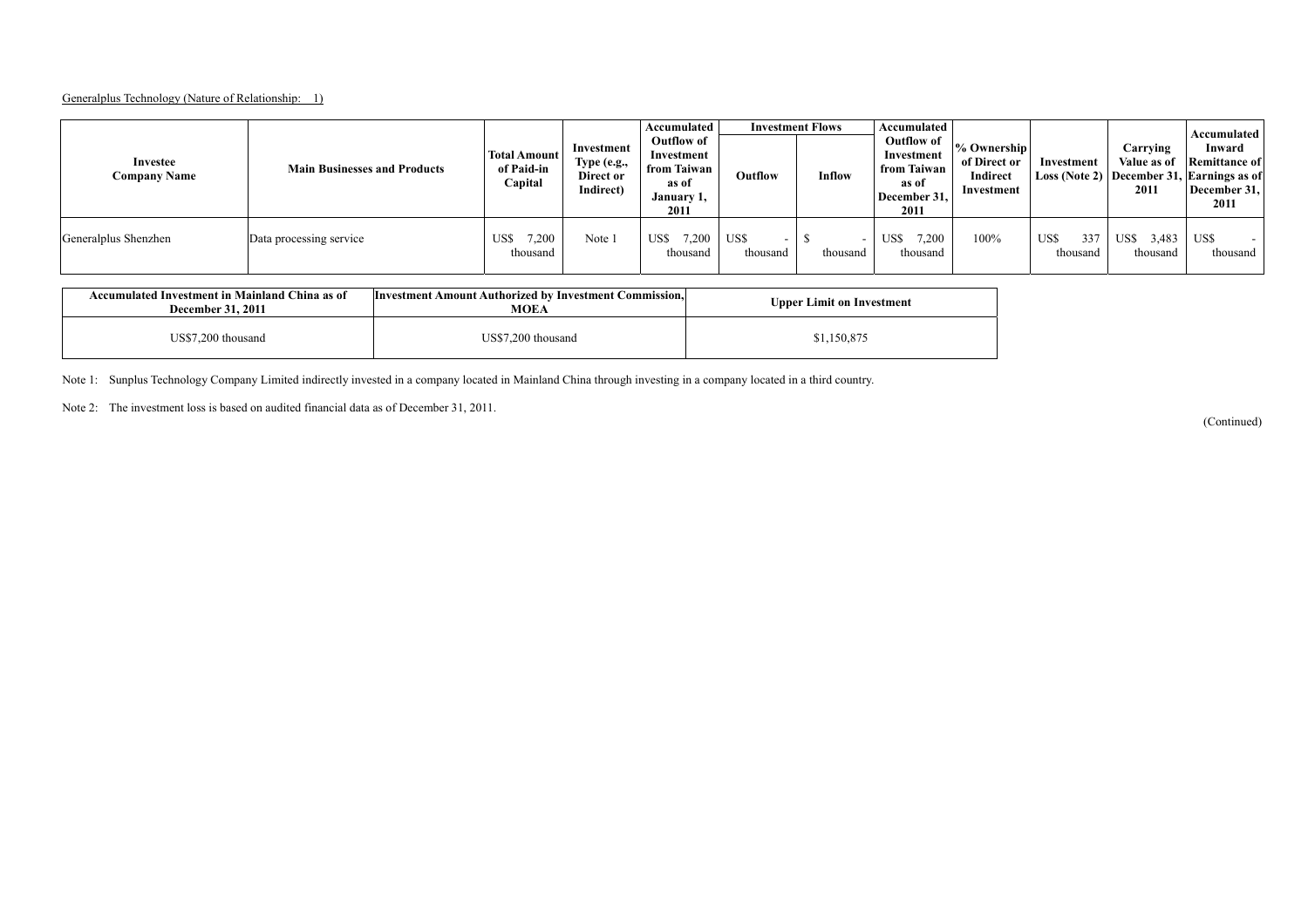Generalplus Technology (Nature of Relationship: 1)

| Investee Company Name | Main Businesses and Products | Total Amount of Paid-in Capital | Investment Type (e.g., Direct or Indirect) | Accumulated Outflow of Investment from Taiwan as of January 1, 2011 | Investment Flows | | Accumulated Outflow of Investment from Taiwan as of December 31, 2011 | % Ownership of Direct or Indirect Investment | Investment Loss (Note 2) | Carrying Value as of December 31, 2011 | Accumulated Inward Remittance of Earnings as of December 31, 2011 |
|---|---|---|---|---|---|---|---|---|---|---|---|
| | | | | | Outflow | Inflow | | | | | |
| Generalplus Shenzhen | Data processing service | US$ 7,200 thousand | Note 1 | US$ 7,200 thousand | US$ - thousand | $ - thousand | US$ 7,200 thousand | 100% | US$ 337 thousand | US$ 3,483 thousand | US$ - thousand |

| Accumulated Investment in Mainland China as of December 31, 2011 | Investment Amount Authorized by Investment Commission, MOEA | Upper Limit on Investment |
|---|---|---|
| US$7,200 thousand | US$7,200 thousand | $1,150,875 |

Note 1: Sunplus Technology Company Limited indirectly invested in a company located in Mainland China through investing in a company located in a third country.

Note 2: The investment loss is based on audited financial data as of December 31, 2011.

(Continued)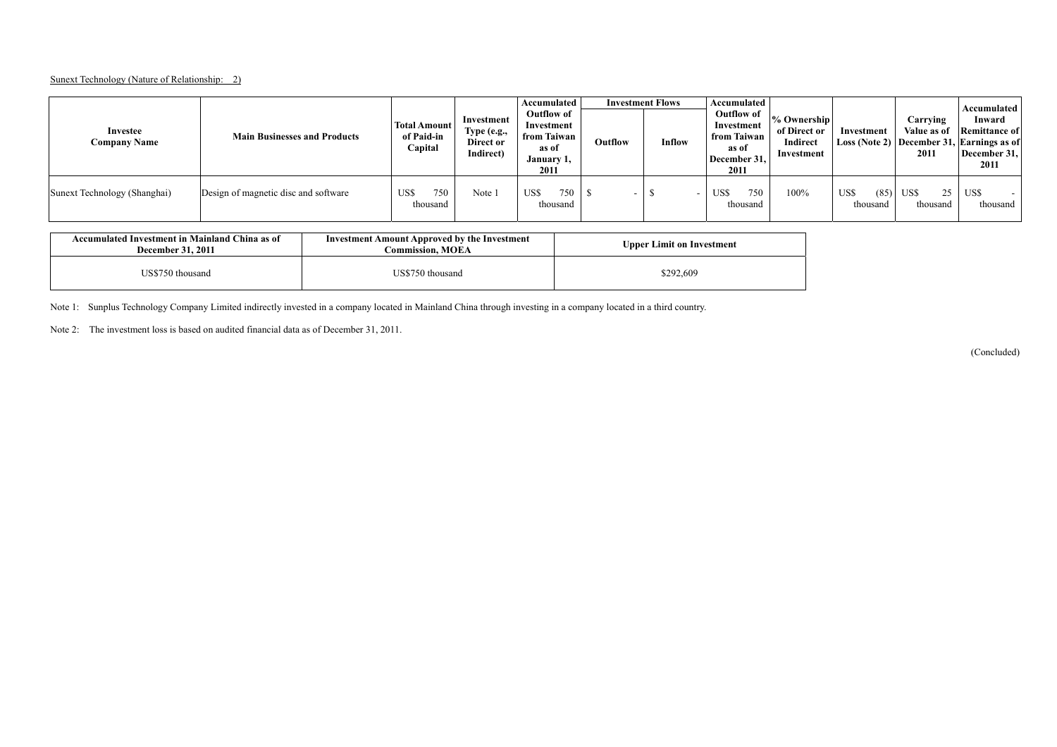Sunext Technology (Nature of Relationship: 2)

| Investee Company Name | Main Businesses and Products | Total Amount of Paid-in Capital | Investment Type (e.g., Direct or Indirect) | Accumulated Outflow of Investment from Taiwan as of January 1, 2011 | Investment Flows | | Accumulated Outflow of Investment from Taiwan as of December 31, 2011 | % Ownership of Direct or Indirect Investment | Investment Loss (Note 2) | Carrying Value as of December 31, 2011 | Accumulated Inward Remittance of Earnings as of December 31, 2011 |
|---|---|---|---|---|---|---|---|---|---|---|---|
| | | | | | Outflow | Inflow | | | | | |
| Sunext Technology (Shanghai) | Design of magnetic disc and software | US$ 750 thousand | Note 1 | US$ 750 thousand | $ - | $ - | US$ 750 thousand | 100% | US$ (85) thousand | US$ 25 thousand | US$ - thousand |

| Accumulated Investment in Mainland China as of December 31, 2011 | Investment Amount Approved by the Investment Commission, MOEA | Upper Limit on Investment |
|---|---|---|
| US$750 thousand | US$750 thousand | $292,609 |

Note 1: Sunplus Technology Company Limited indirectly invested in a company located in Mainland China through investing in a company located in a third country.

Note 2: The investment loss is based on audited financial data as of December 31, 2011.

(Concluded)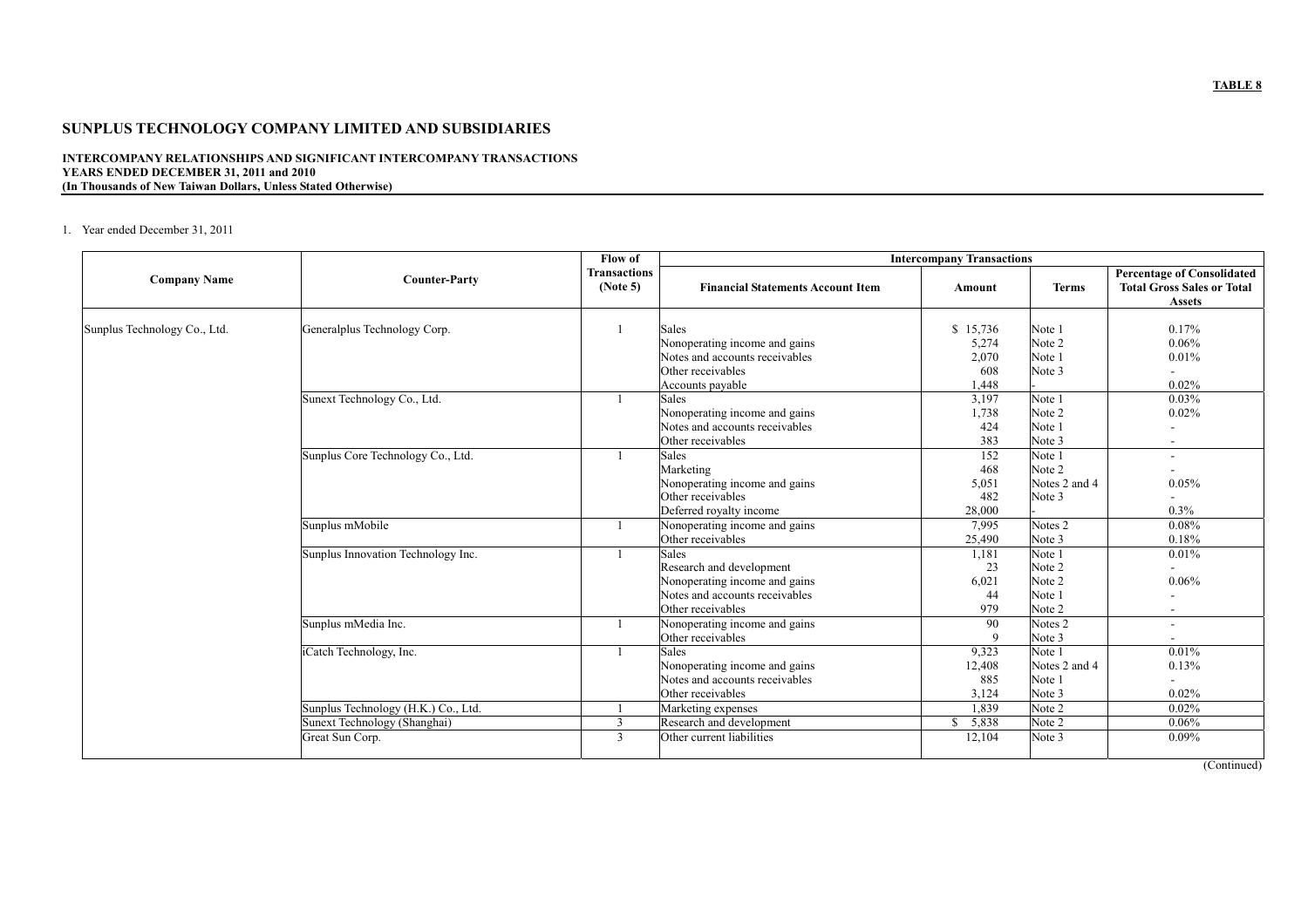**TABLE 8**

# SUNPLUS TECHNOLOGY COMPANY LIMITED AND SUBSIDIARIES

**INTERCOMPANY RELATIONSHIPS AND SIGNIFICANT INTERCOMPANY TRANSACTIONS**
**YEARS ENDED DECEMBER 31, 2011 and 2010**
**(In Thousands of New Taiwan Dollars, Unless Stated Otherwise)**

1. Year ended December 31, 2011

| Company Name | Counter-Party | Flow of Transactions (Note 5) | Intercompany Transactions | | | |
|---|---|---|---|---|---|---|
| | | | Financial Statements Account Item | Amount | Terms | Percentage of Consolidated Total Gross Sales or Total Assets |
| Sunplus Technology Co., Ltd. | Generalplus Technology Corp. | 1 | Sales | $ 15,736 | Note 1 | 0.17% |
| | | | Nonoperating income and gains | 5,274 | Note 2 | 0.06% |
| | | | Notes and accounts receivables | 2,070 | Note 1 | 0.01% |
| | | | Other receivables | 608 | Note 3 | - |
| | | | Accounts payable | 1,448 | - | 0.02% |
| | Sunext Technology Co., Ltd. | 1 | Sales | 3,197 | Note 1 | 0.03% |
| | | | Nonoperating income and gains | 1,738 | Note 2 | 0.02% |
| | | | Notes and accounts receivables | 424 | Note 1 | - |
| | | | Other receivables | 383 | Note 3 | - |
| | Sunplus Core Technology Co., Ltd. | 1 | Sales | 152 | Note 1 | - |
| | | | Marketing | 468 | Note 2 | - |
| | | | Nonoperating income and gains | 5,051 | Notes 2 and 4 | 0.05% |
| | | | Other receivables | 482 | Note 3 | - |
| | | | Deferred royalty income | 28,000 | - | 0.3% |
| | Sunplus mMobile | 1 | Nonoperating income and gains | 7,995 | Notes 2 | 0.08% |
| | | | Other receivables | 25,490 | Note 3 | 0.18% |
| | Sunplus Innovation Technology Inc. | 1 | Sales | 1,181 | Note 1 | 0.01% |
| | | | Research and development | 23 | Note 2 | - |
| | | | Nonoperating income and gains | 6,021 | Note 2 | 0.06% |
| | | | Notes and accounts receivables | 44 | Note 1 | - |
| | | | Other receivables | 979 | Note 2 | - |
| | Sunplus mMedia Inc. | 1 | Nonoperating income and gains | 90 | Notes 2 | - |
| | | | Other receivables | 9 | Note 3 | - |
| | iCatch Technology, Inc. | 1 | Sales | 9,323 | Note 1 | 0.01% |
| | | | Nonoperating income and gains | 12,408 | Notes 2 and 4 | 0.13% |
| | | | Notes and accounts receivables | 885 | Note 1 | - |
| | | | Other receivables | 3,124 | Note 3 | 0.02% |
| | Sunplus Technology (H.K.) Co., Ltd. | 1 | Marketing expenses | 1,839 | Note 2 | 0.02% |
| | Sunext Technology (Shanghai) | 3 | Research and development | $ 5,838 | Note 2 | 0.06% |
| | Great Sun Corp. | 3 | Other current liabilities | 12,104 | Note 3 | 0.09% |

(Continued)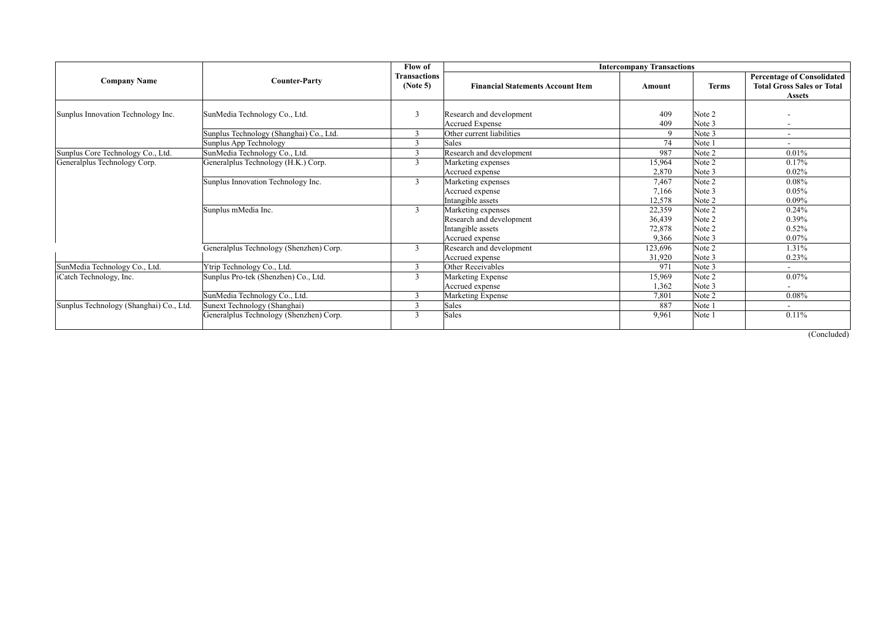| Company Name | Counter-Party | Flow of Transactions (Note 5) | Intercompany Transactions | | | |
|---|---|---|---|---|---|---|
| | | | Financial Statements Account Item | Amount | Terms | Percentage of Consolidated Total Gross Sales or Total Assets |
| Sunplus Innovation Technology Inc. | SunMedia Technology Co., Ltd. | 3 | Research and development | 409 | Note 2 | - |
| | | | Accrued Expense | 409 | Note 3 | - |
| | Sunplus Technology (Shanghai) Co., Ltd. | 3 | Other current liabilities | 9 | Note 3 | - |
| | Sunplus App Technology | 3 | Sales | 74 | Note 1 | - |
| Sunplus Core Technology Co., Ltd. | SunMedia Technology Co., Ltd. | 3 | Research and development | 987 | Note 2 | 0.01% |
| Generalplus Technology Corp. | Generalplus Technology (H.K.) Corp. | 3 | Marketing expenses | 15,964 | Note 2 | 0.17% |
| | | | Accrued expense | 2,870 | Note 3 | 0.02% |
| | Sunplus Innovation Technology Inc. | 3 | Marketing expenses | 7,467 | Note 2 | 0.08% |
| | | | Accrued expense | 7,166 | Note 3 | 0.05% |
| | | | Intangible assets | 12,578 | Note 2 | 0.09% |
| | Sunplus mMedia Inc. | 3 | Marketing expenses | 22,359 | Note 2 | 0.24% |
| | | | Research and development | 36,439 | Note 2 | 0.39% |
| | | | Intangible assets | 72,878 | Note 2 | 0.52% |
| | | | Accrued expense | 9,366 | Note 3 | 0.07% |
| | Generalplus Technology (Shenzhen) Corp. | 3 | Research and development | 123,696 | Note 2 | 1.31% |
| | | | Accrued expense | 31,920 | Note 3 | 0.23% |
| SunMedia Technology Co., Ltd. | Ytrip Technology Co., Ltd. | 3 | Other Receivables | 971 | Note 3 | - |
| iCatch Technology, Inc. | Sunplus Pro-tek (Shenzhen) Co., Ltd. | 3 | Marketing Expense | 15,969 | Note 2 | 0.07% |
| | | | Accrued expense | 1,362 | Note 3 | - |
| | SunMedia Technology Co., Ltd. | 3 | Marketing Expense | 7,801 | Note 2 | 0.08% |
| Sunplus Technology (Shanghai) Co., Ltd. | Sunext Technology (Shanghai) | 3 | Sales | 887 | Note 1 | - |
| | Generalplus Technology (Shenzhen) Corp. | 3 | Sales | 9,961 | Note 1 | 0.11% |

(Concluded)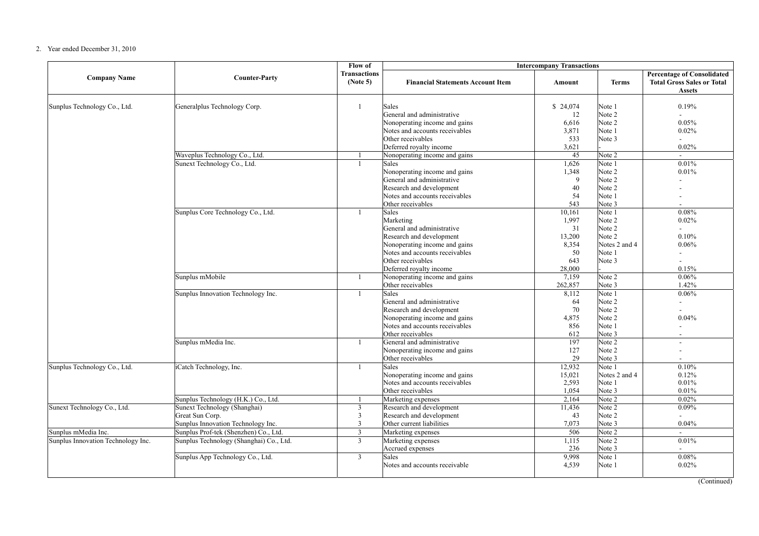2. Year ended December 31, 2010

| Company Name | Counter-Party | Flow of Transactions (Note 5) | Intercompany Transactions | | | |
|---|---|---|---|---|---|---|
| | | | Financial Statements Account Item | Amount | Terms | Percentage of Consolidated Total Gross Sales or Total Assets |
| Sunplus Technology Co., Ltd. | Generalplus Technology Corp. | 1 | Sales | $ 24,074 | Note 1 | 0.19% |
| | | | General and administrative | 12 | Note 2 | - |
| | | | Nonoperating income and gains | 6,616 | Note 2 | 0.05% |
| | | | Notes and accounts receivables | 3,871 | Note 1 | 0.02% |
| | | | Other receivables | 533 | Note 3 | - |
| | | | Deferred royalty income | 3,621 | - | 0.02% |
| | Waveplus Technology Co., Ltd. | 1 | Nonoperating income and gains | 45 | Note 2 | - |
| | Sunext Technology Co., Ltd. | 1 | Sales | 1,626 | Note 1 | 0.01% |
| | | | Nonoperating income and gains | 1,348 | Note 2 | 0.01% |
| | | | General and administrative | 9 | Note 2 | - |
| | | | Research and development | 40 | Note 2 | - |
| | | | Notes and accounts receivables | 54 | Note 1 | - |
| | | | Other receivables | 543 | Note 3 | - |
| | Sunplus Core Technology Co., Ltd. | 1 | Sales | 10,161 | Note 1 | 0.08% |
| | | | Marketing | 1,997 | Note 2 | 0.02% |
| | | | General and administrative | 31 | Note 2 | - |
| | | | Research and development | 13,200 | Note 2 | 0.10% |
| | | | Nonoperating income and gains | 8,354 | Notes 2 and 4 | 0.06% |
| | | | Notes and accounts receivables | 50 | Note 1 | - |
| | | | Other receivables | 643 | Note 3 | - |
| | | | Deferred royalty income | 28,000 | - | 0.15% |
| | Sunplus mMobile | 1 | Nonoperating income and gains | 7,159 | Note 2 | 0.06% |
| | | | Other receivables | 262,857 | Note 3 | 1.42% |
| | Sunplus Innovation Technology Inc. | 1 | Sales | 8,112 | Note 1 | 0.06% |
| | | | General and administrative | 64 | Note 2 | - |
| | | | Research and development | 70 | Note 2 | - |
| | | | Nonoperating income and gains | 4,875 | Note 2 | 0.04% |
| | | | Notes and accounts receivables | 856 | Note 1 | - |
| | | | Other receivables | 612 | Note 3 | - |
| | Sunplus mMedia Inc. | 1 | General and administrative | 197 | Note 2 | - |
| | | | Nonoperating income and gains | 127 | Note 2 | - |
| | | | Other receivables | 29 | Note 3 | - |
| Sunplus Technology Co., Ltd. | iCatch Technology, Inc. | 1 | Sales | 12,932 | Note 1 | 0.10% |
| | | | Nonoperating income and gains | 15,021 | Notes 2 and 4 | 0.12% |
| | | | Notes and accounts receivables | 2,593 | Note 1 | 0.01% |
| | | | Other receivables | 1,054 | Note 3 | 0.01% |
| | Sunplus Technology (H.K.) Co., Ltd. | 1 | Marketing expenses | 2,164 | Note 2 | 0.02% |
| Sunext Technology Co., Ltd. | Sunext Technology (Shanghai) | 3 | Research and development | 11,436 | Note 2 | 0.09% |
| | Great Sun Corp. | 3 | Research and development | 43 | Note 2 | - |
| | Sunplus Innovation Technology Inc. | 3 | Other current liabilities | 7,073 | Note 3 | 0.04% |
| Sunplus mMedia Inc. | Sunplus Prof-tek (Shenzhen) Co., Ltd. | 3 | Marketing expenses | 506 | Note 2 | - |
| Sunplus Innovation Technology Inc. | Sunplus Technology (Shanghai) Co., Ltd. | 3 | Marketing expenses | 1,115 | Note 2 | 0.01% |
| | | | Accrued expenses | 236 | Note 3 | - |
| | Sunplus App Technology Co., Ltd. | 3 | Sales | 9,998 | Note 1 | 0.08% |
| | | | Notes and accounts receivable | 4,539 | Note 1 | 0.02% |

(Continued)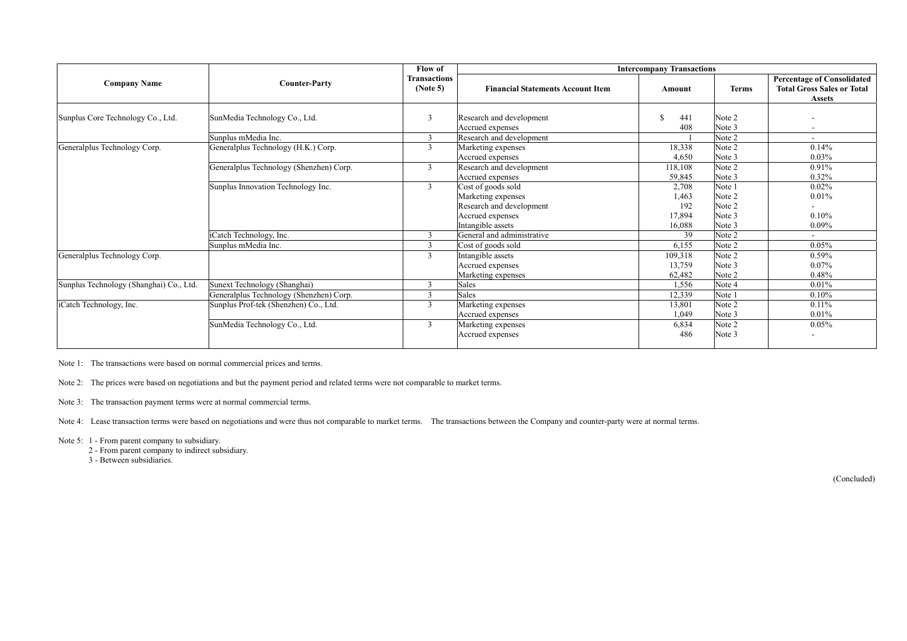| Company Name | Counter-Party | Flow of Transactions (Note 5) | Intercompany Transactions | | | |
|---|---|---|---|---|---|---|
| | | | Financial Statements Account Item | Amount | Terms | Percentage of Consolidated Total Gross Sales or Total Assets |
| Sunplus Core Technology Co., Ltd. | SunMedia Technology Co., Ltd. | 3 | Research and development | $ 441 | Note 2 | - |
| | | | Accrued expenses | 408 | Note 3 | - |
| | Sunplus mMedia Inc. | 3 | Research and development | 1 | Note 2 | - |
| Generalplus Technology Corp. | Generalplus Technology (H.K.) Corp. | 3 | Marketing expenses | 18,338 | Note 2 | 0.14% |
| | | | Accrued expenses | 4,650 | Note 3 | 0.03% |
| | Generalplus Technology (Shenzhen) Corp. | 3 | Research and development | 118,108 | Note 2 | 0.91% |
| | | | Accrued expenses | 59,845 | Note 3 | 0.32% |
| | Sunplus Innovation Technology Inc. | 3 | Cost of goods sold | 2,708 | Note 1 | 0.02% |
| | | | Marketing expenses | 1,463 | Note 2 | 0.01% |
| | | | Research and development | 192 | Note 2 | - |
| | | | Accrued expenses | 17,894 | Note 3 | 0.10% |
| | | | Intangible assets | 16,088 | Note 3 | 0.09% |
| | iCatch Technology, Inc. | 3 | General and administrative | 39 | Note 2 | - |
| | Sunplus mMedia Inc. | 3 | Cost of goods sold | 6,155 | Note 2 | 0.05% |
| Generalplus Technology Corp. | | 3 | Intangible assets | 109,318 | Note 2 | 0.59% |
| | | | Accrued expenses | 13,759 | Note 3 | 0.07% |
| | | | Marketing expenses | 62,482 | Note 2 | 0.48% |
| Sunplus Technology (Shanghai) Co., Ltd. | Sunext Technology (Shanghai) | 3 | Sales | 1,556 | Note 4 | 0.01% |
| | Generalplus Technology (Shenzhen) Corp. | 3 | Sales | 12,339 | Note 1 | 0.10% |
| iCatch Technology, Inc. | Sunplus Prof-tek (Shenzhen) Co., Ltd. | 3 | Marketing expenses | 13,801 | Note 2 | 0.11% |
| | | | Accrued expenses | 1,049 | Note 3 | 0.01% |
| | SunMedia Technology Co., Ltd. | 3 | Marketing expenses | 6,834 | Note 2 | 0.05% |
| | | | Accrued expenses | 486 | Note 3 | - |

Note 1: The transactions were based on normal commercial prices and terms.

Note 2: The prices were based on negotiations and but the payment period and related terms were not comparable to market terms.

Note 3: The transaction payment terms were at normal commercial terms.

Note 4: Lease transaction terms were based on negotiations and were thus not comparable to market terms. The transactions between the Company and counter-party were at normal terms.

Note 5: 1 - From parent company to subsidiary.
2 - From parent company to indirect subsidiary.
3 - Between subsidiaries.

(Concluded)